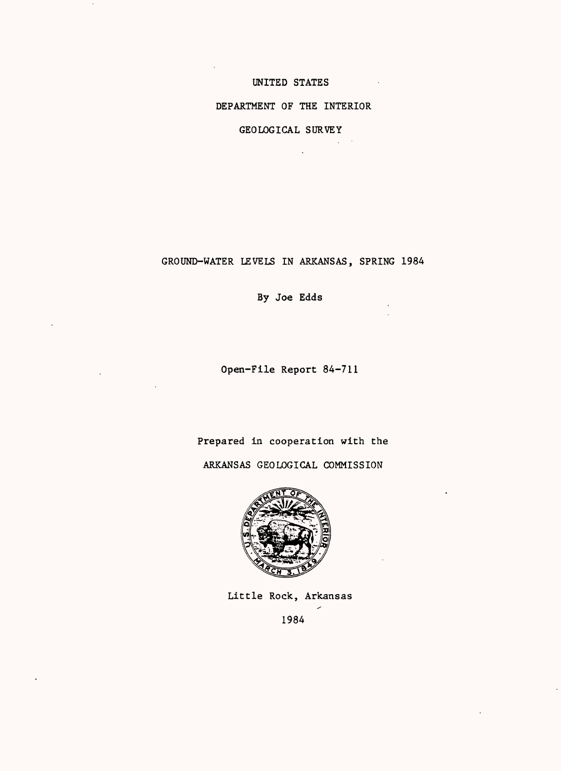UNITED STATES

DEPARTMENT OF THE INTERIOR

GEOLOGICAL SURVEY

# GROUND-WATER LEVELS IN ARKANSAS, SPRING 1984

By Joe Edds

Open-File Report 84-711

Prepared in cooperation with the

ARKANSAS GEOLOGICAL COMMISSION

Little Rock, Arkansas

1984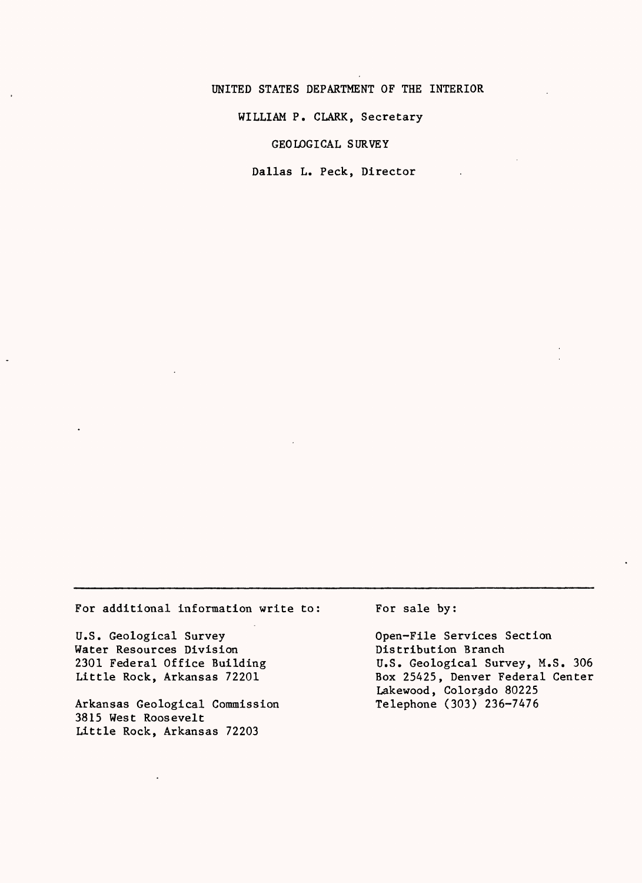UNITED STATES DEPARTMENT OF THE INTERIOR

WILLIAM P. CLARK, Secretary

GEOLOGICAL SURVEY

Dallas L. Peck, Director

---

For additional information write to:

U.S. Geological Survey
Water Resources Division
2301 Federal Office Building
Little Rock, Arkansas 72201

Arkansas Geological Commission
3815 West Roosevelt
Little Rock, Arkansas 72203

For sale by:

Open-File Services Section
Distribution Branch
U.S. Geological Survey, M.S. 306
Box 25425, Denver Federal Center
Lakewood, Colorado 80225
Telephone (303) 236-7476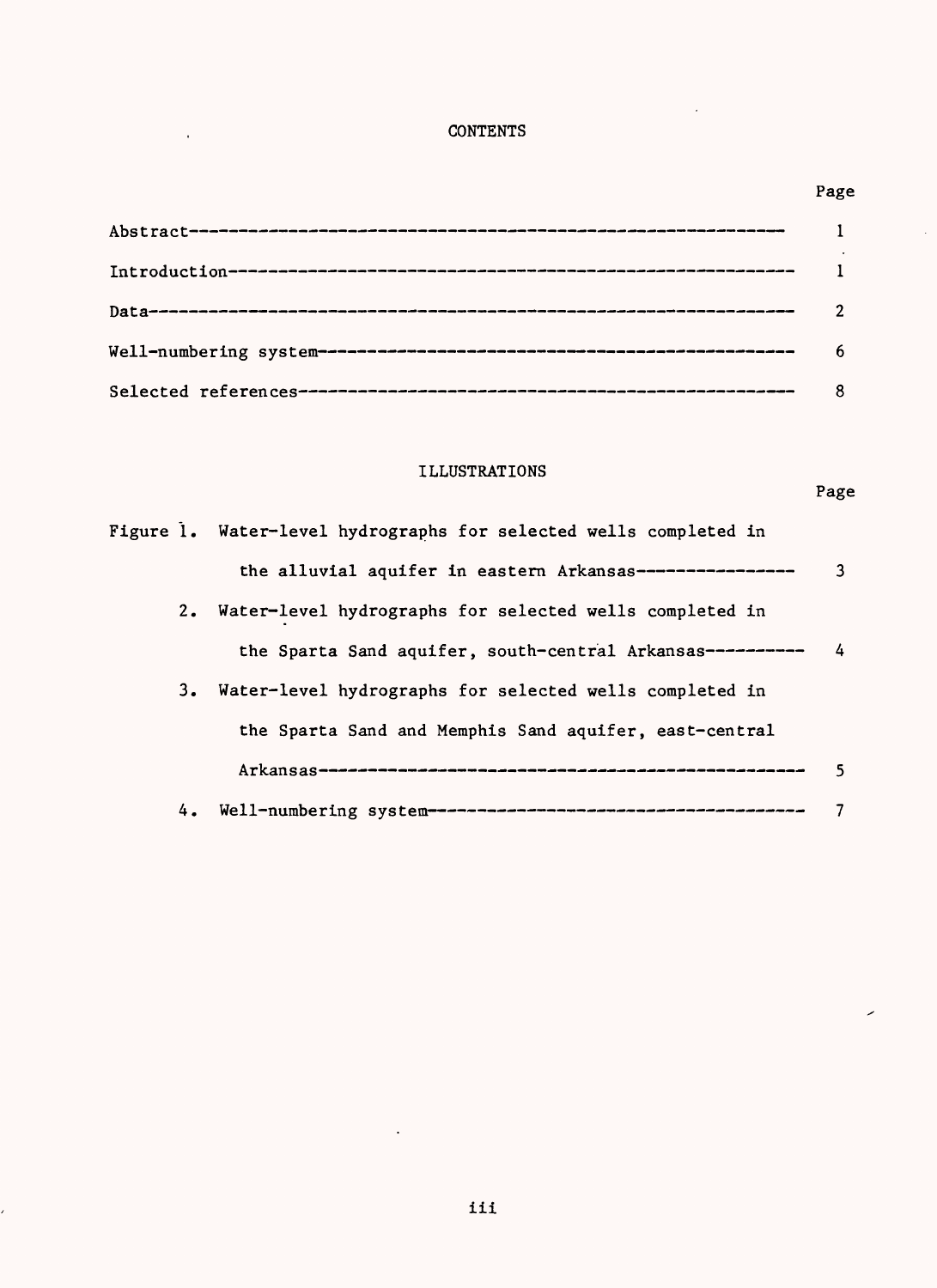# CONTENTS

| | Page |
|---|---|
| Abstract | 1 |
| Introduction | 1 |
| Data | 2 |
| Well-numbering system | 6 |
| Selected references | 8 |

# ILLUSTRATIONS

| | Page |
|---|---|
| Figure 1. Water-level hydrographs for selected wells completed in the alluvial aquifer in eastern Arkansas | 3 |
| 2. Water-level hydrographs for selected wells completed in the Sparta Sand aquifer, south-central Arkansas | 4 |
| 3. Water-level hydrographs for selected wells completed in the Sparta Sand and Memphis Sand aquifer, east-central Arkansas | 5 |
| 4. Well-numbering system | 7 |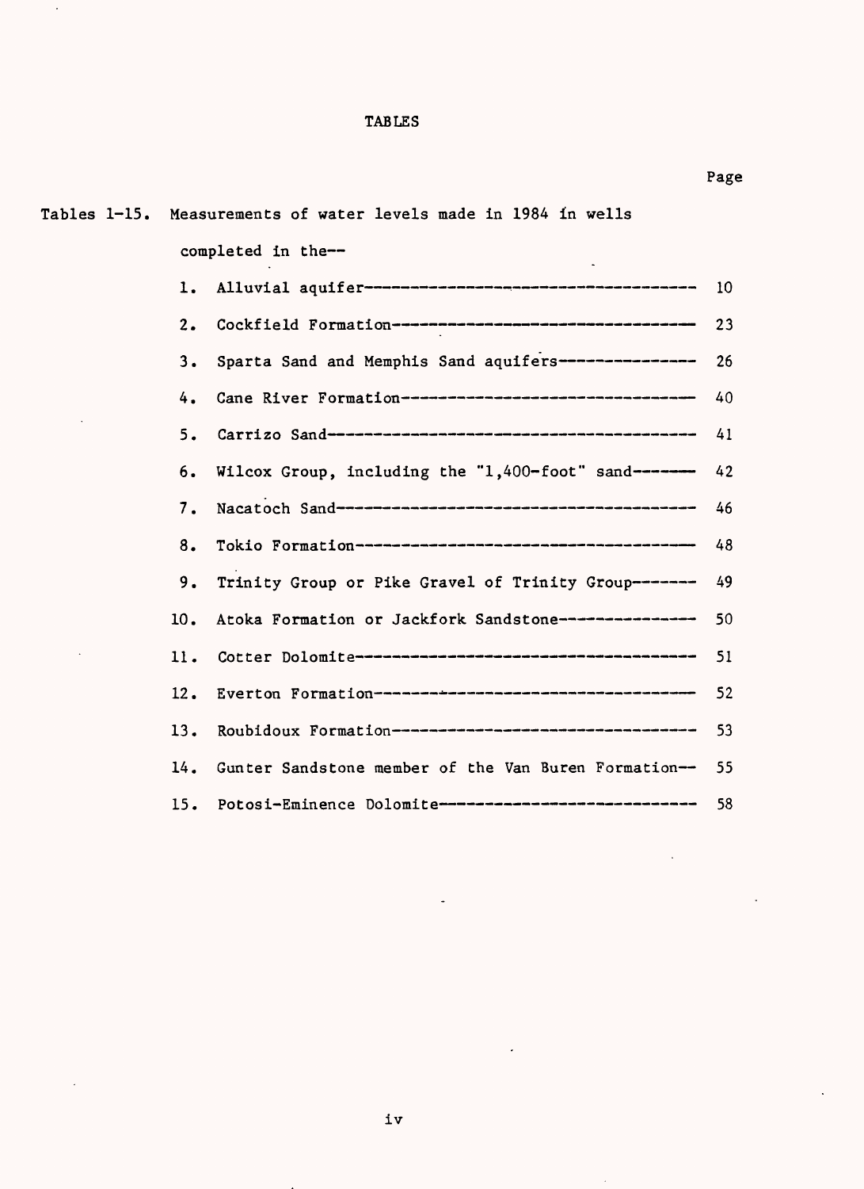# TABLES

| | | Page |
|---|---|---|
| Tables 1-15. | Measurements of water levels made in 1984 in wells completed in the-- | |
| | 1. Alluvial aquifer | 10 |
| | 2. Cockfield Formation | 23 |
| | 3. Sparta Sand and Memphis Sand aquifers | 26 |
| | 4. Cane River Formation | 40 |
| | 5. Carrizo Sand | 41 |
| | 6. Wilcox Group, including the "1,400-foot" sand | 42 |
| | 7. Nacatoch Sand | 46 |
| | 8. Tokio Formation | 48 |
| | 9. Trinity Group or Pike Gravel of Trinity Group | 49 |
| | 10. Atoka Formation or Jackfork Sandstone | 50 |
| | 11. Cotter Dolomite | 51 |
| | 12. Everton Formation | 52 |
| | 13. Roubidoux Formation | 53 |
| | 14. Gunter Sandstone member of the Van Buren Formation | 55 |
| | 15. Potosi-Eminence Dolomite | 58 |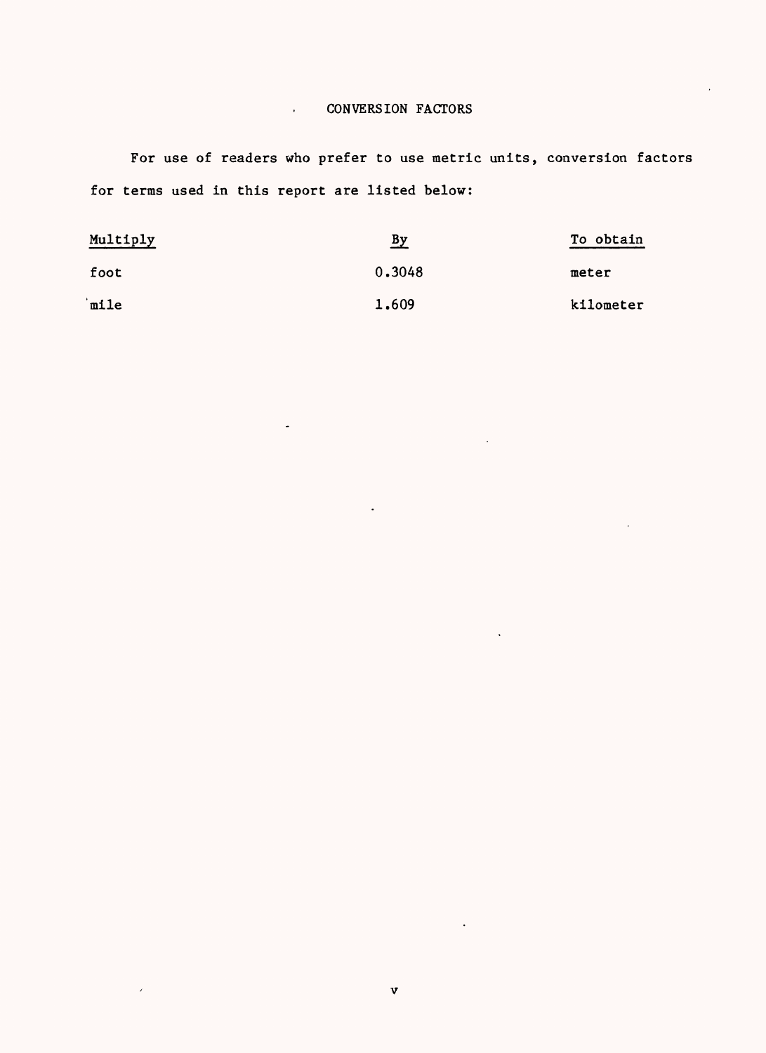# CONVERSION FACTORS

For use of readers who prefer to use metric units, conversion factors for terms used in this report are listed below:

| Multiply | By | To obtain |
|---|---|---|
| foot | 0.3048 | meter |
| mile | 1.609 | kilometer |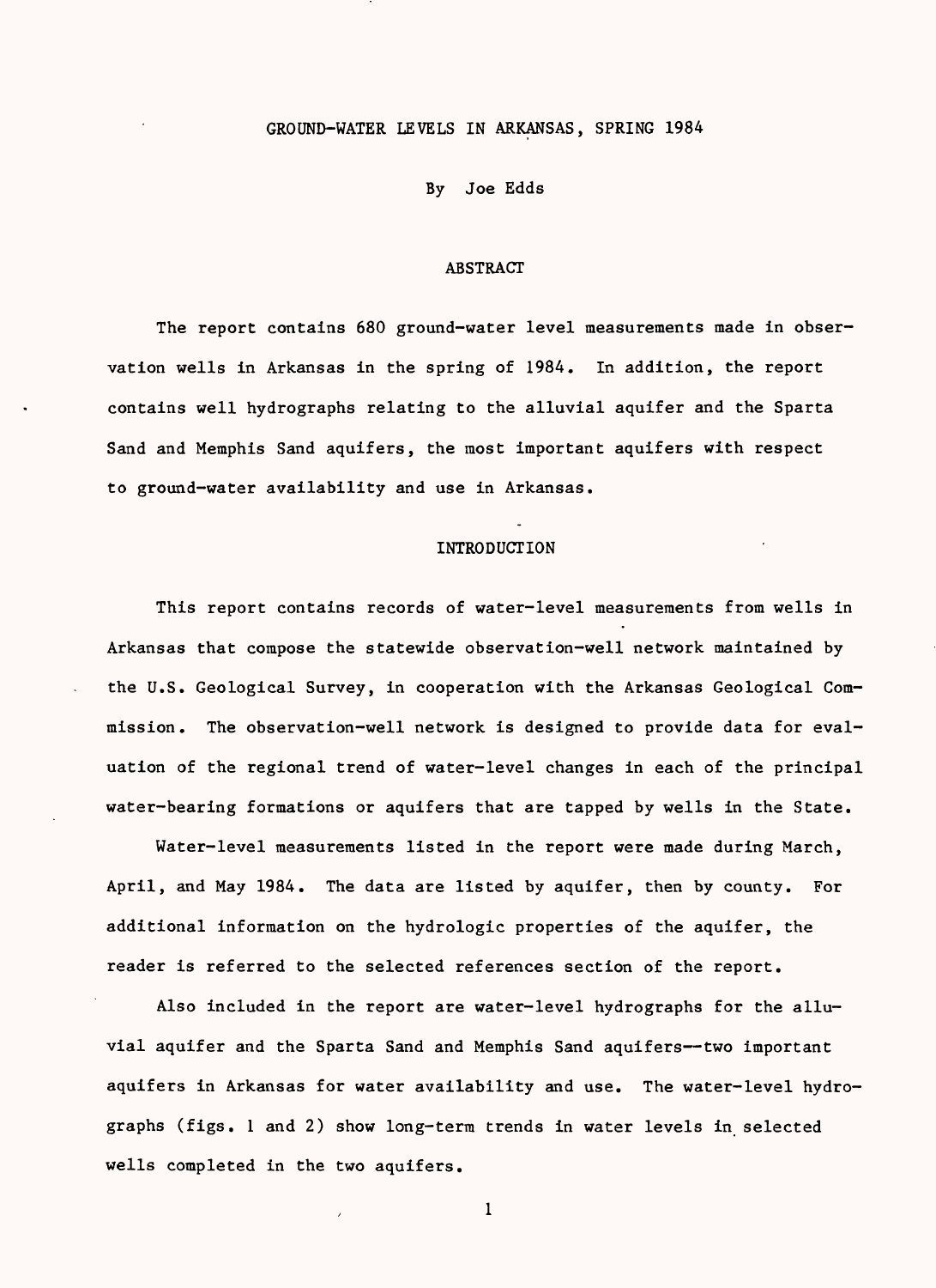# GROUND-WATER LEVELS IN ARKANSAS, SPRING 1984

By Joe Edds

## ABSTRACT

The report contains 680 ground-water level measurements made in observation wells in Arkansas in the spring of 1984. In addition, the report contains well hydrographs relating to the alluvial aquifer and the Sparta Sand and Memphis Sand aquifers, the most important aquifers with respect to ground-water availability and use in Arkansas.

## INTRODUCTION

This report contains records of water-level measurements from wells in Arkansas that compose the statewide observation-well network maintained by the U.S. Geological Survey, in cooperation with the Arkansas Geological Commission. The observation-well network is designed to provide data for evaluation of the regional trend of water-level changes in each of the principal water-bearing formations or aquifers that are tapped by wells in the State.

Water-level measurements listed in the report were made during March, April, and May 1984. The data are listed by aquifer, then by county. For additional information on the hydrologic properties of the aquifer, the reader is referred to the selected references section of the report.

Also included in the report are water-level hydrographs for the alluvial aquifer and the Sparta Sand and Memphis Sand aquifers--two important aquifers in Arkansas for water availability and use. The water-level hydrographs (figs. 1 and 2) show long-term trends in water levels in selected wells completed in the two aquifers.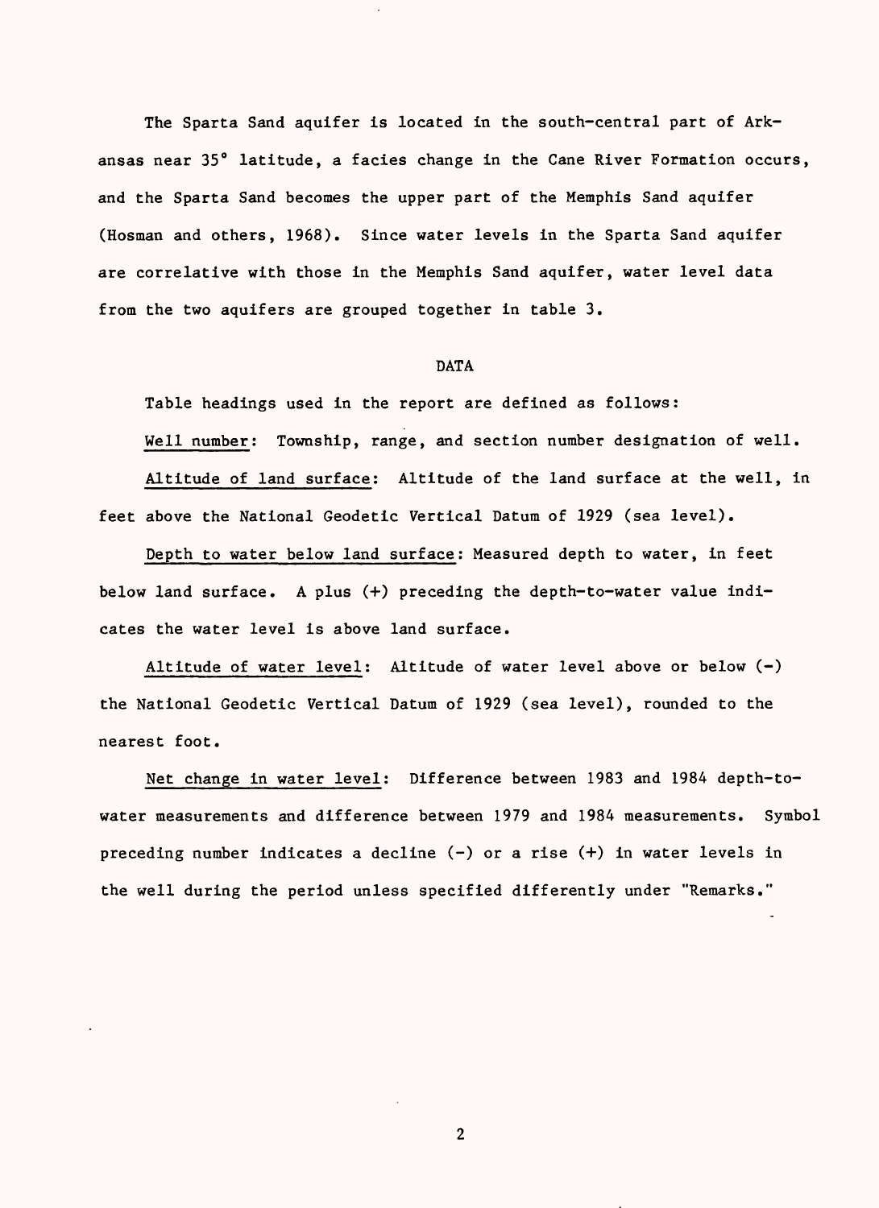The Sparta Sand aquifer is located in the south-central part of Arkansas near 35° latitude, a facies change in the Cane River Formation occurs, and the Sparta Sand becomes the upper part of the Memphis Sand aquifer (Hosman and others, 1968). Since water levels in the Sparta Sand aquifer are correlative with those in the Memphis Sand aquifer, water level data from the two aquifers are grouped together in table 3.

## DATA

Table headings used in the report are defined as follows:

Well number: Township, range, and section number designation of well.

Altitude of land surface: Altitude of the land surface at the well, in feet above the National Geodetic Vertical Datum of 1929 (sea level).

Depth to water below land surface: Measured depth to water, in feet below land surface. A plus (+) preceding the depth-to-water value indicates the water level is above land surface.

Altitude of water level: Altitude of water level above or below (-) the National Geodetic Vertical Datum of 1929 (sea level), rounded to the nearest foot.

Net change in water level: Difference between 1983 and 1984 depth-to-water measurements and difference between 1979 and 1984 measurements. Symbol preceding number indicates a decline (-) or a rise (+) in water levels in the well during the period unless specified differently under "Remarks."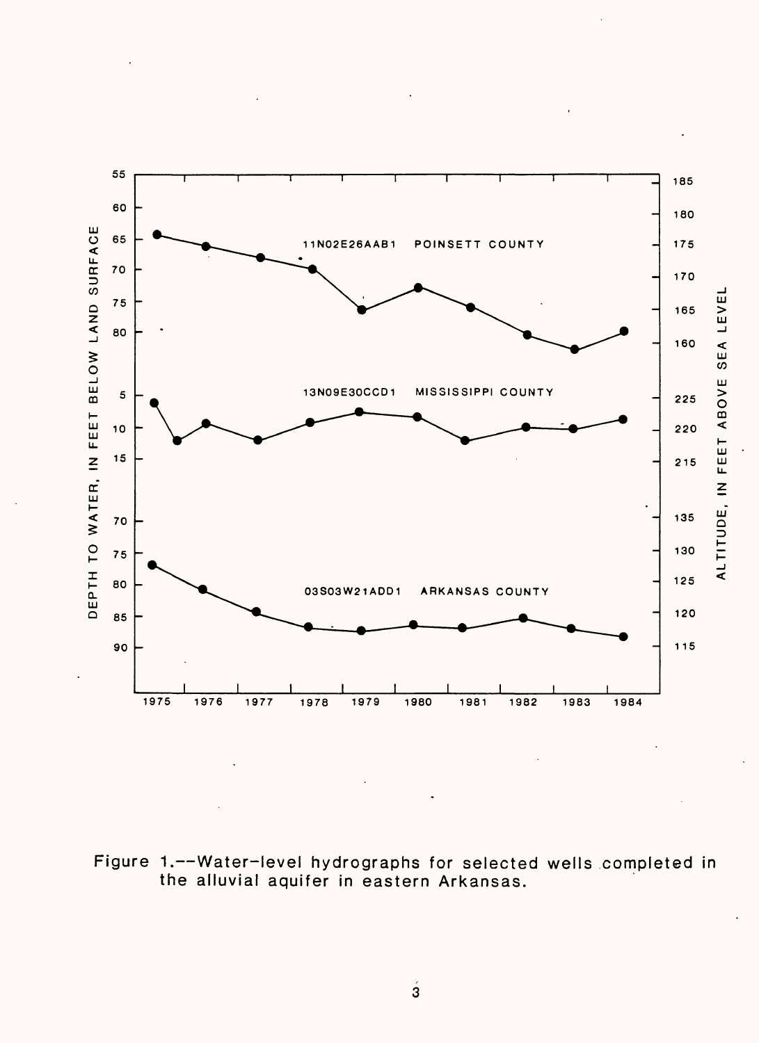Figure 1.--Water-level hydrographs for selected wells completed in the alluvial aquifer in eastern Arkansas.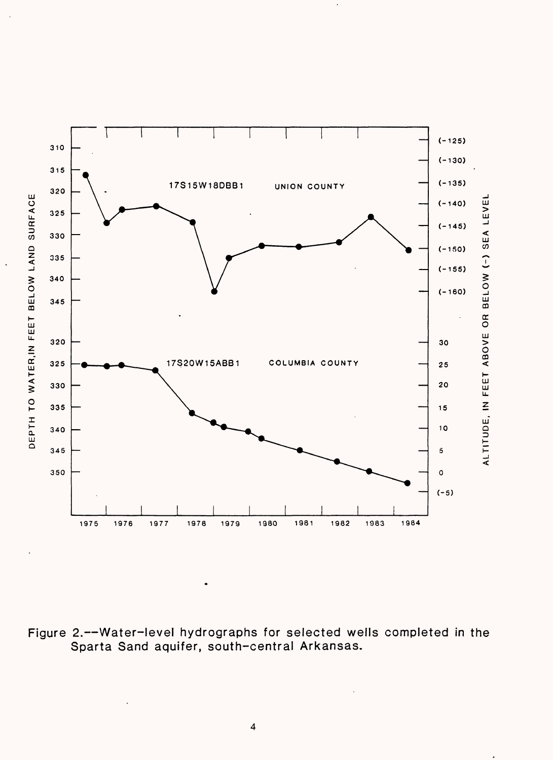Figure 2.--Water-level hydrographs for selected wells completed in the Sparta Sand aquifer, south-central Arkansas.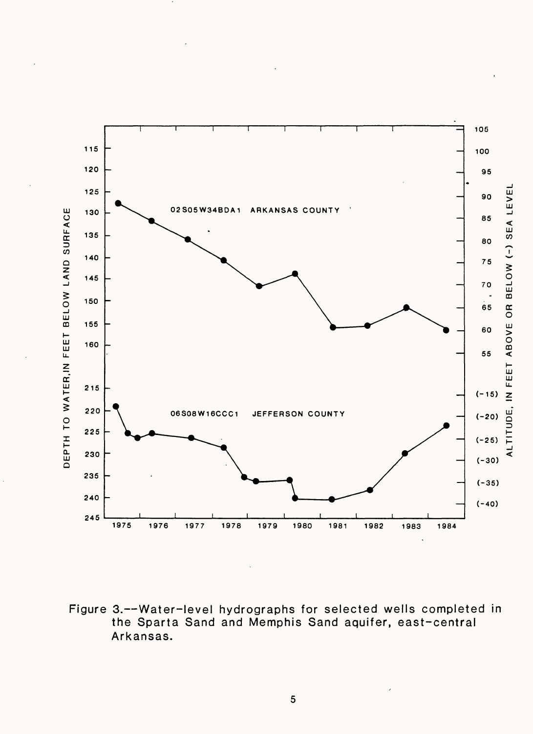Figure 3.--Water-level hydrographs for selected wells completed in the Sparta Sand and Memphis Sand aquifer, east-central Arkansas.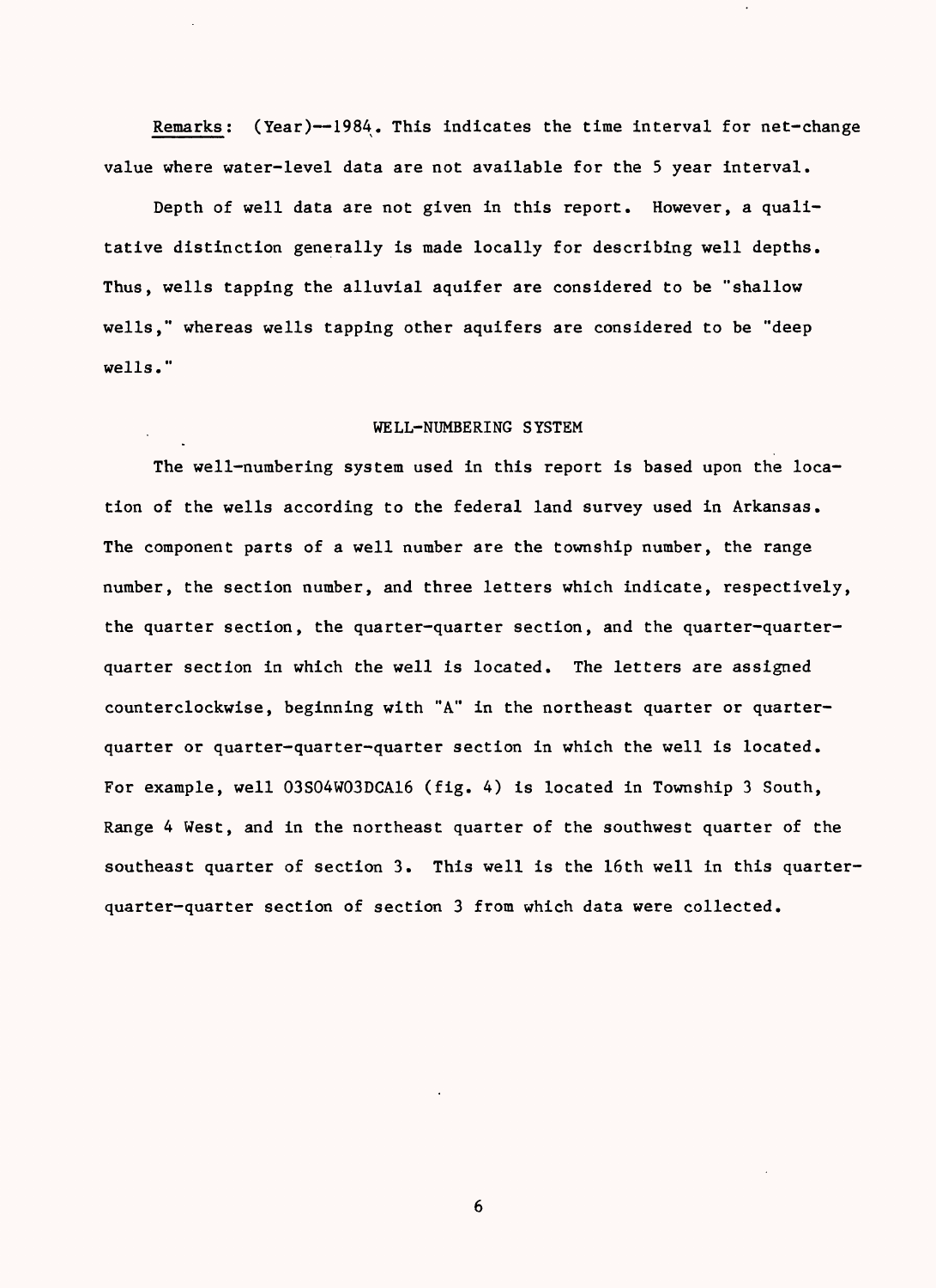Remarks: (Year)--1984. This indicates the time interval for net-change value where water-level data are not available for the 5 year interval.

Depth of well data are not given in this report. However, a qualitative distinction generally is made locally for describing well depths. Thus, wells tapping the alluvial aquifer are considered to be "shallow wells," whereas wells tapping other aquifers are considered to be "deep wells."

## WELL-NUMBERING SYSTEM

The well-numbering system used in this report is based upon the location of the wells according to the federal land survey used in Arkansas. The component parts of a well number are the township number, the range number, the section number, and three letters which indicate, respectively, the quarter section, the quarter-quarter section, and the quarter-quarter-quarter section in which the well is located. The letters are assigned counterclockwise, beginning with "A" in the northeast quarter or quarter-quarter or quarter-quarter-quarter section in which the well is located. For example, well 03S04W03DCA16 (fig. 4) is located in Township 3 South, Range 4 West, and in the northeast quarter of the southwest quarter of the southeast quarter of section 3. This well is the 16th well in this quarter-quarter-quarter section of section 3 from which data were collected.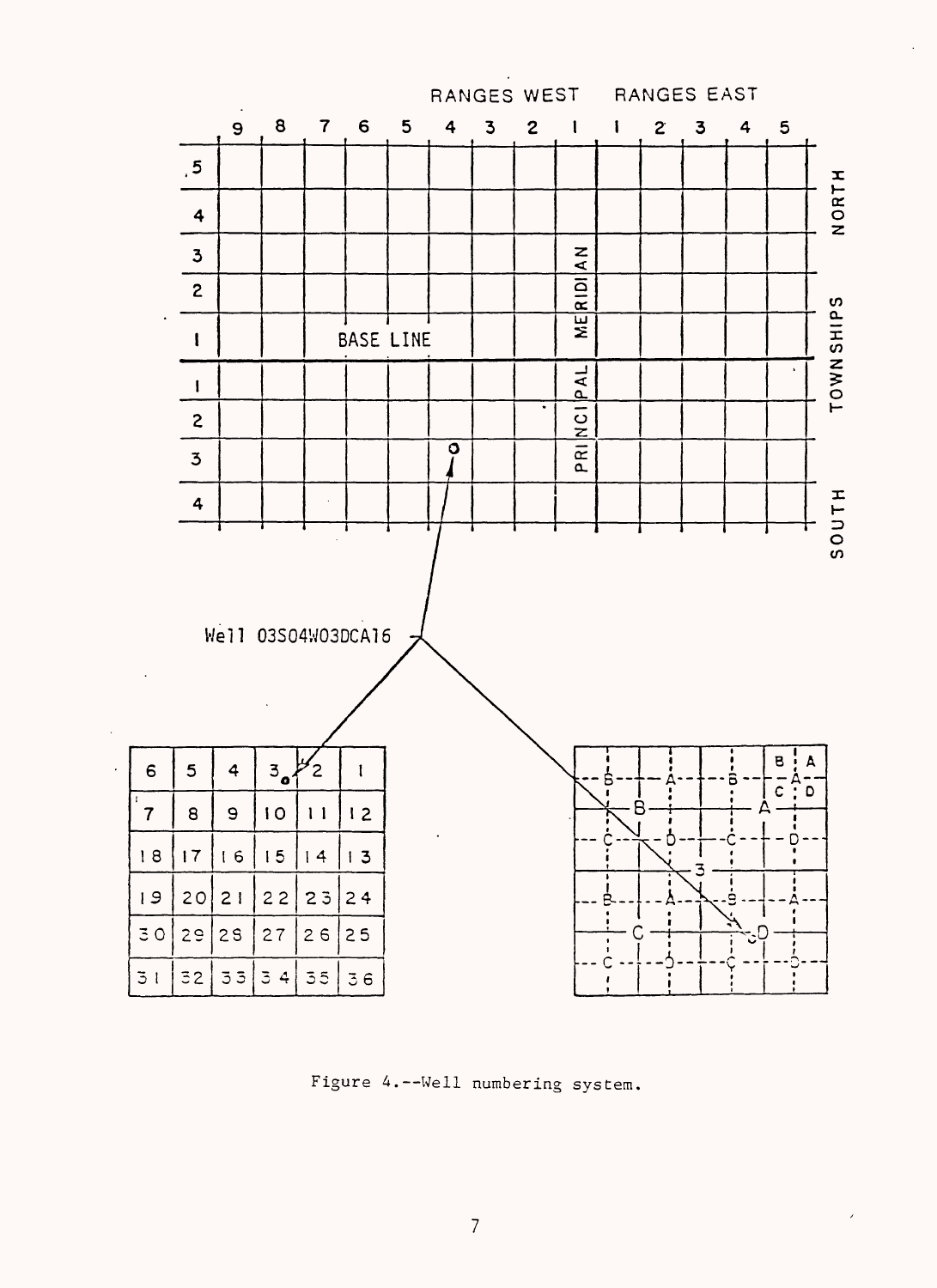Figure 4.--Well numbering system.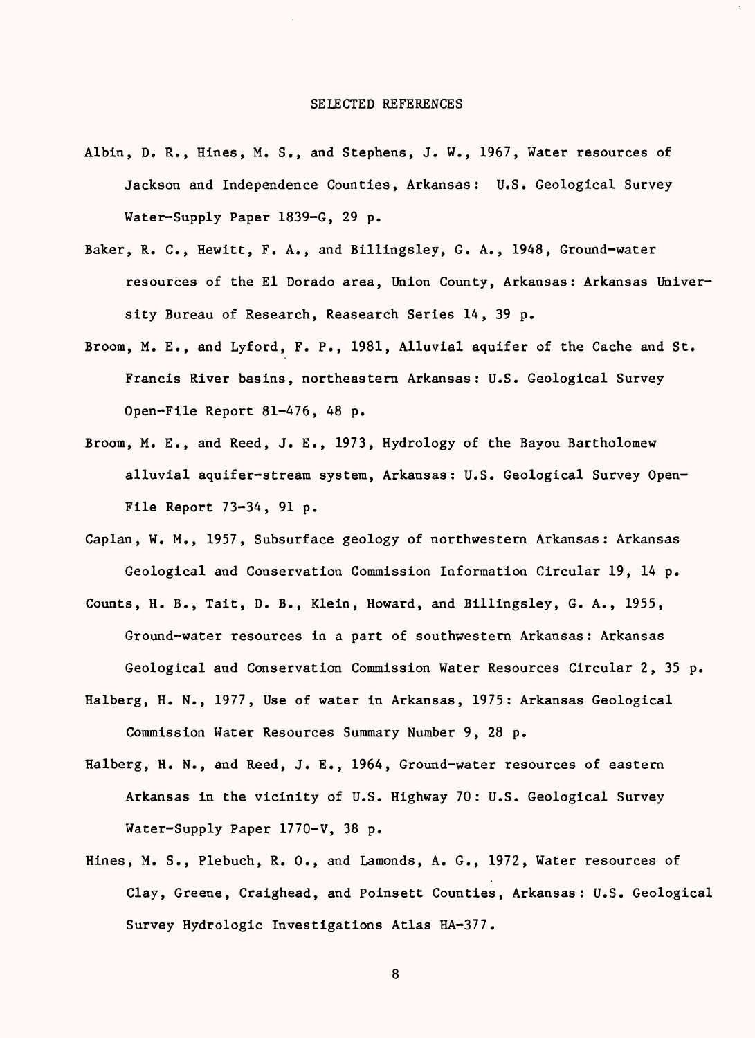## SELECTED REFERENCES

Albin, D. R., Hines, M. S., and Stephens, J. W., 1967, Water resources of Jackson and Independence Counties, Arkansas: U.S. Geological Survey Water-Supply Paper 1839-G, 29 p.

Baker, R. C., Hewitt, F. A., and Billingsley, G. A., 1948, Ground-water resources of the El Dorado area, Union County, Arkansas: Arkansas University Bureau of Research, Reasearch Series 14, 39 p.

Broom, M. E., and Lyford, F. P., 1981, Alluvial aquifer of the Cache and St. Francis River basins, northeastern Arkansas: U.S. Geological Survey Open-File Report 81-476, 48 p.

Broom, M. E., and Reed, J. E., 1973, Hydrology of the Bayou Bartholomew alluvial aquifer-stream system, Arkansas: U.S. Geological Survey Open-File Report 73-34, 91 p.

Caplan, W. M., 1957, Subsurface geology of northwestern Arkansas: Arkansas Geological and Conservation Commission Information Circular 19, 14 p.

Counts, H. B., Tait, D. B., Klein, Howard, and Billingsley, G. A., 1955, Ground-water resources in a part of southwestern Arkansas: Arkansas Geological and Conservation Commission Water Resources Circular 2, 35 p.

Halberg, H. N., 1977, Use of water in Arkansas, 1975: Arkansas Geological Commission Water Resources Summary Number 9, 28 p.

Halberg, H. N., and Reed, J. E., 1964, Ground-water resources of eastern Arkansas in the vicinity of U.S. Highway 70: U.S. Geological Survey Water-Supply Paper 1770-V, 38 p.

Hines, M. S., Plebuch, R. O., and Lamonds, A. G., 1972, Water resources of Clay, Greene, Craighead, and Poinsett Counties, Arkansas: U.S. Geological Survey Hydrologic Investigations Atlas HA-377.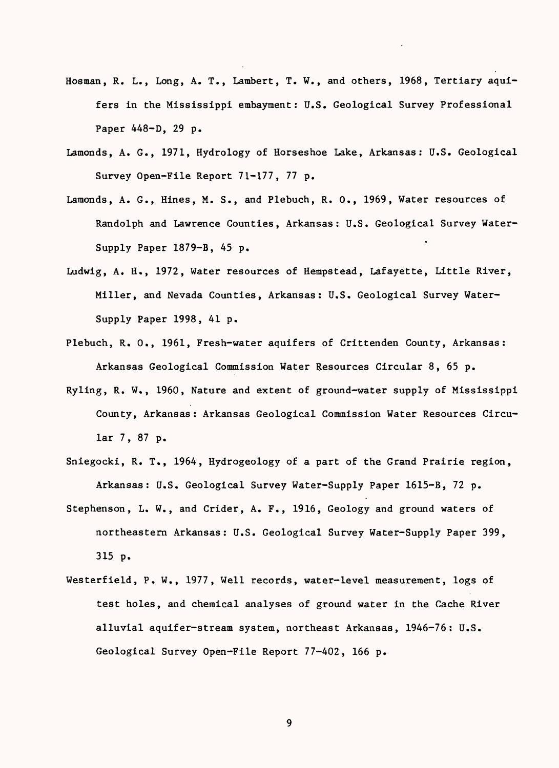Hosman, R. L., Long, A. T., Lambert, T. W., and others, 1968, Tertiary aquifers in the Mississippi embayment: U.S. Geological Survey Professional Paper 448-D, 29 p.

Lamonds, A. G., 1971, Hydrology of Horseshoe Lake, Arkansas: U.S. Geological Survey Open-File Report 71-177, 77 p.

Lamonds, A. G., Hines, M. S., and Plebuch, R. O., 1969, Water resources of Randolph and Lawrence Counties, Arkansas: U.S. Geological Survey Water-Supply Paper 1879-B, 45 p.

Ludwig, A. H., 1972, Water resources of Hempstead, Lafayette, Little River, Miller, and Nevada Counties, Arkansas: U.S. Geological Survey Water-Supply Paper 1998, 41 p.

Plebuch, R. O., 1961, Fresh-water aquifers of Crittenden County, Arkansas: Arkansas Geological Commission Water Resources Circular 8, 65 p.

Ryling, R. W., 1960, Nature and extent of ground-water supply of Mississippi County, Arkansas: Arkansas Geological Commission Water Resources Circular 7, 87 p.

Sniegocki, R. T., 1964, Hydrogeology of a part of the Grand Prairie region, Arkansas: U.S. Geological Survey Water-Supply Paper 1615-B, 72 p.

Stephenson, L. W., and Crider, A. F., 1916, Geology and ground waters of northeastern Arkansas: U.S. Geological Survey Water-Supply Paper 399, 315 p.

Westerfield, P. W., 1977, Well records, water-level measurement, logs of test holes, and chemical analyses of ground water in the Cache River alluvial aquifer-stream system, northeast Arkansas, 1946-76: U.S. Geological Survey Open-File Report 77-402, 166 p.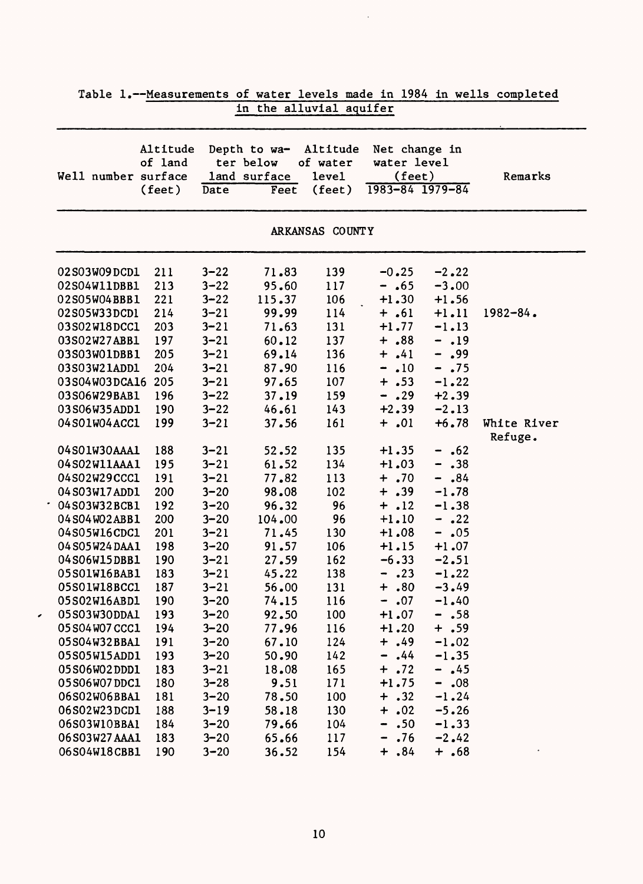Table 1.--Measurements of water levels made in 1984 in wells completed in the alluvial aquifer

| Well number | Altitude of land surface (feet) | Depth to water below land surface: Date | Depth to water below land surface: Feet | Altitude of water level (feet) | Net change in water level (feet): 1983-84 | Net change in water level (feet): 1979-84 | Remarks |
|---|---|---|---|---|---|---|---|
| **ARKANSAS COUNTY** | | | | | | | |
| 02S03W09DCD1 | 211 | 3-22 | 71.83 | 139 | -0.25 | -2.22 | |
| 02S04W11DBB1 | 213 | 3-22 | 95.60 | 117 | - .65 | -3.00 | |
| 02S05W04BBB1 | 221 | 3-22 | 115.37 | 106 | +1.30 | +1.56 | |
| 02S05W33DCD1 | 214 | 3-21 | 99.99 | 114 | + .61 | +1.11 | 1982-84. |
| 03S02W18DCC1 | 203 | 3-21 | 71.63 | 131 | +1.77 | -1.13 | |
| 03S02W27ABB1 | 197 | 3-21 | 60.12 | 137 | + .88 | - .19 | |
| 03S03W01DBB1 | 205 | 3-21 | 69.14 | 136 | + .41 | - .99 | |
| 03S03W21ADD1 | 204 | 3-21 | 87.90 | 116 | - .10 | - .75 | |
| 03S04W03DCA16 | 205 | 3-21 | 97.65 | 107 | + .53 | -1.22 | |
| 03S06W29BAB1 | 196 | 3-22 | 37.19 | 159 | - .29 | +2.39 | |
| 03S06W35ADD1 | 190 | 3-22 | 46.61 | 143 | +2.39 | -2.13 | |
| 04S01W04ACC1 | 199 | 3-21 | 37.56 | 161 | + .01 | +6.78 | White River Refuge. |
| 04S01W30AAA1 | 188 | 3-21 | 52.52 | 135 | +1.35 | - .62 | |
| 04S02W11AAA1 | 195 | 3-21 | 61.52 | 134 | +1.03 | - .38 | |
| 04S02W29CCC1 | 191 | 3-21 | 77.82 | 113 | + .70 | - .84 | |
| 04S03W17ADD1 | 200 | 3-20 | 98.08 | 102 | + .39 | -1.78 | |
| 04S03W32BCB1 | 192 | 3-20 | 96.32 | 96 | + .12 | -1.38 | |
| 04S04W02ABB1 | 200 | 3-20 | 104.00 | 96 | +1.10 | - .22 | |
| 04S05W16CDC1 | 201 | 3-21 | 71.45 | 130 | +1.08 | - .05 | |
| 04S05W24DAA1 | 198 | 3-20 | 91.57 | 106 | +1.15 | +1.07 | |
| 04S06W15DBB1 | 190 | 3-21 | 27.59 | 162 | -6.33 | -2.51 | |
| 05S01W16BAB1 | 183 | 3-21 | 45.22 | 138 | - .23 | -1.22 | |
| 05S01W18BCC1 | 187 | 3-21 | 56.00 | 131 | + .80 | -3.49 | |
| 05S02W16ABD1 | 190 | 3-20 | 74.15 | 116 | - .07 | -1.40 | |
| 05S03W30DDA1 | 193 | 3-20 | 92.50 | 100 | +1.07 | - .58 | |
| 05S04W07CCC1 | 194 | 3-20 | 77.96 | 116 | +1.20 | + .59 | |
| 05S04W32BBA1 | 191 | 3-20 | 67.10 | 124 | + .49 | -1.02 | |
| 05S05W15ADD1 | 193 | 3-20 | 50.90 | 142 | - .44 | -1.35 | |
| 05S06W02DDD1 | 183 | 3-21 | 18.08 | 165 | + .72 | - .45 | |
| 05S06W07DDC1 | 180 | 3-28 | 9.51 | 171 | +1.75 | - .08 | |
| 06S02W06BBA1 | 181 | 3-20 | 78.50 | 100 | + .32 | -1.24 | |
| 06S02W23DCD1 | 188 | 3-19 | 58.18 | 130 | + .02 | -5.26 | |
| 06S03W10BBA1 | 184 | 3-20 | 79.66 | 104 | - .50 | -1.33 | |
| 06S03W27AAA1 | 183 | 3-20 | 65.66 | 117 | - .76 | -2.42 | |
| 06S04W18CBB1 | 190 | 3-20 | 36.52 | 154 | + .84 | + .68 | |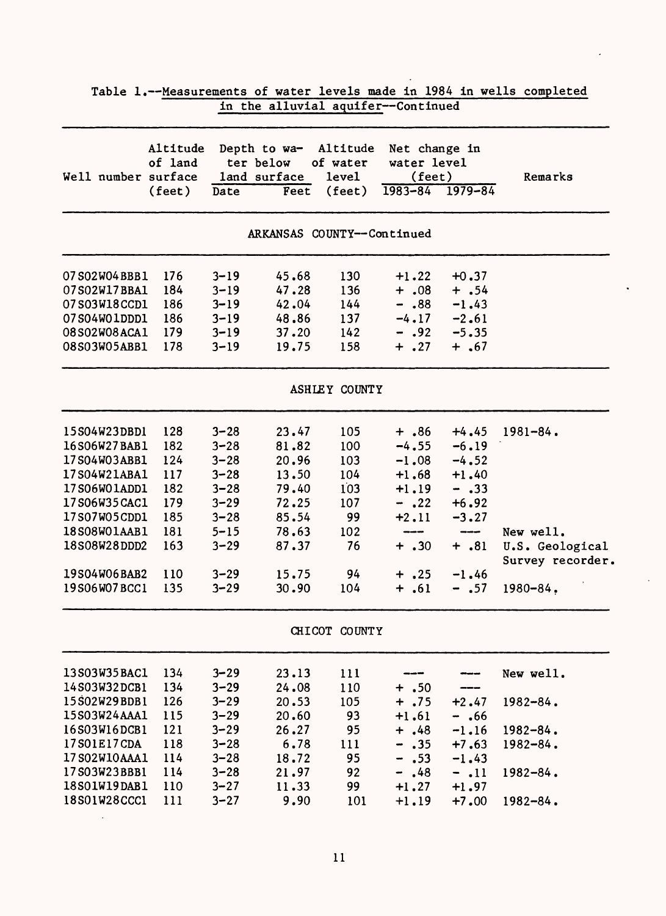Table 1.--Measurements of water levels made in 1984 in wells completed in the alluvial aquifer--Continued

| Well number | Altitude of land surface (feet) | Depth to water below land surface | | Altitude of water level (feet) | Net change in water level (feet) | | Remarks |
|---|---|---|---|---|---|---|---|
| | | Date | Feet | | 1983-84 | 1979-84 | |
| **ARKANSAS COUNTY--Continued** | | | | | | | |
| 07S02W04BBB1 | 176 | 3-19 | 45.68 | 130 | +1.22 | +0.37 | |
| 07S02W17BBA1 | 184 | 3-19 | 47.28 | 136 | + .08 | + .54 | |
| 07S03W18CCD1 | 186 | 3-19 | 42.04 | 144 | - .88 | -1.43 | |
| 07S04W01DDD1 | 186 | 3-19 | 48.86 | 137 | -4.17 | -2.61 | |
| 08S02W08ACA1 | 179 | 3-19 | 37.20 | 142 | - .92 | -5.35 | |
| 08S03W05ABB1 | 178 | 3-19 | 19.75 | 158 | + .27 | + .67 | |
| **ASHLEY COUNTY** | | | | | | | |
| 15S04W23DBD1 | 128 | 3-28 | 23.47 | 105 | + .86 | +4.45 | 1981-84. |
| 16S06W27BAB1 | 182 | 3-28 | 81.82 | 100 | -4.55 | -6.19 | |
| 17S04W03ABB1 | 124 | 3-28 | 20.96 | 103 | -1.08 | -4.52 | |
| 17S04W21ABA1 | 117 | 3-28 | 13.50 | 104 | +1.68 | +1.40 | |
| 17S06W01ADD1 | 182 | 3-28 | 79.40 | 103 | +1.19 | - .33 | |
| 17S06W35CAC1 | 179 | 3-29 | 72.25 | 107 | - .22 | +6.92 | |
| 17S07W05CDD1 | 185 | 3-28 | 85.54 | 99 | +2.11 | -3.27 | |
| 18S08W01AAB1 | 181 | 5-15 | 78.63 | 102 | --- | --- | New well. |
| 18S08W28DDD2 | 163 | 3-29 | 87.37 | 76 | + .30 | + .81 | U.S. Geological Survey recorder. |
| 19S04W06BAB2 | 110 | 3-29 | 15.75 | 94 | + .25 | -1.46 | |
| 19S06W07BCC1 | 135 | 3-29 | 30.90 | 104 | + .61 | - .57 | 1980-84. |
| **CHICOT COUNTY** | | | | | | | |
| 13S03W35BAC1 | 134 | 3-29 | 23.13 | 111 | --- | --- | New well. |
| 14S03W32DCB1 | 134 | 3-29 | 24.08 | 110 | + .50 | --- | |
| 15S02W29BDB1 | 126 | 3-29 | 20.53 | 105 | + .75 | +2.47 | 1982-84. |
| 15S03W24AAA1 | 115 | 3-29 | 20.60 | 93 | +1.61 | - .66 | |
| 16S03W16DCB1 | 121 | 3-29 | 26.27 | 95 | + .48 | -1.16 | 1982-84. |
| 17S01E17CDA | 118 | 3-28 | 6.78 | 111 | - .35 | +7.63 | 1982-84. |
| 17S02W10AAA1 | 114 | 3-28 | 18.72 | 95 | - .53 | -1.43 | |
| 17S03W23BBB1 | 114 | 3-28 | 21.97 | 92 | - .48 | - .11 | 1982-84. |
| 18S01W19DAB1 | 110 | 3-27 | 11.33 | 99 | +1.27 | +1.97 | |
| 18S01W28CCC1 | 111 | 3-27 | 9.90 | 101 | +1.19 | +7.00 | 1982-84. |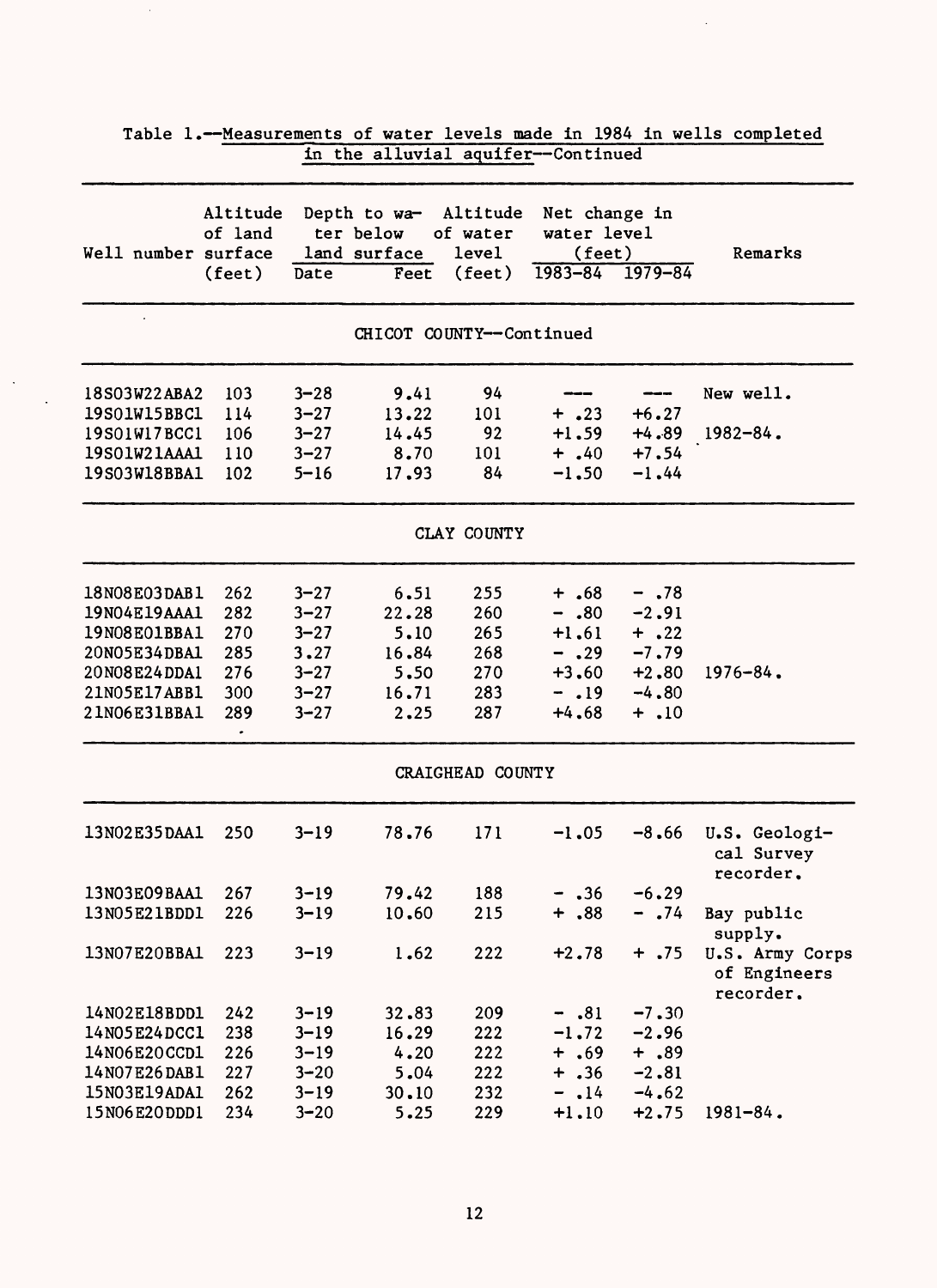Table 1.--Measurements of water levels made in 1984 in wells completed in the alluvial aquifer--Continued

| Well number | Altitude of land surface (feet) | Depth to water below land surface | | Altitude of water level (feet) | Net change in water level (feet) | | Remarks |
|---|---|---|---|---|---|---|---|
| | | Date | Feet | | 1983-84 | 1979-84 | |
| **CHICOT COUNTY--Continued** | | | | | | | |
| 18S03W22ABA2 | 103 | 3-28 | 9.41 | 94 | --- | --- | New well. |
| 19S01W15BBC1 | 114 | 3-27 | 13.22 | 101 | + .23 | +6.27 | |
| 19S01W17BCC1 | 106 | 3-27 | 14.45 | 92 | +1.59 | +4.89 | 1982-84. |
| 19S01W21AAA1 | 110 | 3-27 | 8.70 | 101 | + .40 | +7.54 | |
| 19S03W18BBA1 | 102 | 5-16 | 17.93 | 84 | -1.50 | -1.44 | |
| **CLAY COUNTY** | | | | | | | |
| 18N08E03DAB1 | 262 | 3-27 | 6.51 | 255 | + .68 | - .78 | |
| 19N04E19AAA1 | 282 | 3-27 | 22.28 | 260 | - .80 | -2.91 | |
| 19N08E01BBA1 | 270 | 3-27 | 5.10 | 265 | +1.61 | + .22 | |
| 20N05E34DBA1 | 285 | 3.27 | 16.84 | 268 | - .29 | -7.79 | |
| 20N08E24DDA1 | 276 | 3-27 | 5.50 | 270 | +3.60 | +2.80 | 1976-84. |
| 21N05E17ABB1 | 300 | 3-27 | 16.71 | 283 | - .19 | -4.80 | |
| 21N06E31BBA1 | 289 | 3-27 | 2.25 | 287 | +4.68 | + .10 | |
| **CRAIGHEAD COUNTY** | | | | | | | |
| 13N02E35DAA1 | 250 | 3-19 | 78.76 | 171 | -1.05 | -8.66 | U.S. Geological Survey recorder. |
| 13N03E09BAA1 | 267 | 3-19 | 79.42 | 188 | - .36 | -6.29 | |
| 13N05E21BDD1 | 226 | 3-19 | 10.60 | 215 | + .88 | - .74 | Bay public supply. |
| 13N07E20BBA1 | 223 | 3-19 | 1.62 | 222 | +2.78 | + .75 | U.S. Army Corps of Engineers recorder. |
| 14N02E18BDD1 | 242 | 3-19 | 32.83 | 209 | - .81 | -7.30 | |
| 14N05E24DCC1 | 238 | 3-19 | 16.29 | 222 | -1.72 | -2.96 | |
| 14N06E20CCD1 | 226 | 3-19 | 4.20 | 222 | + .69 | + .89 | |
| 14N07E26DAB1 | 227 | 3-20 | 5.04 | 222 | + .36 | -2.81 | |
| 15N03E19ADA1 | 262 | 3-19 | 30.10 | 232 | - .14 | -4.62 | |
| 15N06E20DDD1 | 234 | 3-20 | 5.25 | 229 | +1.10 | +2.75 | 1981-84. |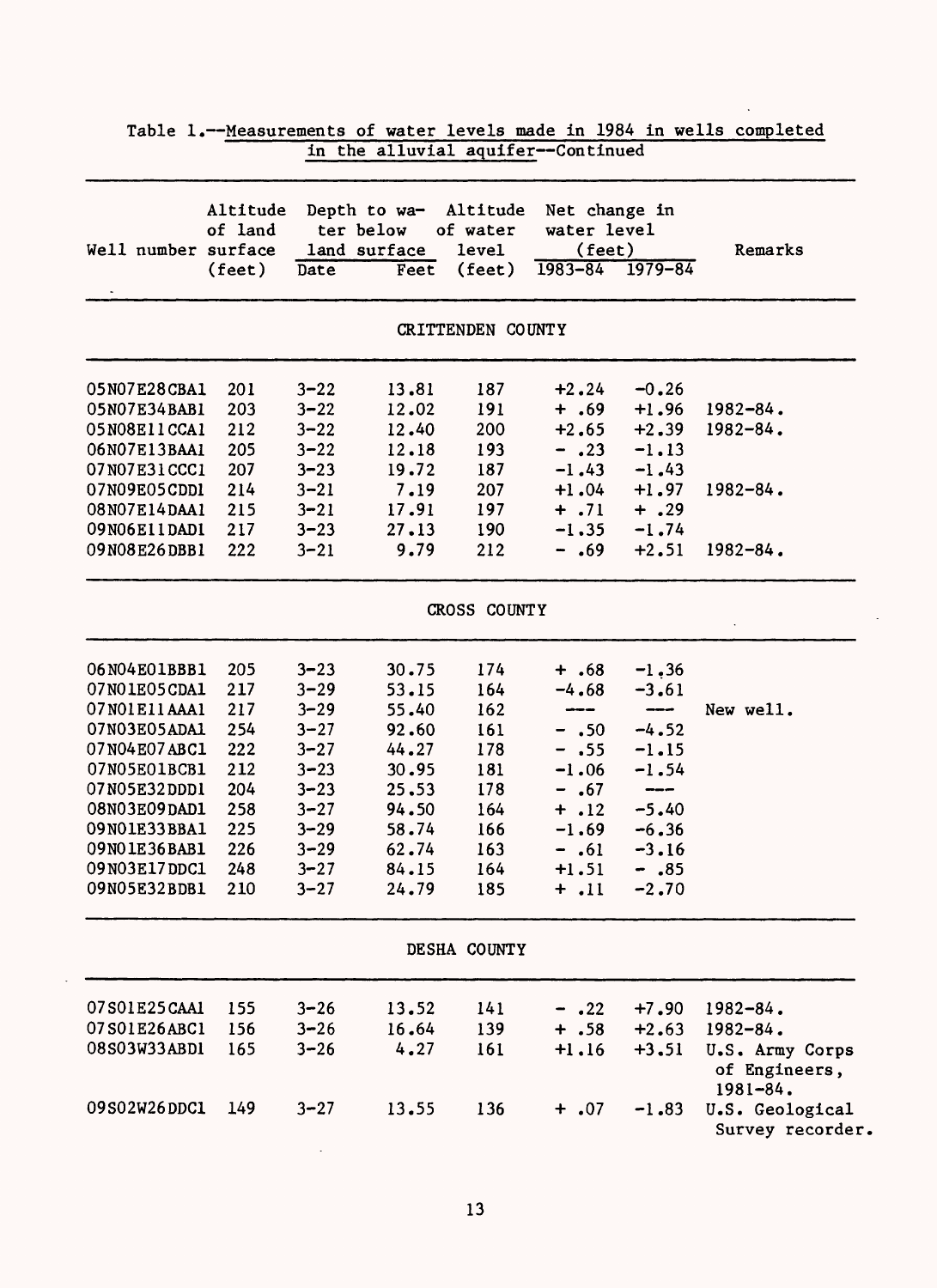Table 1.--Measurements of water levels made in 1984 in wells completed in the alluvial aquifer--Continued

| Well number | Altitude of land surface (feet) | Depth to water below land surface | | Altitude of water level (feet) | Net change in water level (feet) | | Remarks |
|---|---|---|---|---|---|---|---|
| | | Date | Feet | | 1983-84 | 1979-84 | |
| **CRITTENDEN COUNTY** | | | | | | | |
| 05N07E28CBA1 | 201 | 3-22 | 13.81 | 187 | +2.24 | -0.26 | |
| 05N07E34BAB1 | 203 | 3-22 | 12.02 | 191 | + .69 | +1.96 | 1982-84. |
| 05N08E11CCA1 | 212 | 3-22 | 12.40 | 200 | +2.65 | +2.39 | 1982-84. |
| 06N07E13BAA1 | 205 | 3-22 | 12.18 | 193 | - .23 | -1.13 | |
| 07N07E31CCC1 | 207 | 3-23 | 19.72 | 187 | -1.43 | -1.43 | |
| 07N09E05CDD1 | 214 | 3-21 | 7.19 | 207 | +1.04 | +1.97 | 1982-84. |
| 08N07E14DAA1 | 215 | 3-21 | 17.91 | 197 | + .71 | + .29 | |
| 09N06E11DAD1 | 217 | 3-23 | 27.13 | 190 | -1.35 | -1.74 | |
| 09N08E26DBB1 | 222 | 3-21 | 9.79 | 212 | - .69 | +2.51 | 1982-84. |
| **CROSS COUNTY** | | | | | | | |
| 06N04E01BBB1 | 205 | 3-23 | 30.75 | 174 | + .68 | -1.36 | |
| 07N01E05CDA1 | 217 | 3-29 | 53.15 | 164 | -4.68 | -3.61 | |
| 07N01E11AAA1 | 217 | 3-29 | 55.40 | 162 | --- | --- | New well. |
| 07N03E05ADA1 | 254 | 3-27 | 92.60 | 161 | - .50 | -4.52 | |
| 07N04E07ABC1 | 222 | 3-27 | 44.27 | 178 | - .55 | -1.15 | |
| 07N05E01BCB1 | 212 | 3-23 | 30.95 | 181 | -1.06 | -1.54 | |
| 07N05E32DDD1 | 204 | 3-23 | 25.53 | 178 | - .67 | --- | |
| 08N03E09DAD1 | 258 | 3-27 | 94.50 | 164 | + .12 | -5.40 | |
| 09N01E33BBA1 | 225 | 3-29 | 58.74 | 166 | -1.69 | -6.36 | |
| 09N01E36BAB1 | 226 | 3-29 | 62.74 | 163 | - .61 | -3.16 | |
| 09N03E17DDC1 | 248 | 3-27 | 84.15 | 164 | +1.51 | - .85 | |
| 09N05E32BDB1 | 210 | 3-27 | 24.79 | 185 | + .11 | -2.70 | |
| **DESHA COUNTY** | | | | | | | |
| 07S01E25CAA1 | 155 | 3-26 | 13.52 | 141 | - .22 | +7.90 | 1982-84. |
| 07S01E26ABC1 | 156 | 3-26 | 16.64 | 139 | + .58 | +2.63 | 1982-84. |
| 08S03W33ABD1 | 165 | 3-26 | 4.27 | 161 | +1.16 | +3.51 | U.S. Army Corps of Engineers, 1981-84. |
| 09S02W26DDC1 | 149 | 3-27 | 13.55 | 136 | + .07 | -1.83 | U.S. Geological Survey recorder. |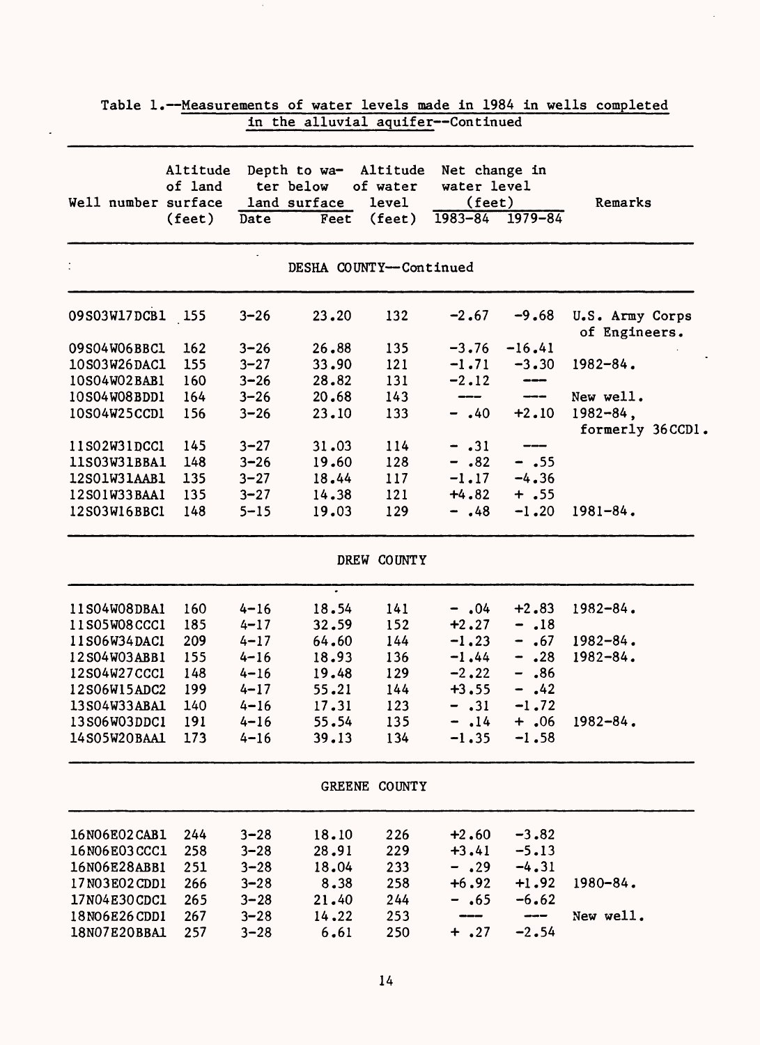Table 1.--Measurements of water levels made in 1984 in wells completed in the alluvial aquifer--Continued

| Well number | Altitude of land surface (feet) | Depth to water below land surface | | Altitude of water level (feet) | Net change in water level (feet) | | Remarks |
|---|---|---|---|---|---|---|---|
| | | Date | Feet | | 1983-84 | 1979-84 | |
| **DESHA COUNTY--Continued** | | | | | | | |
| 09S03W17DCB1 | 155 | 3-26 | 23.20 | 132 | -2.67 | -9.68 | U.S. Army Corps of Engineers. |
| 09S04W06BBC1 | 162 | 3-26 | 26.88 | 135 | -3.76 | -16.41 | |
| 10S03W26DAC1 | 155 | 3-27 | 33.90 | 121 | -1.71 | -3.30 | 1982-84. |
| 10S04W02BAB1 | 160 | 3-26 | 28.82 | 131 | -2.12 | --- | |
| 10S04W08BDD1 | 164 | 3-26 | 20.68 | 143 | --- | --- | New well. |
| 10S04W25CCD1 | 156 | 3-26 | 23.10 | 133 | - .40 | +2.10 | 1982-84, formerly 36CCD1. |
| 11S02W31DCC1 | 145 | 3-27 | 31.03 | 114 | - .31 | --- | |
| 11S03W31BBA1 | 148 | 3-26 | 19.60 | 128 | - .82 | - .55 | |
| 12S01W31AAB1 | 135 | 3-27 | 18.44 | 117 | -1.17 | -4.36 | |
| 12S01W33BAA1 | 135 | 3-27 | 14.38 | 121 | +4.82 | + .55 | |
| 12S03W16BBC1 | 148 | 5-15 | 19.03 | 129 | - .48 | -1.20 | 1981-84. |
| **DREW COUNTY** | | | | | | | |
| 11S04W08DBA1 | 160 | 4-16 | 18.54 | 141 | - .04 | +2.83 | 1982-84. |
| 11S05W08CCC1 | 185 | 4-17 | 32.59 | 152 | +2.27 | - .18 | |
| 11S06W34DAC1 | 209 | 4-17 | 64.60 | 144 | -1.23 | - .67 | 1982-84. |
| 12S04W03ABB1 | 155 | 4-16 | 18.93 | 136 | -1.44 | - .28 | 1982-84. |
| 12S04W27CCC1 | 148 | 4-16 | 19.48 | 129 | -2.22 | - .86 | |
| 12S06W15ADC2 | 199 | 4-17 | 55.21 | 144 | +3.55 | - .42 | |
| 13S04W33ABA1 | 140 | 4-16 | 17.31 | 123 | - .31 | -1.72 | |
| 13S06W03DDC1 | 191 | 4-16 | 55.54 | 135 | - .14 | + .06 | 1982-84. |
| 14S05W20BAA1 | 173 | 4-16 | 39.13 | 134 | -1.35 | -1.58 | |
| **GREENE COUNTY** | | | | | | | |
| 16N06E02CAB1 | 244 | 3-28 | 18.10 | 226 | +2.60 | -3.82 | |
| 16N06E03CCC1 | 258 | 3-28 | 28.91 | 229 | +3.41 | -5.13 | |
| 16N06E28ABB1 | 251 | 3-28 | 18.04 | 233 | - .29 | -4.31 | |
| 17N03E02CDD1 | 266 | 3-28 | 8.38 | 258 | +6.92 | +1.92 | 1980-84. |
| 17N04E30CDC1 | 265 | 3-28 | 21.40 | 244 | - .65 | -6.62 | |
| 18N06E26CDD1 | 267 | 3-28 | 14.22 | 253 | --- | --- | New well. |
| 18N07E20BBA1 | 257 | 3-28 | 6.61 | 250 | + .27 | -2.54 | |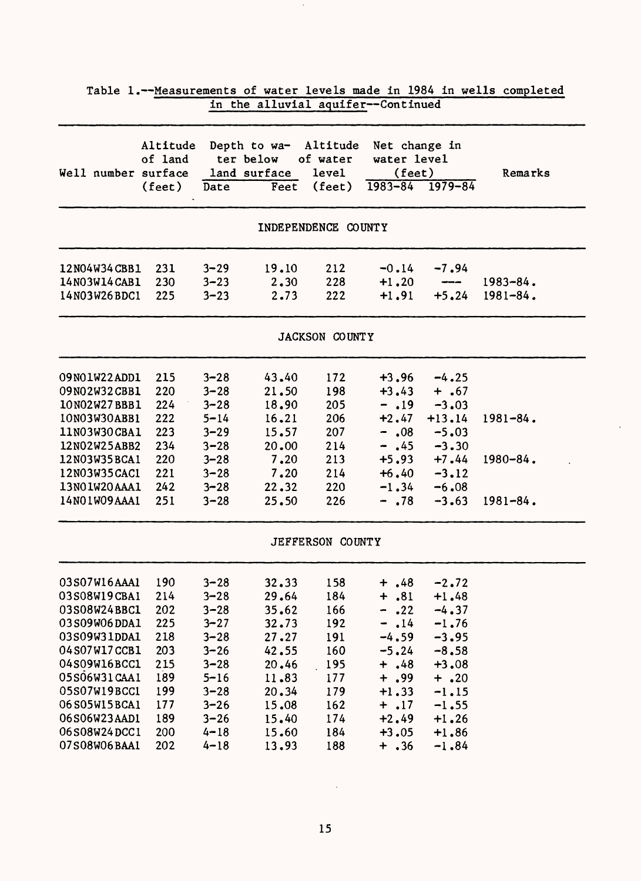Table 1.--Measurements of water levels made in 1984 in wells completed in the alluvial aquifer--Continued

| Well number | Altitude of land surface (feet) | Depth to water below land surface | | Altitude of water level (feet) | Net change in water level (feet) | | Remarks |
|---|---|---|---|---|---|---|---|
| | | Date | Feet | | 1983-84 | 1979-84 | |
| **INDEPENDENCE COUNTY** | | | | | | | |
| 12N04W34CBB1 | 231 | 3-29 | 19.10 | 212 | -0.14 | -7.94 | |
| 14N03W14CAB1 | 230 | 3-23 | 2.30 | 228 | +1.20 | --- | 1983-84. |
| 14N03W26BDC1 | 225 | 3-23 | 2.73 | 222 | +1.91 | +5.24 | 1981-84. |
| **JACKSON COUNTY** | | | | | | | |
| 09N01W22ADD1 | 215 | 3-28 | 43.40 | 172 | +3.96 | -4.25 | |
| 09N02W32CBB1 | 220 | 3-28 | 21.50 | 198 | +3.43 | + .67 | |
| 10N02W27BBB1 | 224 | 3-28 | 18.90 | 205 | - .19 | -3.03 | |
| 10N03W30ABB1 | 222 | 5-14 | 16.21 | 206 | +2.47 | +13.14 | 1981-84. |
| 11N03W30CBA1 | 223 | 3-29 | 15.57 | 207 | - .08 | -5.03 | |
| 12N02W25ABB2 | 234 | 3-28 | 20.00 | 214 | - .45 | -3.30 | |
| 12N03W35BCA1 | 220 | 3-28 | 7.20 | 213 | +5.93 | +7.44 | 1980-84. |
| 12N03W35CAC1 | 221 | 3-28 | 7.20 | 214 | +6.40 | -3.12 | |
| 13N01W20AAA1 | 242 | 3-28 | 22.32 | 220 | -1.34 | -6.08 | |
| 14N01W09AAA1 | 251 | 3-28 | 25.50 | 226 | - .78 | -3.63 | 1981-84. |
| **JEFFERSON COUNTY** | | | | | | | |
| 03S07W16AAA1 | 190 | 3-28 | 32.33 | 158 | + .48 | -2.72 | |
| 03S08W19CBA1 | 214 | 3-28 | 29.64 | 184 | + .81 | +1.48 | |
| 03S08W24BBC1 | 202 | 3-28 | 35.62 | 166 | - .22 | -4.37 | |
| 03S09W06DDA1 | 225 | 3-27 | 32.73 | 192 | - .14 | -1.76 | |
| 03S09W31DDA1 | 218 | 3-28 | 27.27 | 191 | -4.59 | -3.95 | |
| 04S07W17CCB1 | 203 | 3-26 | 42.55 | 160 | -5.24 | -8.58 | |
| 04S09W16BCC1 | 215 | 3-28 | 20.46 | 195 | + .48 | +3.08 | |
| 05S06W31CAA1 | 189 | 5-16 | 11.83 | 177 | + .99 | + .20 | |
| 05S07W19BCC1 | 199 | 3-28 | 20.34 | 179 | +1.33 | -1.15 | |
| 06S05W15BCA1 | 177 | 3-26 | 15.08 | 162 | + .17 | -1.55 | |
| 06S06W23AAD1 | 189 | 3-26 | 15.40 | 174 | +2.49 | +1.26 | |
| 06S08W24DCC1 | 200 | 4-18 | 15.60 | 184 | +3.05 | +1.86 | |
| 07S08W06BAA1 | 202 | 4-18 | 13.93 | 188 | + .36 | -1.84 | |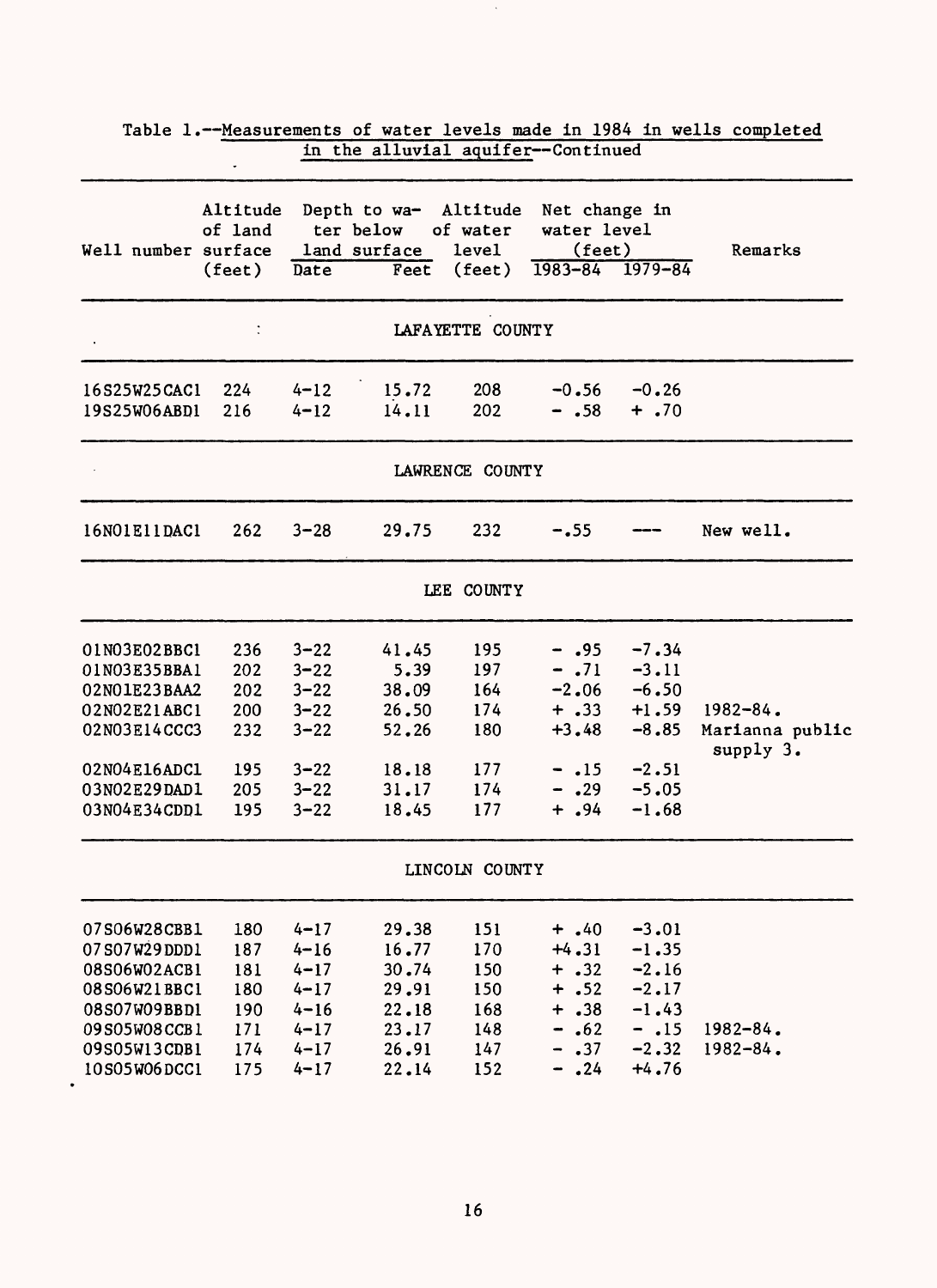Table 1.--Measurements of water levels made in 1984 in wells completed in the alluvial aquifer--Continued

| Well number | Altitude of land surface (feet) | Depth to water below land surface | | Altitude of water level (feet) | Net change in water level (feet) | | Remarks |
|---|---|---|---|---|---|---|---|
| | | Date | Feet | | 1983-84 | 1979-84 | |
| | | | | LAFAYETTE COUNTY | | | |
| 16S25W25CAC1 | 224 | 4-12 | 15.72 | 208 | -0.56 | -0.26 | |
| 19S25W06ABD1 | 216 | 4-12 | 14.11 | 202 | - .58 | + .70 | |
| | | | | LAWRENCE COUNTY | | | |
| 16N01E11DAC1 | 262 | 3-28 | 29.75 | 232 | -.55 | --- | New well. |
| | | | | LEE COUNTY | | | |
| 01N03E02BBC1 | 236 | 3-22 | 41.45 | 195 | - .95 | -7.34 | |
| 01N03E35BBA1 | 202 | 3-22 | 5.39 | 197 | - .71 | -3.11 | |
| 02N01E23BAA2 | 202 | 3-22 | 38.09 | 164 | -2.06 | -6.50 | |
| 02N02E21ABC1 | 200 | 3-22 | 26.50 | 174 | + .33 | +1.59 | 1982-84. |
| 02N03E14CCC3 | 232 | 3-22 | 52.26 | 180 | +3.48 | -8.85 | Marianna public supply 3. |
| 02N04E16ADC1 | 195 | 3-22 | 18.18 | 177 | - .15 | -2.51 | |
| 03N02E29DAD1 | 205 | 3-22 | 31.17 | 174 | - .29 | -5.05 | |
| 03N04E34CDD1 | 195 | 3-22 | 18.45 | 177 | + .94 | -1.68 | |
| | | | | LINCOLN COUNTY | | | |
| 07S06W28CBB1 | 180 | 4-17 | 29.38 | 151 | + .40 | -3.01 | |
| 07S07W29DDD1 | 187 | 4-16 | 16.77 | 170 | +4.31 | -1.35 | |
| 08S06W02ACB1 | 181 | 4-17 | 30.74 | 150 | + .32 | -2.16 | |
| 08S06W21BBC1 | 180 | 4-17 | 29.91 | 150 | + .52 | -2.17 | |
| 08S07W09BBD1 | 190 | 4-16 | 22.18 | 168 | + .38 | -1.43 | |
| 09S05W08CCB1 | 171 | 4-17 | 23.17 | 148 | - .62 | - .15 | 1982-84. |
| 09S05W13CDB1 | 174 | 4-17 | 26.91 | 147 | - .37 | -2.32 | 1982-84. |
| 10S05W06DCC1 | 175 | 4-17 | 22.14 | 152 | - .24 | +4.76 | |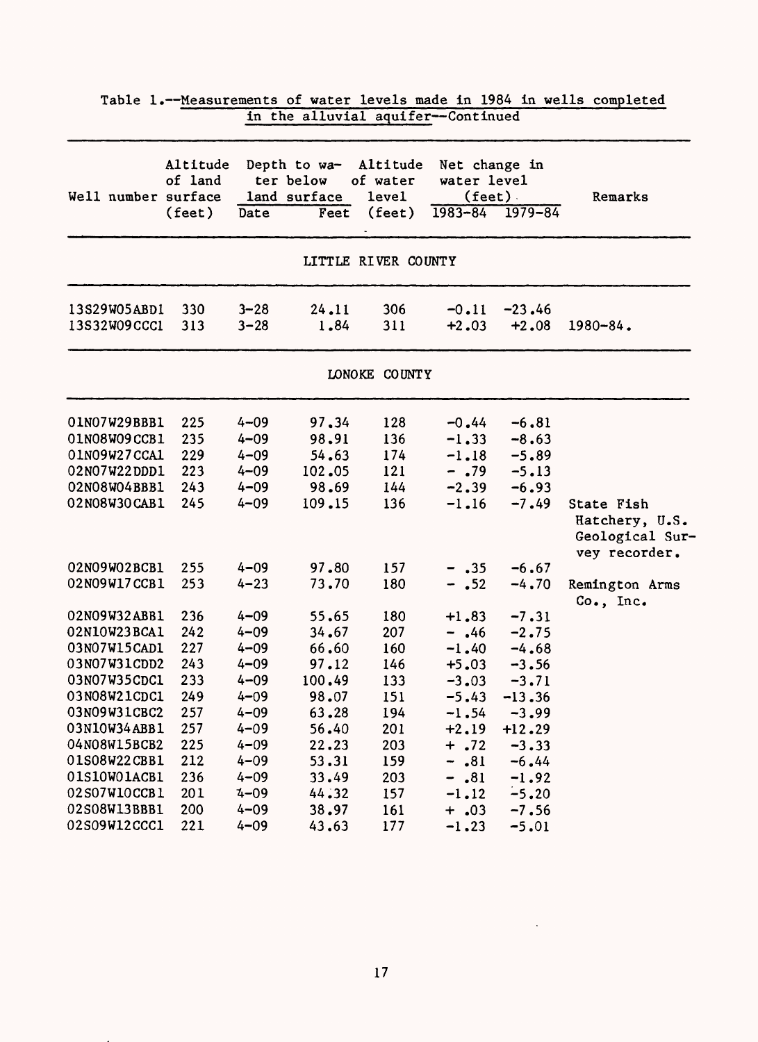Table 1.--Measurements of water levels made in 1984 in wells completed in the alluvial aquifer--Continued

| Well number | Altitude of land surface (feet) | Depth to water below land surface | | Altitude of water level (feet) | Net change in water level (feet) | | Remarks |
|---|---|---|---|---|---|---|---|
| | | Date | Feet | | 1983-84 | 1979-84 | |
| **LITTLE RIVER COUNTY** | | | | | | | |
| 13S29W05ABD1 | 330 | 3-28 | 24.11 | 306 | -0.11 | -23.46 | |
| 13S32W09CCC1 | 313 | 3-28 | 1.84 | 311 | +2.03 | +2.08 | 1980-84. |
| **LONOKE COUNTY** | | | | | | | |
| 01N07W29BBB1 | 225 | 4-09 | 97.34 | 128 | -0.44 | -6.81 | |
| 01N08W09CCB1 | 235 | 4-09 | 98.91 | 136 | -1.33 | -8.63 | |
| 01N09W27CCA1 | 229 | 4-09 | 54.63 | 174 | -1.18 | -5.89 | |
| 02N07W22DDD1 | 223 | 4-09 | 102.05 | 121 | - .79 | -5.13 | |
| 02N08W04BBB1 | 243 | 4-09 | 98.69 | 144 | -2.39 | -6.93 | |
| 02N08W30CAB1 | 245 | 4-09 | 109.15 | 136 | -1.16 | -7.49 | State Fish Hatchery, U.S. Geological Survey recorder. |
| 02N09W02BCB1 | 255 | 4-09 | 97.80 | 157 | - .35 | -6.67 | |
| 02N09W17CCB1 | 253 | 4-23 | 73.70 | 180 | - .52 | -4.70 | Remington Arms Co., Inc. |
| 02N09W32ABB1 | 236 | 4-09 | 55.65 | 180 | +1.83 | -7.31 | |
| 02N10W23BCA1 | 242 | 4-09 | 34.67 | 207 | - .46 | -2.75 | |
| 03N07W15CAD1 | 227 | 4-09 | 66.60 | 160 | -1.40 | -4.68 | |
| 03N07W31CDD2 | 243 | 4-09 | 97.12 | 146 | +5.03 | -3.56 | |
| 03N07W35CDC1 | 233 | 4-09 | 100.49 | 133 | -3.03 | -3.71 | |
| 03N08W21CDC1 | 249 | 4-09 | 98.07 | 151 | -5.43 | -13.36 | |
| 03N09W31CBC2 | 257 | 4-09 | 63.28 | 194 | -1.54 | -3.99 | |
| 03N10W34ABB1 | 257 | 4-09 | 56.40 | 201 | +2.19 | +12.29 | |
| 04N08W15BCB2 | 225 | 4-09 | 22.23 | 203 | + .72 | -3.33 | |
| 01S08W22CBB1 | 212 | 4-09 | 53.31 | 159 | - .81 | -6.44 | |
| 01S10W01ACB1 | 236 | 4-09 | 33.49 | 203 | - .81 | -1.92 | |
| 02S07W10CCB1 | 201 | 4-09 | 44.32 | 157 | -1.12 | -5.20 | |
| 02S08W13BBB1 | 200 | 4-09 | 38.97 | 161 | + .03 | -7.56 | |
| 02S09W12CCC1 | 221 | 4-09 | 43.63 | 177 | -1.23 | -5.01 | |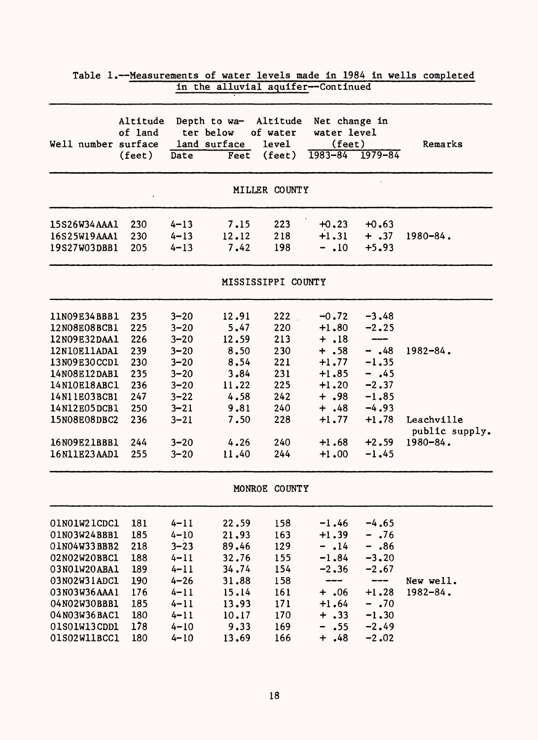Table 1.--Measurements of water levels made in 1984 in wells completed in the alluvial aquifer--Continued

| Well number | Altitude of land surface (feet) | Depth to water below land surface | | Altitude of water level (feet) | Net change in water level (feet) | | Remarks |
|---|---|---|---|---|---|---|---|
| | | Date | Feet | | 1983-84 | 1979-84 | |
| | | | MILLER COUNTY | | | | |
| 15S26W34AAA1 | 230 | 4-13 | 7.15 | 223 | +0.23 | +0.63 | |
| 16S25W19AAA1 | 230 | 4-13 | 12.12 | 218 | +1.31 | + .37 | 1980-84. |
| 19S27W03DBB1 | 205 | 4-13 | 7.42 | 198 | - .10 | +5.93 | |
| | | | MISSISSIPPI COUNTY | | | | |
| 11N09E34BBB1 | 235 | 3-20 | 12.91 | 222 | -0.72 | -3.48 | |
| 12N08E08BCB1 | 225 | 3-20 | 5.47 | 220 | +1.80 | -2.25 | |
| 12N09E32DAA1 | 226 | 3-20 | 12.59 | 213 | + .18 | --- | |
| 12N10E11ADA1 | 239 | 3-20 | 8.50 | 230 | + .58 | - .48 | 1982-84. |
| 13N09E30CCD1 | 230 | 3-20 | 8.54 | 221 | +1.77 | -1.35 | |
| 14N08E12DAB1 | 235 | 3-20 | 3.84 | 231 | +1.85 | - .45 | |
| 14N10E18ABC1 | 236 | 3-20 | 11.22 | 225 | +1.20 | -2.37 | |
| 14N11E03BCB1 | 247 | 3-22 | 4.58 | 242 | + .98 | -1.85 | |
| 14N12E05DCB1 | 250 | 3-21 | 9.81 | 240 | + .48 | -4.93 | |
| 15N08E08DBC2 | 236 | 3-21 | 7.50 | 228 | +1.77 | +1.78 | Leachville public supply. |
| 16N09E21BBB1 | 244 | 3-20 | 4.26 | 240 | +1.68 | +2.59 | 1980-84. |
| 16N11E23AAD1 | 255 | 3-20 | 11.40 | 244 | +1.00 | -1.45 | |
| | | | MONROE COUNTY | | | | |
| 01N01W21CDC1 | 181 | 4-11 | 22.59 | 158 | -1.46 | -4.65 | |
| 01N03W24BBB1 | 185 | 4-10 | 21.93 | 163 | +1.39 | - .76 | |
| 01N04W33BBB2 | 218 | 3-23 | 89.46 | 129 | - .14 | - .86 | |
| 02N02W20BBC1 | 188 | 4-11 | 32.76 | 155 | -1.84 | -3.20 | |
| 03N01W20ABA1 | 189 | 4-11 | 34.74 | 154 | -2.36 | -2.67 | |
| 03N02W31ADC1 | 190 | 4-26 | 31.88 | 158 | --- | --- | New well. |
| 03N03W36AAA1 | 176 | 4-11 | 15.14 | 161 | + .06 | +1.28 | 1982-84. |
| 04N02W30BBB1 | 185 | 4-11 | 13.93 | 171 | +1.64 | - .70 | |
| 04N03W36BAC1 | 180 | 4-11 | 10.17 | 170 | + .33 | -1.30 | |
| 01S01W13CDD1 | 178 | 4-10 | 9.33 | 169 | - .55 | -2.49 | |
| 01S02W11BCC1 | 180 | 4-10 | 13.69 | 166 | + .48 | -2.02 | |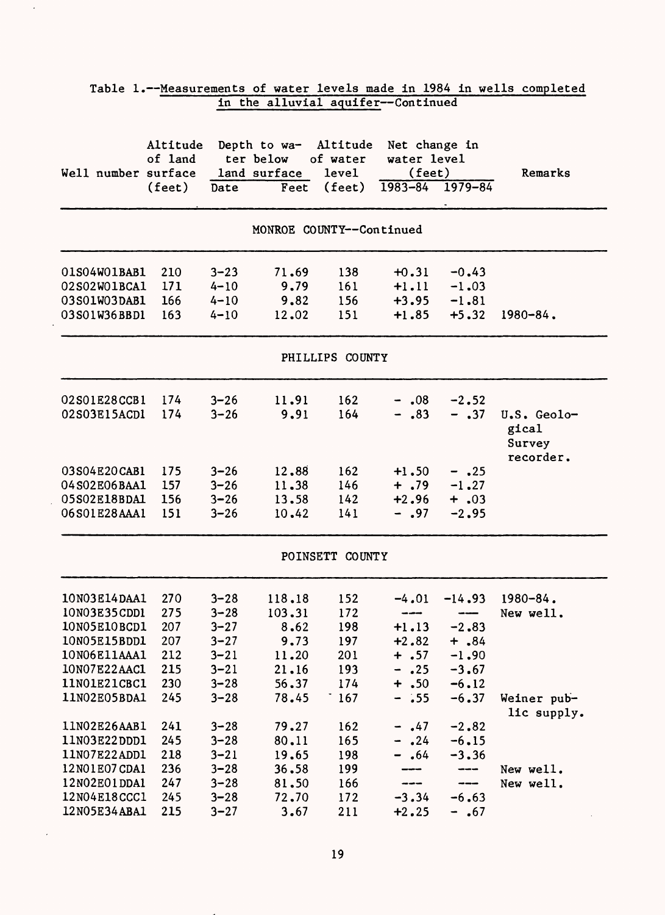Table 1.--Measurements of water levels made in 1984 in wells completed in the alluvial aquifer--Continued

| Well number | Altitude of land surface (feet) | Depth to water below land surface | | Altitude of water level (feet) | Net change in water level (feet) | | Remarks |
|---|---|---|---|---|---|---|---|
| | | Date | Feet | | 1983-84 | 1979-84 | |
| **MONROE COUNTY--Continued** | | | | | | | |
| 01S04W01BAB1 | 210 | 3-23 | 71.69 | 138 | +0.31 | -0.43 | |
| 02S02W01BCA1 | 171 | 4-10 | 9.79 | 161 | +1.11 | -1.03 | |
| 03S01W03DAB1 | 166 | 4-10 | 9.82 | 156 | +3.95 | -1.81 | |
| 03S01W36BBD1 | 163 | 4-10 | 12.02 | 151 | +1.85 | +5.32 | 1980-84. |
| **PHILLIPS COUNTY** | | | | | | | |
| 02S01E28CCB1 | 174 | 3-26 | 11.91 | 162 | - .08 | -2.52 | |
| 02S03E15ACD1 | 174 | 3-26 | 9.91 | 164 | - .83 | - .37 | U.S. Geological Survey recorder. |
| 03S04E20CAB1 | 175 | 3-26 | 12.88 | 162 | +1.50 | - .25 | |
| 04S02E06BAA1 | 157 | 3-26 | 11.38 | 146 | + .79 | -1.27 | |
| 05S02E18BDA1 | 156 | 3-26 | 13.58 | 142 | +2.96 | + .03 | |
| 06S01E28AAA1 | 151 | 3-26 | 10.42 | 141 | - .97 | -2.95 | |
| **POINSETT COUNTY** | | | | | | | |
| 10N03E14DAA1 | 270 | 3-28 | 118.18 | 152 | -4.01 | -14.93 | 1980-84. |
| 10N03E35CDD1 | 275 | 3-28 | 103.31 | 172 | --- | --- | New well. |
| 10N05E10BCD1 | 207 | 3-27 | 8.62 | 198 | +1.13 | -2.83 | |
| 10N05E15BDD1 | 207 | 3-27 | 9.73 | 197 | +2.82 | + .84 | |
| 10N06E11AAA1 | 212 | 3-21 | 11.20 | 201 | + .57 | -1.90 | |
| 10N07E22AAC1 | 215 | 3-21 | 21.16 | 193 | - .25 | -3.67 | |
| 11N01E21CBC1 | 230 | 3-28 | 56.37 | 174 | + .50 | -6.12 | |
| 11N02E05BDA1 | 245 | 3-28 | 78.45 | 167 | - .55 | -6.37 | Weiner public supply. |
| 11N02E26AAB1 | 241 | 3-28 | 79.27 | 162 | - .47 | -2.82 | |
| 11N03E22DDD1 | 245 | 3-28 | 80.11 | 165 | - .24 | -6.15 | |
| 11N07E22ADD1 | 218 | 3-21 | 19.65 | 198 | - .64 | -3.36 | |
| 12N01E07CDA1 | 236 | 3-28 | 36.58 | 199 | --- | --- | New well. |
| 12N02E01DDA1 | 247 | 3-28 | 81.50 | 166 | --- | --- | New well. |
| 12N04E18CCC1 | 245 | 3-28 | 72.70 | 172 | -3.34 | -6.63 | |
| 12N05E34ABA1 | 215 | 3-27 | 3.67 | 211 | +2.25 | - .67 | |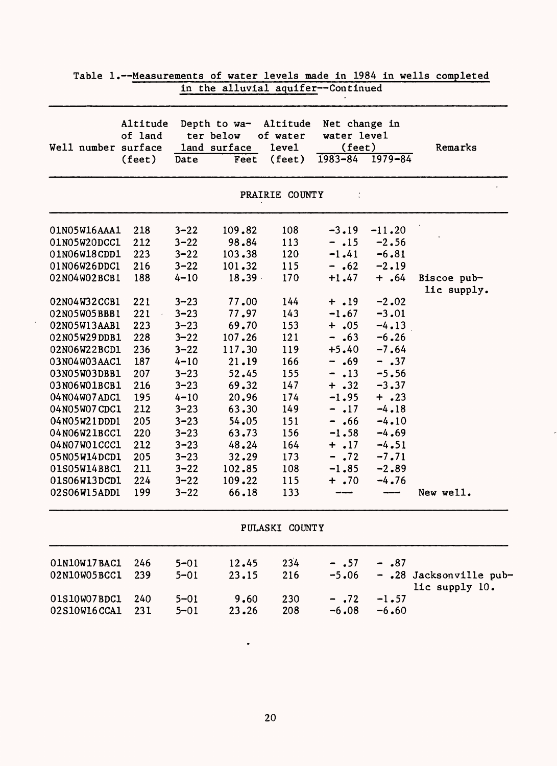Table 1.--Measurements of water levels made in 1984 in wells completed in the alluvial aquifer--Continued

| Well number | Altitude of land surface (feet) | Depth to water below land surface | | Altitude of water level (feet) | Net change in water level (feet) | | Remarks |
|---|---|---|---|---|---|---|---|
| | | Date | Feet | | 1983-84 | 1979-84 | |
| **PRAIRIE COUNTY** | | | | | | | |
| 01N05W16AAA1 | 218 | 3-22 | 109.82 | 108 | -3.19 | -11.20 | |
| 01N05W20DCC1 | 212 | 3-22 | 98.84 | 113 | - .15 | -2.56 | |
| 01N06W18CDD1 | 223 | 3-22 | 103.38 | 120 | -1.41 | -6.81 | |
| 01N06W26DDC1 | 216 | 3-22 | 101.32 | 115 | - .62 | -2.19 | |
| 02N04W02BCB1 | 188 | 4-10 | 18.39 | 170 | +1.47 | + .64 | Biscoe public supply. |
| 02N04W32CCB1 | 221 | 3-23 | 77.00 | 144 | + .19 | -2.02 | |
| 02N05W05BBB1 | 221 | 3-23 | 77.97 | 143 | -1.67 | -3.01 | |
| 02N05W13AAB1 | 223 | 3-23 | 69.70 | 153 | + .05 | -4.13 | |
| 02N05W29DDB1 | 228 | 3-22 | 107.26 | 121 | - .63 | -6.26 | |
| 02N06W22BCD1 | 236 | 3-22 | 117.30 | 119 | +5.40 | -7.64 | |
| 03N04W03AAC1 | 187 | 4-10 | 21.19 | 166 | - .69 | - .37 | |
| 03N05W03DBB1 | 207 | 3-23 | 52.45 | 155 | - .13 | -5.56 | |
| 03N06W01BCB1 | 216 | 3-23 | 69.32 | 147 | + .32 | -3.37 | |
| 04N04W07ADC1 | 195 | 4-10 | 20.96 | 174 | -1.95 | + .23 | |
| 04N05W07CDC1 | 212 | 3-23 | 63.30 | 149 | - .17 | -4.18 | |
| 04N05W21DDD1 | 205 | 3-23 | 54.05 | 151 | - .66 | -4.10 | |
| 04N06W21BCC1 | 220 | 3-23 | 63.73 | 156 | -1.58 | -4.69 | |
| 04N07W01CCC1 | 212 | 3-23 | 48.24 | 164 | + .17 | -4.51 | |
| 05N05W14DCD1 | 205 | 3-23 | 32.29 | 173 | - .72 | -7.71 | |
| 01S05W14BBC1 | 211 | 3-22 | 102.85 | 108 | -1.85 | -2.89 | |
| 01S06W13DCD1 | 224 | 3-22 | 109.22 | 115 | + .70 | -4.76 | |
| 02S06W15ADD1 | 199 | 3-22 | 66.18 | 133 | --- | --- | New well. |
| **PULASKI COUNTY** | | | | | | | |
| 01N10W17BAC1 | 246 | 5-01 | 12.45 | 234 | - .57 | - .87 | |
| 02N10W05BCC1 | 239 | 5-01 | 23.15 | 216 | -5.06 | - .28 | Jacksonville public supply 10. |
| 01S10W07BDC1 | 240 | 5-01 | 9.60 | 230 | - .72 | -1.57 | |
| 02S10W16CCA1 | 231 | 5-01 | 23.26 | 208 | -6.08 | -6.60 | |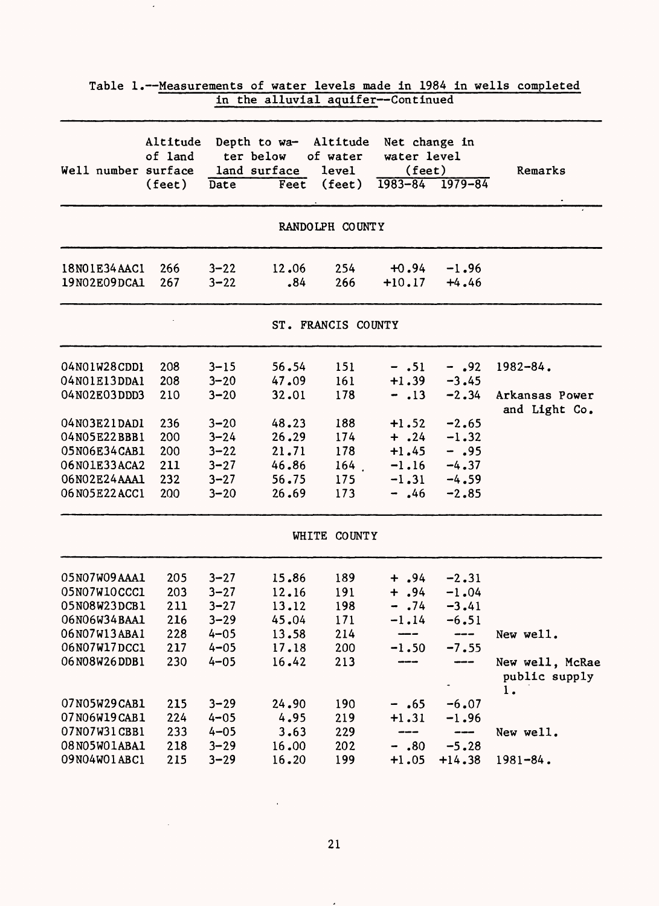Table 1.--Measurements of water levels made in 1984 in wells completed in the alluvial aquifer--Continued

| Well number | Altitude of land surface (feet) | Depth to water below land surface | | Altitude of water level (feet) | Net change in water level (feet) | | Remarks |
|---|---|---|---|---|---|---|---|
| | | Date | Feet | | 1983-84 | 1979-84 | |
| **RANDOLPH COUNTY** | | | | | | | |
| 18N01E34AAC1 | 266 | 3-22 | 12.06 | 254 | +0.94 | -1.96 | |
| 19N02E09DCA1 | 267 | 3-22 | .84 | 266 | +10.17 | +4.46 | |
| **ST. FRANCIS COUNTY** | | | | | | | |
| 04N01W28CDD1 | 208 | 3-15 | 56.54 | 151 | - .51 | - .92 | 1982-84. |
| 04N01E13DDA1 | 208 | 3-20 | 47.09 | 161 | +1.39 | -3.45 | |
| 04N02E03DDD3 | 210 | 3-20 | 32.01 | 178 | - .13 | -2.34 | Arkansas Power and Light Co. |
| 04N03E21DAD1 | 236 | 3-20 | 48.23 | 188 | +1.52 | -2.65 | |
| 04N05E22BBB1 | 200 | 3-24 | 26.29 | 174 | + .24 | -1.32 | |
| 05N06E34CAB1 | 200 | 3-22 | 21.71 | 178 | +1.45 | - .95 | |
| 06N01E33ACA2 | 211 | 3-27 | 46.86 | 164 | -1.16 | -4.37 | |
| 06N02E24AAA1 | 232 | 3-27 | 56.75 | 175 | -1.31 | -4.59 | |
| 06N05E22ACC1 | 200 | 3-20 | 26.69 | 173 | - .46 | -2.85 | |
| **WHITE COUNTY** | | | | | | | |
| 05N07W09AAA1 | 205 | 3-27 | 15.86 | 189 | + .94 | -2.31 | |
| 05N07W10CCC1 | 203 | 3-27 | 12.16 | 191 | + .94 | -1.04 | |
| 05N08W23DCB1 | 211 | 3-27 | 13.12 | 198 | - .74 | -3.41 | |
| 06N06W34BAA1 | 216 | 3-29 | 45.04 | 171 | -1.14 | -6.51 | |
| 06N07W13ABA1 | 228 | 4-05 | 13.58 | 214 | --- | --- | New well. |
| 06N07W17DCC1 | 217 | 4-05 | 17.18 | 200 | -1.50 | -7.55 | |
| 06N08W26DDB1 | 230 | 4-05 | 16.42 | 213 | --- | --- | New well, McRae public supply 1. |
| 07N05W29CAB1 | 215 | 3-29 | 24.90 | 190 | - .65 | -6.07 | |
| 07N06W19CAB1 | 224 | 4-05 | 4.95 | 219 | +1.31 | -1.96 | |
| 07N07W31CBB1 | 233 | 4-05 | 3.63 | 229 | --- | --- | New well. |
| 08N05W01ABA1 | 218 | 3-29 | 16.00 | 202 | - .80 | -5.28 | |
| 09N04W01ABC1 | 215 | 3-29 | 16.20 | 199 | +1.05 | +14.38 | 1981-84. |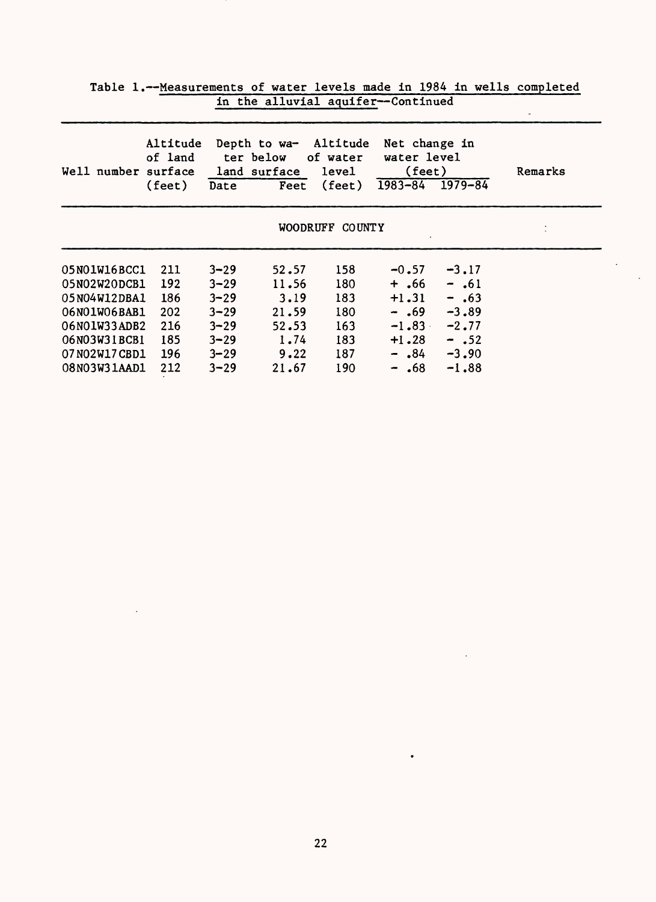Table 1.--Measurements of water levels made in 1984 in wells completed in the alluvial aquifer--Continued

| Well number | Altitude of land surface (feet) | Depth to water below land surface | | Altitude of water level (feet) | Net change in water level (feet) | | Remarks |
|---|---|---|---|---|---|---|---|
| | | Date | Feet | | 1983-84 | 1979-84 | |
| **WOODRUFF COUNTY** | | | | | | | |
| 05N01W16BCC1 | 211 | 3-29 | 52.57 | 158 | -0.57 | -3.17 | |
| 05N02W20DCB1 | 192 | 3-29 | 11.56 | 180 | + .66 | - .61 | |
| 05N04W12DBA1 | 186 | 3-29 | 3.19 | 183 | +1.31 | - .63 | |
| 06N01W06BAB1 | 202 | 3-29 | 21.59 | 180 | - .69 | -3.89 | |
| 06N01W33ADB2 | 216 | 3-29 | 52.53 | 163 | -1.83 | -2.77 | |
| 06N03W31BCB1 | 185 | 3-29 | 1.74 | 183 | +1.28 | - .52 | |
| 07N02W17CBD1 | 196 | 3-29 | 9.22 | 187 | - .84 | -3.90 | |
| 08N03W31AAD1 | 212 | 3-29 | 21.67 | 190 | - .68 | -1.88 | |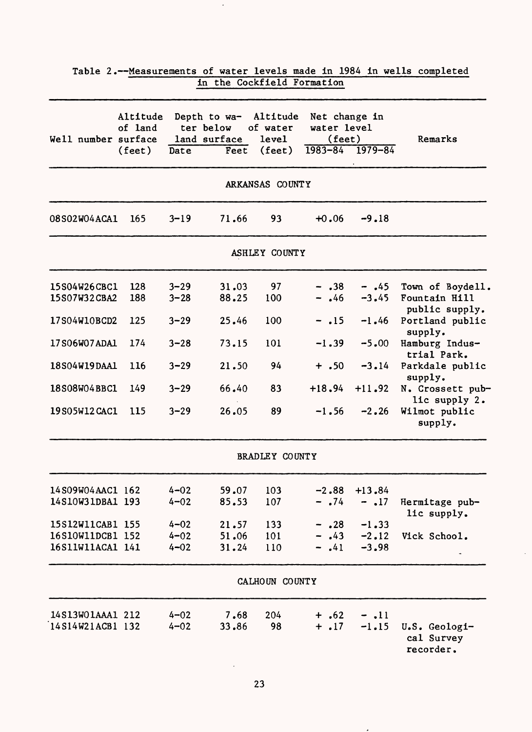Table 2.--Measurements of water levels made in 1984 in wells completed in the Cockfield Formation

| Well number | Altitude of land surface (feet) | Depth to water below land surface | | Altitude of water level (feet) | Net change in water level (feet) | | Remarks |
|---|---|---|---|---|---|---|---|
| | | Date | Feet | | 1983-84 | 1979-84 | |
| **ARKANSAS COUNTY** | | | | | | | |
| 08S02W04ACA1 | 165 | 3-19 | 71.66 | 93 | +0.06 | -9.18 | |
| **ASHLEY COUNTY** | | | | | | | |
| 15S04W26CBC1 | 128 | 3-29 | 31.03 | 97 | - .38 | - .45 | Town of Boydell. |
| 15S07W32CBA2 | 188 | 3-28 | 88.25 | 100 | - .46 | -3.45 | Fountain Hill public supply. |
| 17S04W10BCD2 | 125 | 3-29 | 25.46 | 100 | - .15 | -1.46 | Portland public supply. |
| 17S06W07ADA1 | 174 | 3-28 | 73.15 | 101 | -1.39 | -5.00 | Hamburg Industrial Park. |
| 18S04W19DAA1 | 116 | 3-29 | 21.50 | 94 | + .50 | -3.14 | Parkdale public supply. |
| 18S08W04BBC1 | 149 | 3-29 | 66.40 | 83 | +18.94 | +11.92 | N. Crossett public supply 2. |
| 19S05W12CAC1 | 115 | 3-29 | 26.05 | 89 | -1.56 | -2.26 | Wilmot public supply. |
| **BRADLEY COUNTY** | | | | | | | |
| 14S09W04AAC1 | 162 | 4-02 | 59.07 | 103 | -2.88 | +13.84 | |
| 14S10W31DBA1 | 193 | 4-02 | 85.53 | 107 | - .74 | - .17 | Hermitage public supply. |
| 15S12W11CAB1 | 155 | 4-02 | 21.57 | 133 | - .28 | -1.33 | |
| 16S10W11DCB1 | 152 | 4-02 | 51.06 | 101 | - .43 | -2.12 | Vick School. |
| 16S11W11ACA1 | 141 | 4-02 | 31.24 | 110 | - .41 | -3.98 | |
| **CALHOUN COUNTY** | | | | | | | |
| 14S13W01AAA1 | 212 | 4-02 | 7.68 | 204 | + .62 | - .11 | |
| 14S14W21ACB1 | 132 | 4-02 | 33.86 | 98 | + .17 | -1.15 | U.S. Geological Survey recorder. |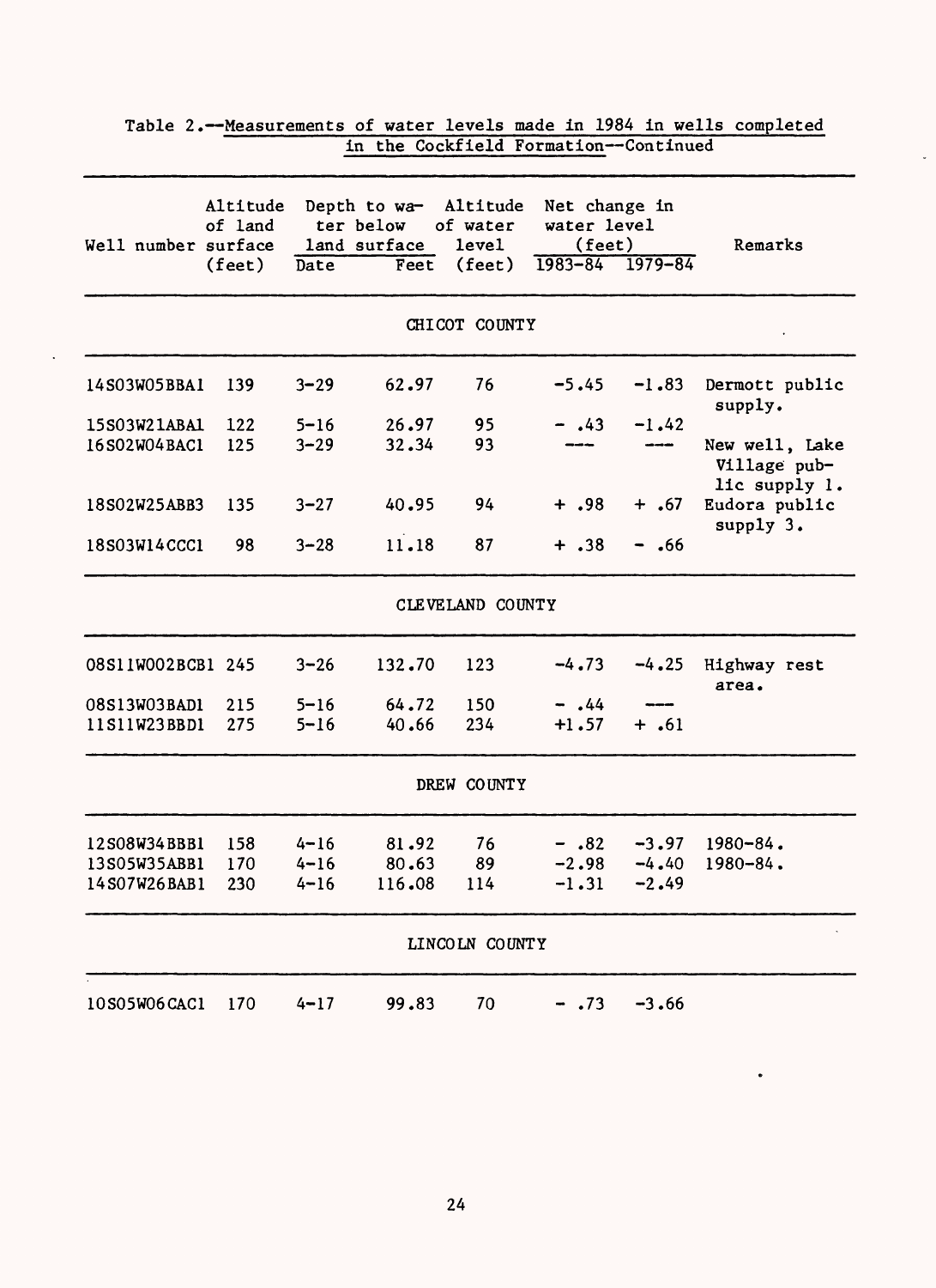Table 2.--Measurements of water levels made in 1984 in wells completed in the Cockfield Formation--Continued

| Well number | Altitude of land surface (feet) | Depth to water below land surface | | Altitude of water level (feet) | Net change in water level (feet) | | Remarks |
|---|---|---|---|---|---|---|---|
| | | Date | Feet | | 1983-84 | 1979-84 | |
| **CHICOT COUNTY** | | | | | | | |
| 14S03W05BBA1 | 139 | 3-29 | 62.97 | 76 | -5.45 | -1.83 | Dermott public supply. |
| 15S03W21ABA1 | 122 | 5-16 | 26.97 | 95 | - .43 | -1.42 | |
| 16S02W04BAC1 | 125 | 3-29 | 32.34 | 93 | --- | --- | New well, Lake Village public supply 1. |
| 18S02W25ABB3 | 135 | 3-27 | 40.95 | 94 | + .98 | + .67 | Eudora public supply 3. |
| 18S03W14CCC1 | 98 | 3-28 | 11.18 | 87 | + .38 | - .66 | |
| **CLEVELAND COUNTY** | | | | | | | |
| 08S11W002BCB1 | 245 | 3-26 | 132.70 | 123 | -4.73 | -4.25 | Highway rest area. |
| 08S13W03BAD1 | 215 | 5-16 | 64.72 | 150 | - .44 | --- | |
| 11S11W23BBD1 | 275 | 5-16 | 40.66 | 234 | +1.57 | + .61 | |
| **DREW COUNTY** | | | | | | | |
| 12S08W34BBB1 | 158 | 4-16 | 81.92 | 76 | - .82 | -3.97 | 1980-84. |
| 13S05W35ABB1 | 170 | 4-16 | 80.63 | 89 | -2.98 | -4.40 | 1980-84. |
| 14S07W26BAB1 | 230 | 4-16 | 116.08 | 114 | -1.31 | -2.49 | |
| **LINCOLN COUNTY** | | | | | | | |
| 10S05W06CAC1 | 170 | 4-17 | 99.83 | 70 | - .73 | -3.66 | |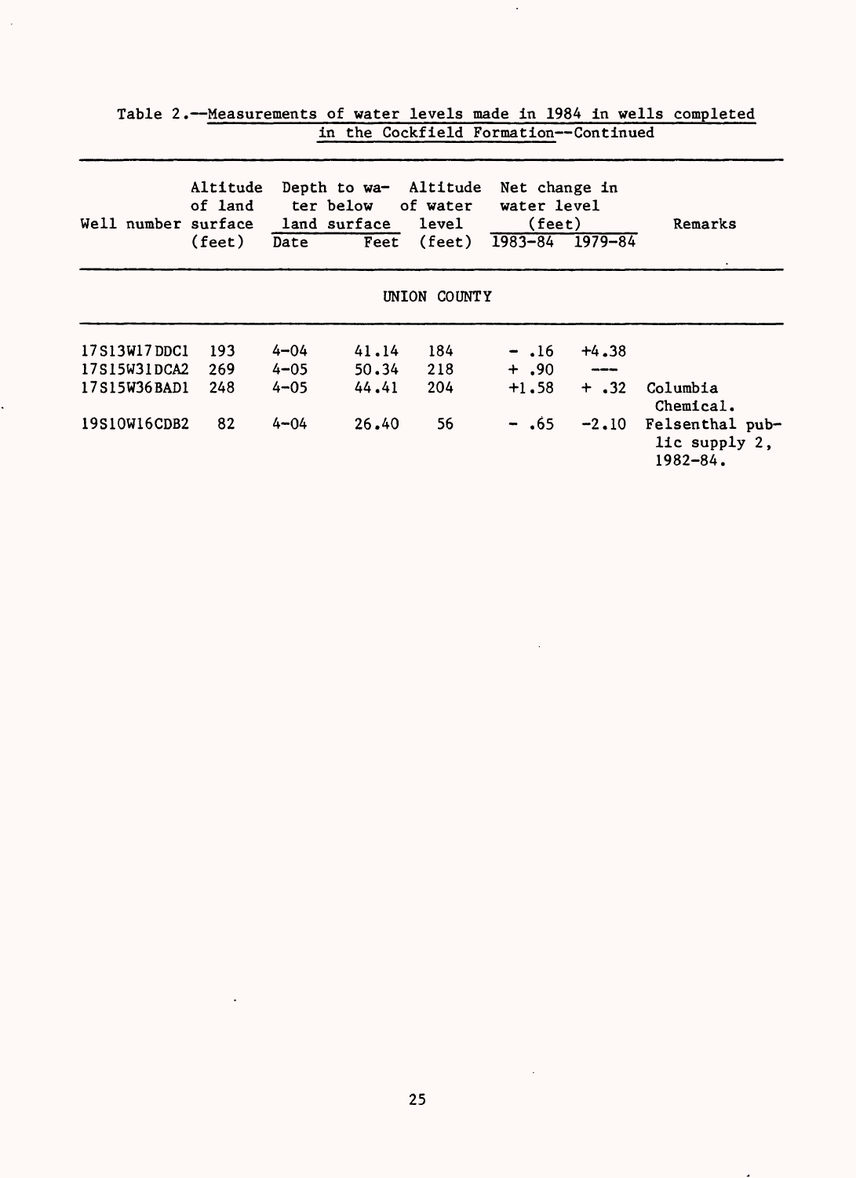Table 2.--Measurements of water levels made in 1984 in wells completed in the Cockfield Formation--Continued

| Well number | Altitude of land surface (feet) | Depth to water below land surface | | Altitude of water level (feet) | Net change in water level (feet) | | Remarks |
|---|---|---|---|---|---|---|---|
| | | Date | Feet | | 1983-84 | 1979-84 | |
| **UNION COUNTY** | | | | | | | |
| 17S13W17DDC1 | 193 | 4-04 | 41.14 | 184 | - .16 | +4.38 | |
| 17S15W31DCA2 | 269 | 4-05 | 50.34 | 218 | + .90 | --- | |
| 17S15W36BAD1 | 248 | 4-05 | 44.41 | 204 | +1.58 | + .32 | Columbia Chemical. |
| 19S10W16CDB2 | 82 | 4-04 | 26.40 | 56 | - .65 | -2.10 | Felsenthal public supply 2, 1982-84. |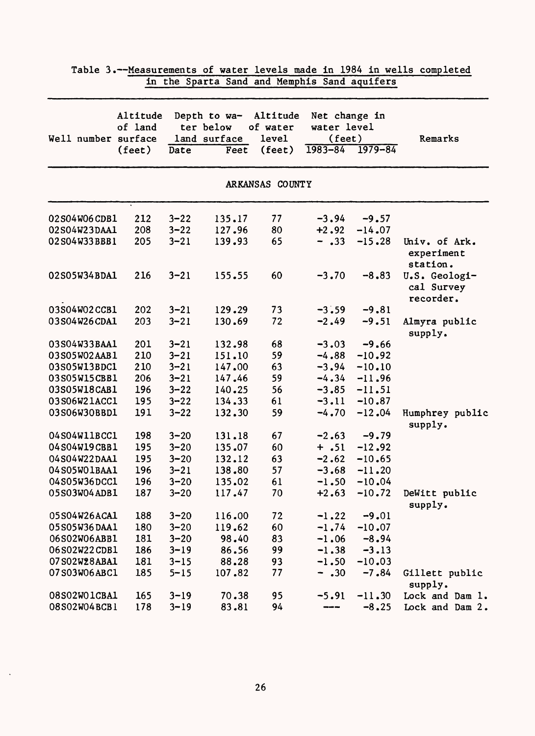Table 3.--Measurements of water levels made in 1984 in wells completed in the Sparta Sand and Memphis Sand aquifers

| Well number | Altitude of land surface (feet) | Depth to water below land surface | | Altitude of water level (feet) | Net change in water level (feet) | | Remarks |
|---|---|---|---|---|---|---|---|
| | | Date | Feet | | 1983-84 | 1979-84 | |
| **ARKANSAS COUNTY** | | | | | | | |
| 02S04W06CDB1 | 212 | 3-22 | 135.17 | 77 | -3.94 | -9.57 | |
| 02S04W23DAA1 | 208 | 3-22 | 127.96 | 80 | +2.92 | -14.07 | |
| 02S04W33BBB1 | 205 | 3-21 | 139.93 | 65 | - .33 | -15.28 | Univ. of Ark. experiment station. |
| 02S05W34BDA1 | 216 | 3-21 | 155.55 | 60 | -3.70 | -8.83 | U.S. Geological Survey recorder. |
| 03S04W02CCB1 | 202 | 3-21 | 129.29 | 73 | -3.59 | -9.81 | |
| 03S04W26CDA1 | 203 | 3-21 | 130.69 | 72 | -2.49 | -9.51 | Almyra public supply. |
| 03S04W33BAA1 | 201 | 3-21 | 132.98 | 68 | -3.03 | -9.66 | |
| 03S05W02AAB1 | 210 | 3-21 | 151.10 | 59 | -4.88 | -10.92 | |
| 03S05W13BDC1 | 210 | 3-21 | 147.00 | 63 | -3.94 | -10.10 | |
| 03S05W15CBB1 | 206 | 3-21 | 147.46 | 59 | -4.34 | -11.96 | |
| 03S05W18CAB1 | 196 | 3-22 | 140.25 | 56 | -3.85 | -11.51 | |
| 03S06W21ACC1 | 195 | 3-22 | 134.33 | 61 | -3.11 | -10.87 | |
| 03S06W30BBD1 | 191 | 3-22 | 132.30 | 59 | -4.70 | -12.04 | Humphrey public supply. |
| 04S04W11BCC1 | 198 | 3-20 | 131.18 | 67 | -2.63 | -9.79 | |
| 04S04W19CBB1 | 195 | 3-20 | 135.07 | 60 | + .51 | -12.92 | |
| 04S04W22DAA1 | 195 | 3-20 | 132.12 | 63 | -2.62 | -10.65 | |
| 04S05W01BAA1 | 196 | 3-21 | 138.80 | 57 | -3.68 | -11.20 | |
| 04S05W36DCC1 | 196 | 3-20 | 135.02 | 61 | -1.50 | -10.04 | |
| 05S03W04ADB1 | 187 | 3-20 | 117.47 | 70 | +2.63 | -10.72 | DeWitt public supply. |
| 05S04W26ACA1 | 188 | 3-20 | 116.00 | 72 | -1.22 | -9.01 | |
| 05S05W36DAA1 | 180 | 3-20 | 119.62 | 60 | -1.74 | -10.07 | |
| 06S02W06ABB1 | 181 | 3-20 | 98.40 | 83 | -1.06 | -8.94 | |
| 06S02W22CDB1 | 186 | 3-19 | 86.56 | 99 | -1.38 | -3.13 | |
| 07S02W28ABA1 | 181 | 3-15 | 88.28 | 93 | -1.50 | -10.03 | |
| 07S03W06ABC1 | 185 | 5-15 | 107.82 | 77 | - .30 | -7.84 | Gillett public supply. |
| 08S02W01CBA1 | 165 | 3-19 | 70.38 | 95 | -5.91 | -11.30 | Lock and Dam 1. |
| 08S02W04BCB1 | 178 | 3-19 | 83.81 | 94 | --- | -8.25 | Lock and Dam 2. |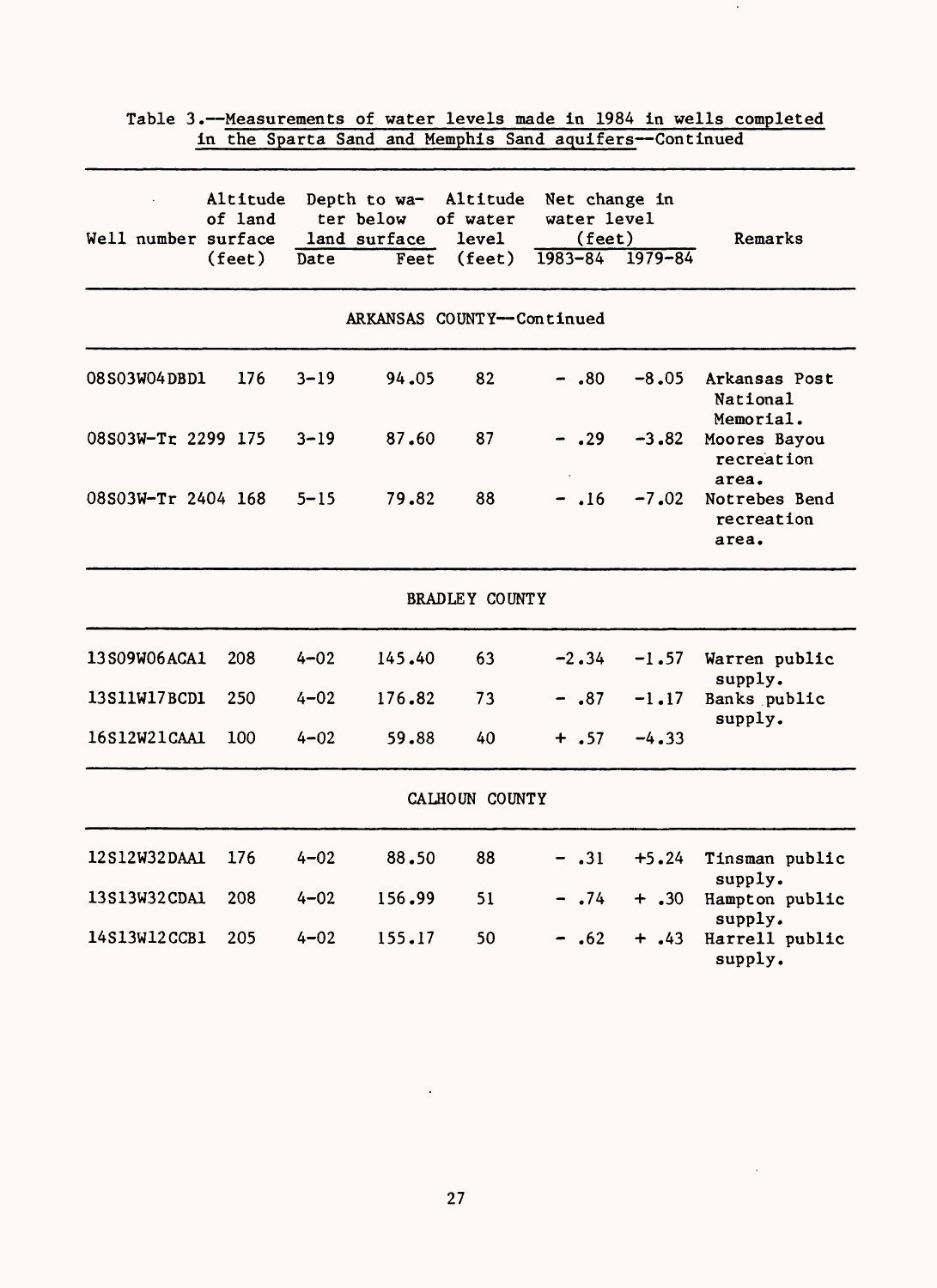Table 3.--Measurements of water levels made in 1984 in wells completed in the Sparta Sand and Memphis Sand aquifers--Continued

| Well number | Altitude of land surface (feet) | Depth to water below land surface | | Altitude of water level (feet) | Net change in water level (feet) | | Remarks |
|---|---|---|---|---|---|---|---|
| | | Date | Feet | | 1983-84 | 1979-84 | |
| **ARKANSAS COUNTY--Continued** | | | | | | | |
| 08S03W04DBD1 | 176 | 3-19 | 94.05 | 82 | - .80 | -8.05 | Arkansas Post National Memorial. |
| 08S03W-Tr 2299 | 175 | 3-19 | 87.60 | 87 | - .29 | -3.82 | Moores Bayou recreation area. |
| 08S03W-Tr 2404 | 168 | 5-15 | 79.82 | 88 | - .16 | -7.02 | Notrebes Bend recreation area. |
| **BRADLEY COUNTY** | | | | | | | |
| 13S09W06ACA1 | 208 | 4-02 | 145.40 | 63 | -2.34 | -1.57 | Warren public supply. |
| 13S11W17BCD1 | 250 | 4-02 | 176.82 | 73 | - .87 | -1.17 | Banks public supply. |
| 16S12W21CAA1 | 100 | 4-02 | 59.88 | 40 | + .57 | -4.33 | |
| **CALHOUN COUNTY** | | | | | | | |
| 12S12W32DAA1 | 176 | 4-02 | 88.50 | 88 | - .31 | +5.24 | Tinsman public supply. |
| 13S13W32CDA1 | 208 | 4-02 | 156.99 | 51 | - .74 | + .30 | Hampton public supply. |
| 14S13W12CCB1 | 205 | 4-02 | 155.17 | 50 | - .62 | + .43 | Harrell public supply. |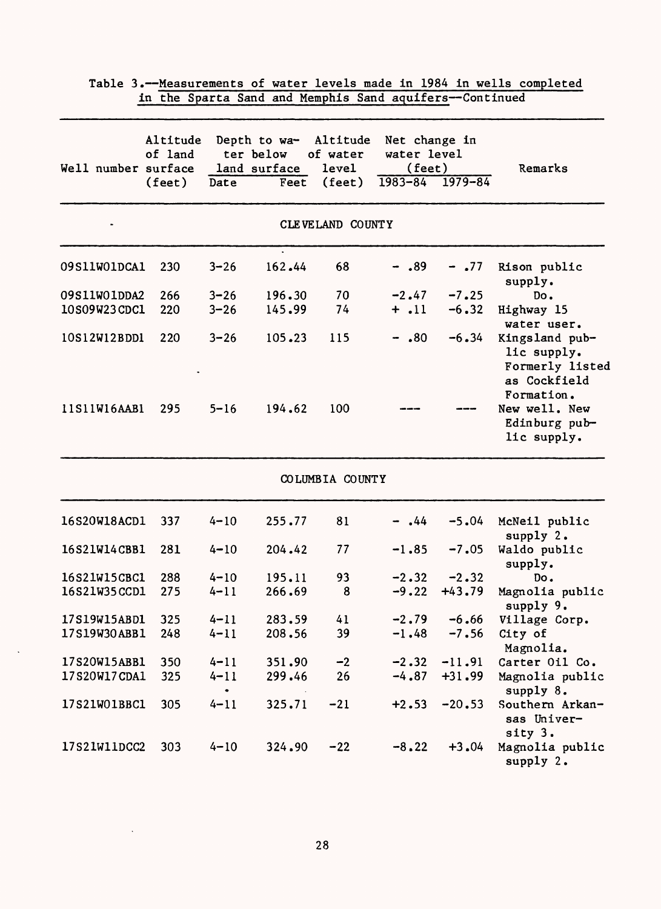Table 3.--Measurements of water levels made in 1984 in wells completed in the Sparta Sand and Memphis Sand aquifers--Continued

| Well number | Altitude of land surface (feet) | Depth to water below land surface | | Altitude of water level (feet) | Net change in water level (feet) | | Remarks |
|---|---|---|---|---|---|---|---|
| | | Date | Feet | | 1983-84 | 1979-84 | |
| **CLEVELAND COUNTY** | | | | | | | |
| 09S11W01DCA1 | 230 | 3-26 | 162.44 | 68 | - .89 | - .77 | Rison public supply. |
| 09S11W01DDA2 | 266 | 3-26 | 196.30 | 70 | -2.47 | -7.25 | Do. |
| 10S09W23CDC1 | 220 | 3-26 | 145.99 | 74 | + .11 | -6.32 | Highway 15 water user. |
| 10S12W12BDD1 | 220 | 3-26 | 105.23 | 115 | - .80 | -6.34 | Kingsland public supply. Formerly listed as Cockfield Formation. |
| 11S11W16AAB1 | 295 | 5-16 | 194.62 | 100 | --- | --- | New well. New Edinburg public supply. |
| **COLUMBIA COUNTY** | | | | | | | |
| 16S20W18ACD1 | 337 | 4-10 | 255.77 | 81 | - .44 | -5.04 | McNeil public supply 2. |
| 16S21W14CBB1 | 281 | 4-10 | 204.42 | 77 | -1.85 | -7.05 | Waldo public supply. |
| 16S21W15CBC1 | 288 | 4-10 | 195.11 | 93 | -2.32 | -2.32 | Do. |
| 16S21W35CCD1 | 275 | 4-11 | 266.69 | 8 | -9.22 | +43.79 | Magnolia public supply 9. |
| 17S19W15ABD1 | 325 | 4-11 | 283.59 | 41 | -2.79 | -6.66 | Village Corp. |
| 17S19W30ABB1 | 248 | 4-11 | 208.56 | 39 | -1.48 | -7.56 | City of Magnolia. |
| 17S20W15ABB1 | 350 | 4-11 | 351.90 | -2 | -2.32 | -11.91 | Carter Oil Co. |
| 17S20W17CDA1 | 325 | 4-11 | 299.46 | 26 | -4.87 | +31.99 | Magnolia public supply 8. |
| 17S21W01BBC1 | 305 | 4-11 | 325.71 | -21 | +2.53 | -20.53 | Southern Arkansas University 3. |
| 17S21W11DCC2 | 303 | 4-10 | 324.90 | -22 | -8.22 | +3.04 | Magnolia public supply 2. |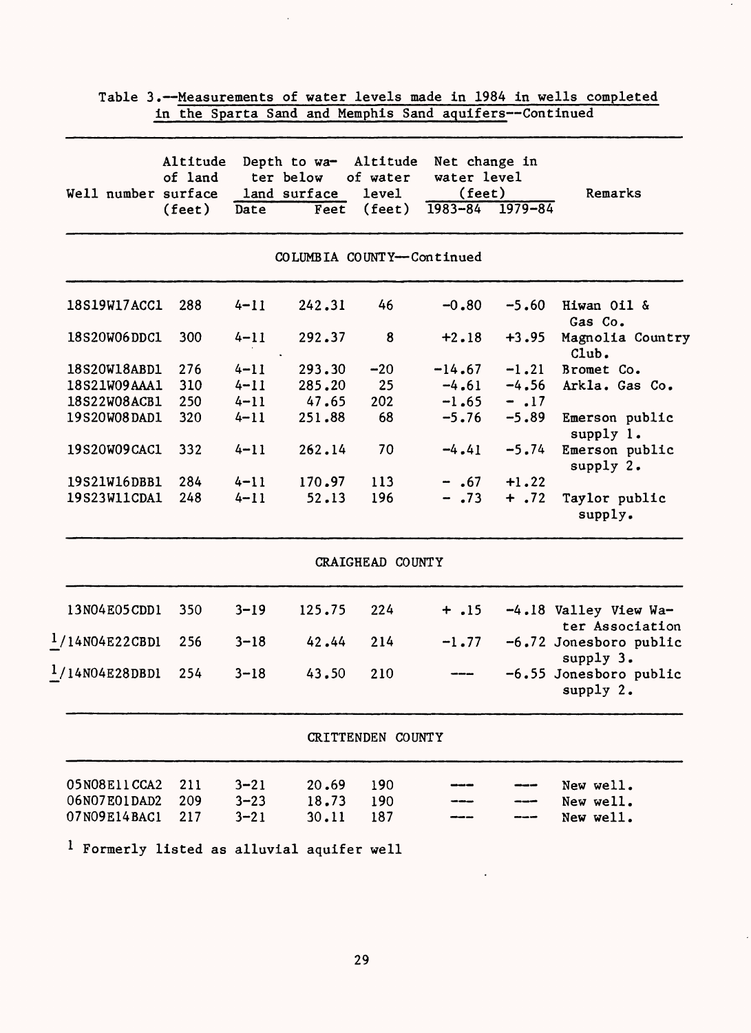Table 3.--Measurements of water levels made in 1984 in wells completed in the Sparta Sand and Memphis Sand aquifers--Continued

| Well number | Altitude of land surface (feet) | Depth to water below land surface | | Altitude of water level (feet) | Net change in water level (feet) | | Remarks |
|---|---|---|---|---|---|---|---|
| | | Date | Feet | | 1983-84 | 1979-84 | |
| **COLUMBIA COUNTY--Continued** | | | | | | | |
| 18S19W17ACC1 | 288 | 4-11 | 242.31 | 46 | -0.80 | -5.60 | Hiwan Oil & Gas Co. |
| 18S20W06DDC1 | 300 | 4-11 | 292.37 | 8 | +2.18 | +3.95 | Magnolia Country Club. |
| 18S20W18ABD1 | 276 | 4-11 | 293.30 | -20 | -14.67 | -1.21 | Bromet Co. |
| 18S21W09AAA1 | 310 | 4-11 | 285.20 | 25 | -4.61 | -4.56 | Arkla. Gas Co. |
| 18S22W08ACB1 | 250 | 4-11 | 47.65 | 202 | -1.65 | - .17 | |
| 19S20W08DAD1 | 320 | 4-11 | 251.88 | 68 | -5.76 | -5.89 | Emerson public supply 1. |
| 19S20W09CAC1 | 332 | 4-11 | 262.14 | 70 | -4.41 | -5.74 | Emerson public supply 2. |
| 19S21W16DBB1 | 284 | 4-11 | 170.97 | 113 | - .67 | +1.22 | |
| 19S23W11CDA1 | 248 | 4-11 | 52.13 | 196 | - .73 | + .72 | Taylor public supply. |
| **CRAIGHEAD COUNTY** | | | | | | | |
| 13N04E05CDD1 | 350 | 3-19 | 125.75 | 224 | + .15 | -4.18 | Valley View Water Association |
| [1]/14N04E22CBD1 | 256 | 3-18 | 42.44 | 214 | -1.77 | -6.72 | Jonesboro public supply 3. |
| [1]/14N04E28DBD1 | 254 | 3-18 | 43.50 | 210 | --- | -6.55 | Jonesboro public supply 2. |
| **CRITTENDEN COUNTY** | | | | | | | |
| 05N08E11CCA2 | 211 | 3-21 | 20.69 | 190 | --- | --- | New well. |
| 06N07E01DAD2 | 209 | 3-23 | 18.73 | 190 | --- | --- | New well. |
| 07N09E14BAC1 | 217 | 3-21 | 30.11 | 187 | --- | --- | New well. |

[1] Formerly listed as alluvial aquifer well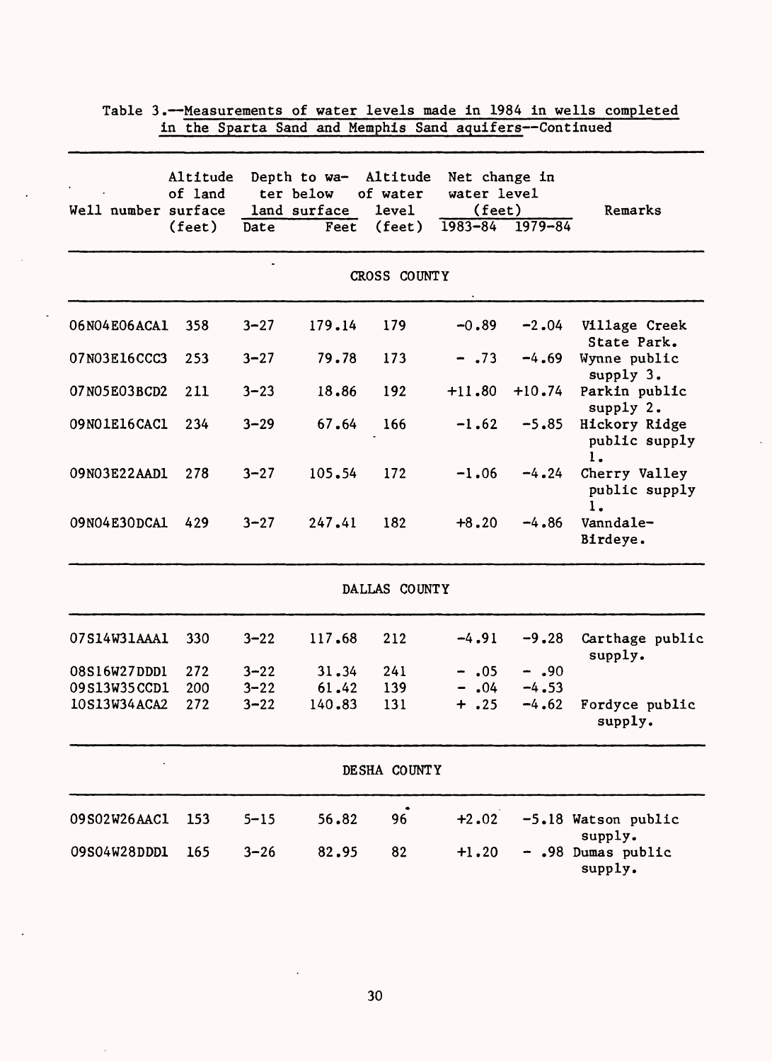Table 3.--Measurements of water levels made in 1984 in wells completed in the Sparta Sand and Memphis Sand aquifers--Continued

| Well number | Altitude of land surface (feet) | Depth to water below land surface | | Altitude of water level (feet) | Net change in water level (feet) | | Remarks |
|---|---|---|---|---|---|---|---|
| | | Date | Feet | | 1983-84 | 1979-84 | |
| **CROSS COUNTY** | | | | | | | |
| 06N04E06ACA1 | 358 | 3-27 | 179.14 | 179 | -0.89 | -2.04 | Village Creek State Park. |
| 07N03E16CCC3 | 253 | 3-27 | 79.78 | 173 | - .73 | -4.69 | Wynne public supply 3. |
| 07N05E03BCD2 | 211 | 3-23 | 18.86 | 192 | +11.80 | +10.74 | Parkin public supply 2. |
| 09N01E16CAC1 | 234 | 3-29 | 67.64 | 166 | -1.62 | -5.85 | Hickory Ridge public supply 1. |
| 09N03E22AAD1 | 278 | 3-27 | 105.54 | 172 | -1.06 | -4.24 | Cherry Valley public supply 1. |
| 09N04E30DCA1 | 429 | 3-27 | 247.41 | 182 | +8.20 | -4.86 | Vanndale-Birdeye. |
| **DALLAS COUNTY** | | | | | | | |
| 07S14W31AAA1 | 330 | 3-22 | 117.68 | 212 | -4.91 | -9.28 | Carthage public supply. |
| 08S16W27DDD1 | 272 | 3-22 | 31.34 | 241 | - .05 | - .90 | |
| 09S13W35CCD1 | 200 | 3-22 | 61.42 | 139 | - .04 | -4.53 | |
| 10S13W34ACA2 | 272 | 3-22 | 140.83 | 131 | + .25 | -4.62 | Fordyce public supply. |
| **DESHA COUNTY** | | | | | | | |
| 09S02W26AAC1 | 153 | 5-15 | 56.82 | 96 | +2.02 | -5.18 | Watson public supply. |
| 09S04W28DDD1 | 165 | 3-26 | 82.95 | 82 | +1.20 | - .98 | Dumas public supply. |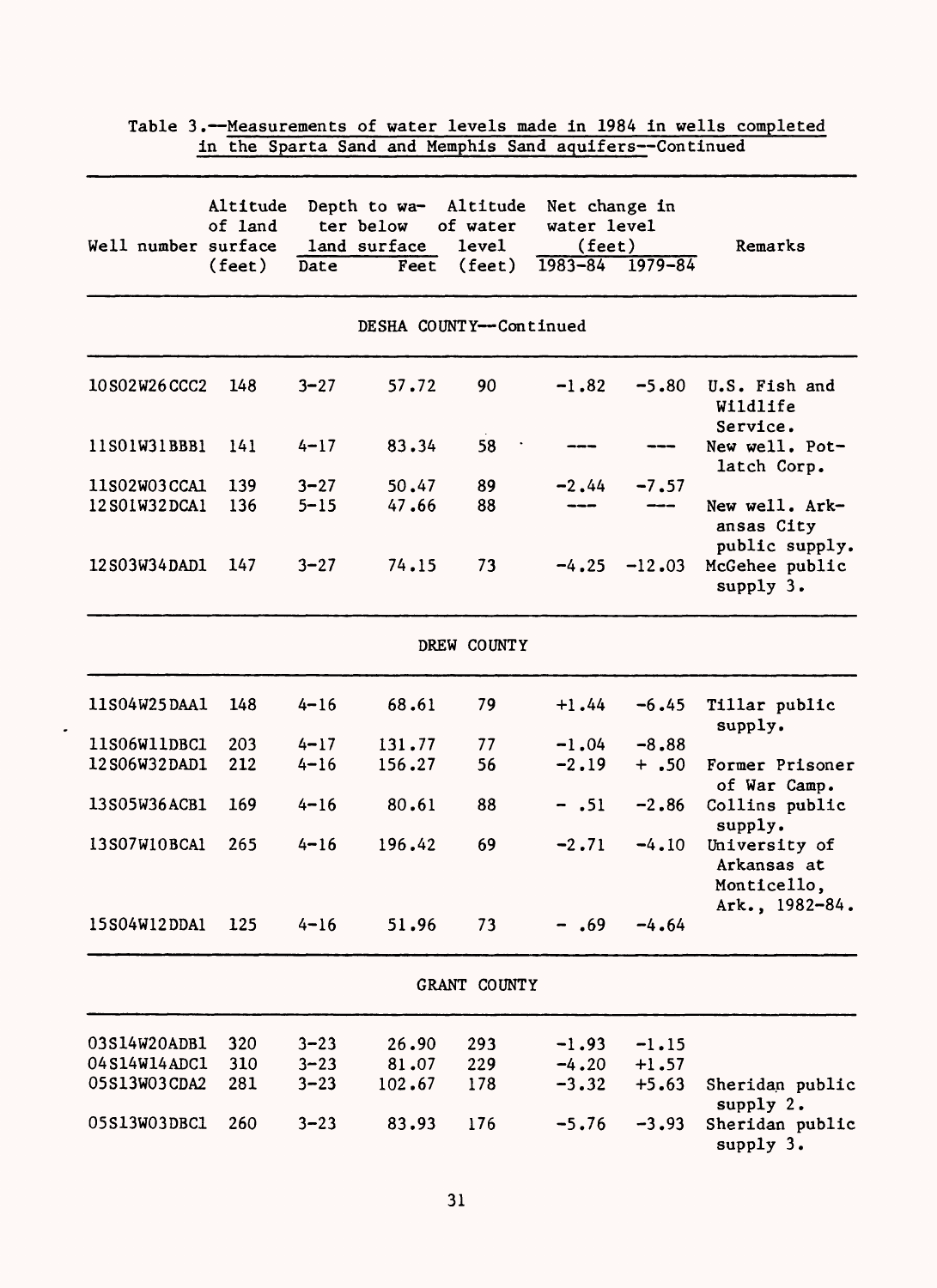Table 3.--Measurements of water levels made in 1984 in wells completed in the Sparta Sand and Memphis Sand aquifers--Continued

| Well number | Altitude of land surface (feet) | Depth to water below land surface | | Altitude of water level (feet) | Net change in water level (feet) | | Remarks |
|---|---|---|---|---|---|---|---|
| | | Date | Feet | | 1983-84 | 1979-84 | |
| **DESHA COUNTY--Continued** | | | | | | | |
| 10S02W26CCC2 | 148 | 3-27 | 57.72 | 90 | -1.82 | -5.80 | U.S. Fish and Wildlife Service. |
| 11S01W31BBB1 | 141 | 4-17 | 83.34 | 58 | --- | --- | New well. Potlatch Corp. |
| 11S02W03CCA1 | 139 | 3-27 | 50.47 | 89 | -2.44 | -7.57 | |
| 12S01W32DCA1 | 136 | 5-15 | 47.66 | 88 | --- | --- | New well. Arkansas City public supply. |
| 12S03W34DAD1 | 147 | 3-27 | 74.15 | 73 | -4.25 | -12.03 | McGehee public supply 3. |
| **DREW COUNTY** | | | | | | | |
| 11S04W25DAA1 | 148 | 4-16 | 68.61 | 79 | +1.44 | -6.45 | Tillar public supply. |
| 11S06W11DBC1 | 203 | 4-17 | 131.77 | 77 | -1.04 | -8.88 | |
| 12S06W32DAD1 | 212 | 4-16 | 156.27 | 56 | -2.19 | + .50 | Former Prisoner of War Camp. |
| 13S05W36ACB1 | 169 | 4-16 | 80.61 | 88 | - .51 | -2.86 | Collins public supply. |
| 13S07W10BCA1 | 265 | 4-16 | 196.42 | 69 | -2.71 | -4.10 | University of Arkansas at Monticello, Ark., 1982-84. |
| 15S04W12DDA1 | 125 | 4-16 | 51.96 | 73 | - .69 | -4.64 | |
| **GRANT COUNTY** | | | | | | | |
| 03S14W20ADB1 | 320 | 3-23 | 26.90 | 293 | -1.93 | -1.15 | |
| 04S14W14ADC1 | 310 | 3-23 | 81.07 | 229 | -4.20 | +1.57 | |
| 05S13W03CDA2 | 281 | 3-23 | 102.67 | 178 | -3.32 | +5.63 | Sheridan public supply 2. |
| 05S13W03DBC1 | 260 | 3-23 | 83.93 | 176 | -5.76 | -3.93 | Sheridan public supply 3. |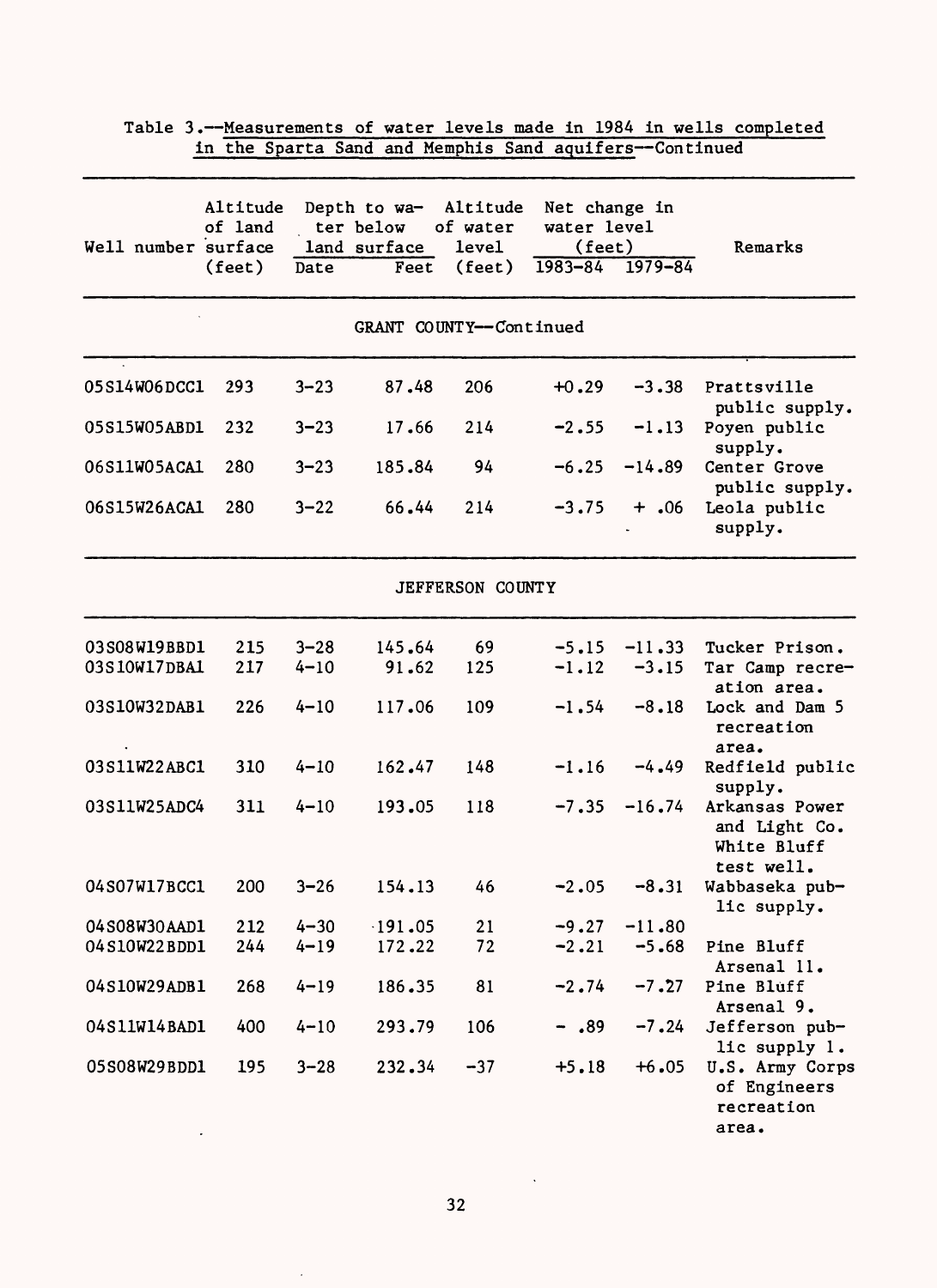Table 3.--Measurements of water levels made in 1984 in wells completed in the Sparta Sand and Memphis Sand aquifers--Continued

| Well number | Altitude of land surface (feet) | Depth to water below land surface | | Altitude of water level (feet) | Net change in water level (feet) | | Remarks |
|---|---|---|---|---|---|---|---|
| | | Date | Feet | | 1983-84 | 1979-84 | |
| **GRANT COUNTY--Continued** | | | | | | | |
| 05S14W06DCC1 | 293 | 3-23 | 87.48 | 206 | +0.29 | -3.38 | Prattsville public supply. |
| 05S15W05ABD1 | 232 | 3-23 | 17.66 | 214 | -2.55 | -1.13 | Poyen public supply. |
| 06S11W05ACA1 | 280 | 3-23 | 185.84 | 94 | -6.25 | -14.89 | Center Grove public supply. |
| 06S15W26ACA1 | 280 | 3-22 | 66.44 | 214 | -3.75 | + .06 | Leola public supply. |
| **JEFFERSON COUNTY** | | | | | | | |
| 03S08W19BBD1 | 215 | 3-28 | 145.64 | 69 | -5.15 | -11.33 | Tucker Prison. |
| 03S10W17DBA1 | 217 | 4-10 | 91.62 | 125 | -1.12 | -3.15 | Tar Camp recreation area. |
| 03S10W32DAB1 | 226 | 4-10 | 117.06 | 109 | -1.54 | -8.18 | Lock and Dam 5 recreation area. |
| 03S11W22ABC1 | 310 | 4-10 | 162.47 | 148 | -1.16 | -4.49 | Redfield public supply. |
| 03S11W25ADC4 | 311 | 4-10 | 193.05 | 118 | -7.35 | -16.74 | Arkansas Power and Light Co. White Bluff test well. |
| 04S07W17BCC1 | 200 | 3-26 | 154.13 | 46 | -2.05 | -8.31 | Wabbaseka public supply. |
| 04S08W30AAD1 | 212 | 4-30 | 191.05 | 21 | -9.27 | -11.80 | |
| 04S10W22BDD1 | 244 | 4-19 | 172.22 | 72 | -2.21 | -5.68 | Pine Bluff Arsenal 11. |
| 04S10W29ADB1 | 268 | 4-19 | 186.35 | 81 | -2.74 | -7.27 | Pine Bluff Arsenal 9. |
| 04S11W14BAD1 | 400 | 4-10 | 293.79 | 106 | - .89 | -7.24 | Jefferson public supply 1. |
| 05S08W29BDD1 | 195 | 3-28 | 232.34 | -37 | +5.18 | +6.05 | U.S. Army Corps of Engineers recreation area. |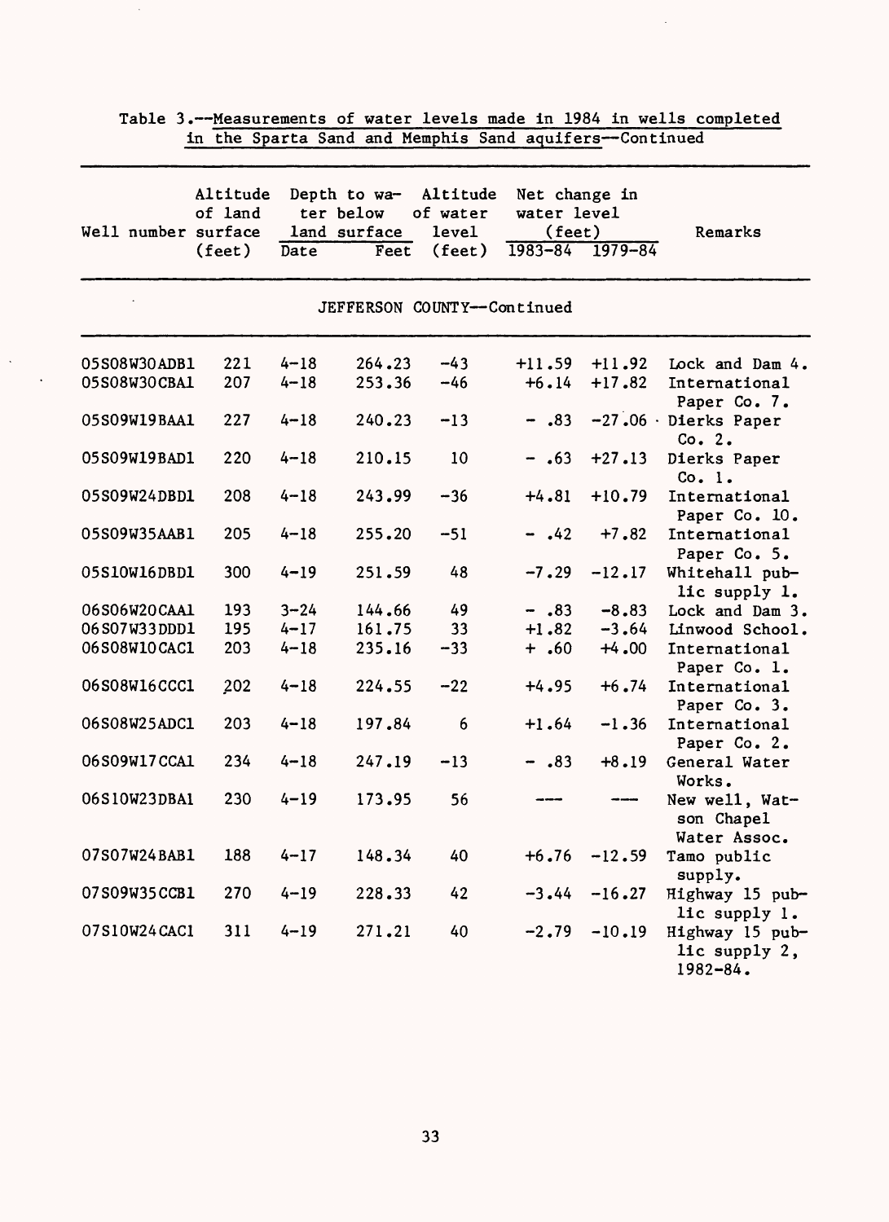Table 3.--Measurements of water levels made in 1984 in wells completed in the Sparta Sand and Memphis Sand aquifers--Continued

| Well number | Altitude of land surface (feet) | Depth to water below land surface | | Altitude of water level (feet) | Net change in water level (feet) | | Remarks |
|---|---|---|---|---|---|---|---|
| | | Date | Feet | | 1983-84 | 1979-84 | |
| **JEFFERSON COUNTY--Continued** | | | | | | | |
| 05S08W30ADB1 | 221 | 4-18 | 264.23 | -43 | +11.59 | +11.92 | Lock and Dam 4. |
| 05S08W30CBA1 | 207 | 4-18 | 253.36 | -46 | +6.14 | +17.82 | International Paper Co. 7. |
| 05S09W19BAA1 | 227 | 4-18 | 240.23 | -13 | - .83 | -27.06 | Dierks Paper Co. 2. |
| 05S09W19BAD1 | 220 | 4-18 | 210.15 | 10 | - .63 | +27.13 | Dierks Paper Co. 1. |
| 05S09W24DBD1 | 208 | 4-18 | 243.99 | -36 | +4.81 | +10.79 | International Paper Co. 10. |
| 05S09W35AAB1 | 205 | 4-18 | 255.20 | -51 | - .42 | +7.82 | International Paper Co. 5. |
| 05S10W16DBD1 | 300 | 4-19 | 251.59 | 48 | -7.29 | -12.17 | Whitehall public supply 1. |
| 06S06W20CAA1 | 193 | 3-24 | 144.66 | 49 | - .83 | -8.83 | Lock and Dam 3. |
| 06S07W33DDD1 | 195 | 4-17 | 161.75 | 33 | +1.82 | -3.64 | Linwood School. |
| 06S08W10CAC1 | 203 | 4-18 | 235.16 | -33 | + .60 | +4.00 | International Paper Co. 1. |
| 06S08W16CCC1 | 202 | 4-18 | 224.55 | -22 | +4.95 | +6.74 | International Paper Co. 3. |
| 06S08W25ADC1 | 203 | 4-18 | 197.84 | 6 | +1.64 | -1.36 | International Paper Co. 2. |
| 06S09W17CCA1 | 234 | 4-18 | 247.19 | -13 | - .83 | +8.19 | General Water Works. |
| 06S10W23DBA1 | 230 | 4-19 | 173.95 | 56 | --- | --- | New well, Watson Chapel Water Assoc. |
| 07S07W24BAB1 | 188 | 4-17 | 148.34 | 40 | +6.76 | -12.59 | Tamo public supply. |
| 07S09W35CCB1 | 270 | 4-19 | 228.33 | 42 | -3.44 | -16.27 | Highway 15 public supply 1. |
| 07S10W24CAC1 | 311 | 4-19 | 271.21 | 40 | -2.79 | -10.19 | Highway 15 public supply 2, 1982-84. |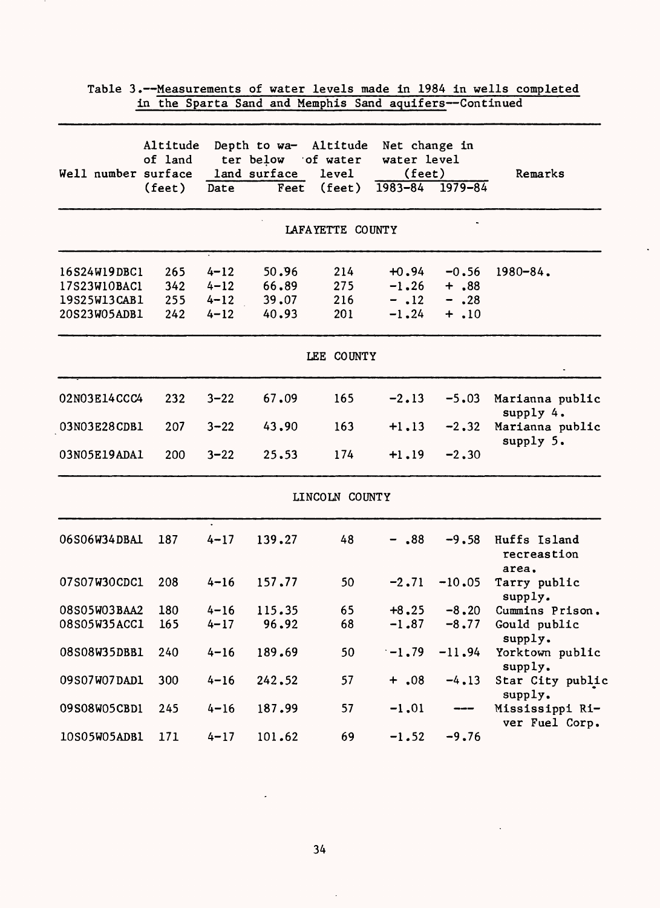Table 3.--Measurements of water levels made in 1984 in wells completed in the Sparta Sand and Memphis Sand aquifers--Continued

| Well number | Altitude of land surface (feet) | Depth to water below land surface | | Altitude of water level (feet) | Net change in water level (feet) | | Remarks |
|---|---|---|---|---|---|---|---|
| | | Date | Feet | | 1983-84 | 1979-84 | |
| **LAFAYETTE COUNTY** | | | | | | | |
| 16S24W19DBC1 | 265 | 4-12 | 50.96 | 214 | +0.94 | -0.56 | 1980-84. |
| 17S23W10BAC1 | 342 | 4-12 | 66.89 | 275 | -1.26 | + .88 | |
| 19S25W13CAB1 | 255 | 4-12 | 39.07 | 216 | - .12 | - .28 | |
| 20S23W05ADB1 | 242 | 4-12 | 40.93 | 201 | -1.24 | + .10 | |
| **LEE COUNTY** | | | | | | | |
| 02N03E14CCC4 | 232 | 3-22 | 67.09 | 165 | -2.13 | -5.03 | Marianna public supply 4. |
| 03N03E28CDB1 | 207 | 3-22 | 43.90 | 163 | +1.13 | -2.32 | Marianna public supply 5. |
| 03N05E19ADA1 | 200 | 3-22 | 25.53 | 174 | +1.19 | -2.30 | |
| **LINCOLN COUNTY** | | | | | | | |
| 06S06W34DBA1 | 187 | 4-17 | 139.27 | 48 | - .88 | -9.58 | Huffs Island recreastion area. |
| 07S07W30CDC1 | 208 | 4-16 | 157.77 | 50 | -2.71 | -10.05 | Tarry public supply. |
| 08S05W03BAA2 | 180 | 4-16 | 115.35 | 65 | +8.25 | -8.20 | Cummins Prison. |
| 08S05W35ACC1 | 165 | 4-17 | 96.92 | 68 | -1.87 | -8.77 | Gould public supply. |
| 08S08W35DBB1 | 240 | 4-16 | 189.69 | 50 | -1.79 | -11.94 | Yorktown public supply. |
| 09S07W07DAD1 | 300 | 4-16 | 242.52 | 57 | + .08 | -4.13 | Star City public supply. |
| 09S08W05CBD1 | 245 | 4-16 | 187.99 | 57 | -1.01 | --- | Mississippi River Fuel Corp. |
| 10S05W05ADB1 | 171 | 4-17 | 101.62 | 69 | -1.52 | -9.76 | |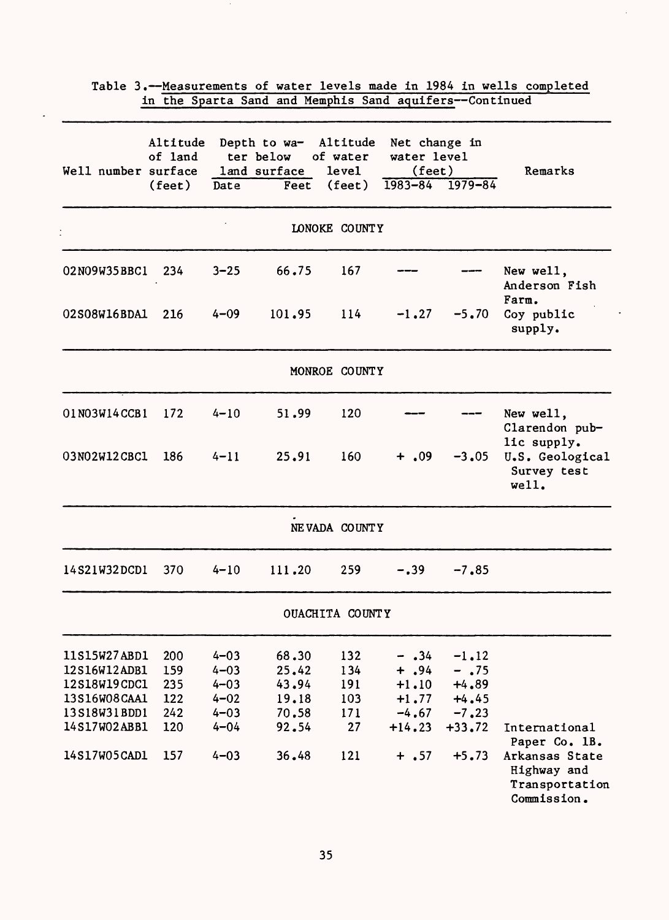Table 3.—Measurements of water levels made in 1984 in wells completed in the Sparta Sand and Memphis Sand aquifers—Continued

| Well number | Altitude of land surface (feet) | Depth to water below land surface | | Altitude of water level (feet) | Net change in water level (feet) | | Remarks |
|---|---|---|---|---|---|---|---|
| | | Date | Feet | | 1983-84 | 1979-84 | |
| **LONOKE COUNTY** | | | | | | | |
| 02N09W35BBC1 | 234 | 3-25 | 66.75 | 167 | --- | --- | New well, Anderson Fish Farm. |
| 02S08W16BDA1 | 216 | 4-09 | 101.95 | 114 | -1.27 | -5.70 | Coy public supply. |
| **MONROE COUNTY** | | | | | | | |
| 01N03W14CCB1 | 172 | 4-10 | 51.99 | 120 | --- | --- | New well, Clarendon public supply. |
| 03N02W12CBC1 | 186 | 4-11 | 25.91 | 160 | + .09 | -3.05 | U.S. Geological Survey test well. |
| **NEVADA COUNTY** | | | | | | | |
| 14S21W32DCD1 | 370 | 4-10 | 111.20 | 259 | -.39 | -7.85 | |
| **OUACHITA COUNTY** | | | | | | | |
| 11S15W27ABD1 | 200 | 4-03 | 68.30 | 132 | - .34 | -1.12 | |
| 12S16W12ADB1 | 159 | 4-03 | 25.42 | 134 | + .94 | - .75 | |
| 12S18W19CDC1 | 235 | 4-03 | 43.94 | 191 | +1.10 | +4.89 | |
| 13S16W08CAA1 | 122 | 4-02 | 19.18 | 103 | +1.77 | +4.45 | |
| 13S18W31BDD1 | 242 | 4-03 | 70.58 | 171 | -4.67 | -7.23 | |
| 14S17W02ABB1 | 120 | 4-04 | 92.54 | 27 | +14.23 | +33.72 | International Paper Co. 1B. |
| 14S17W05CAD1 | 157 | 4-03 | 36.48 | 121 | + .57 | +5.73 | Arkansas State Highway and Transportation Commission. |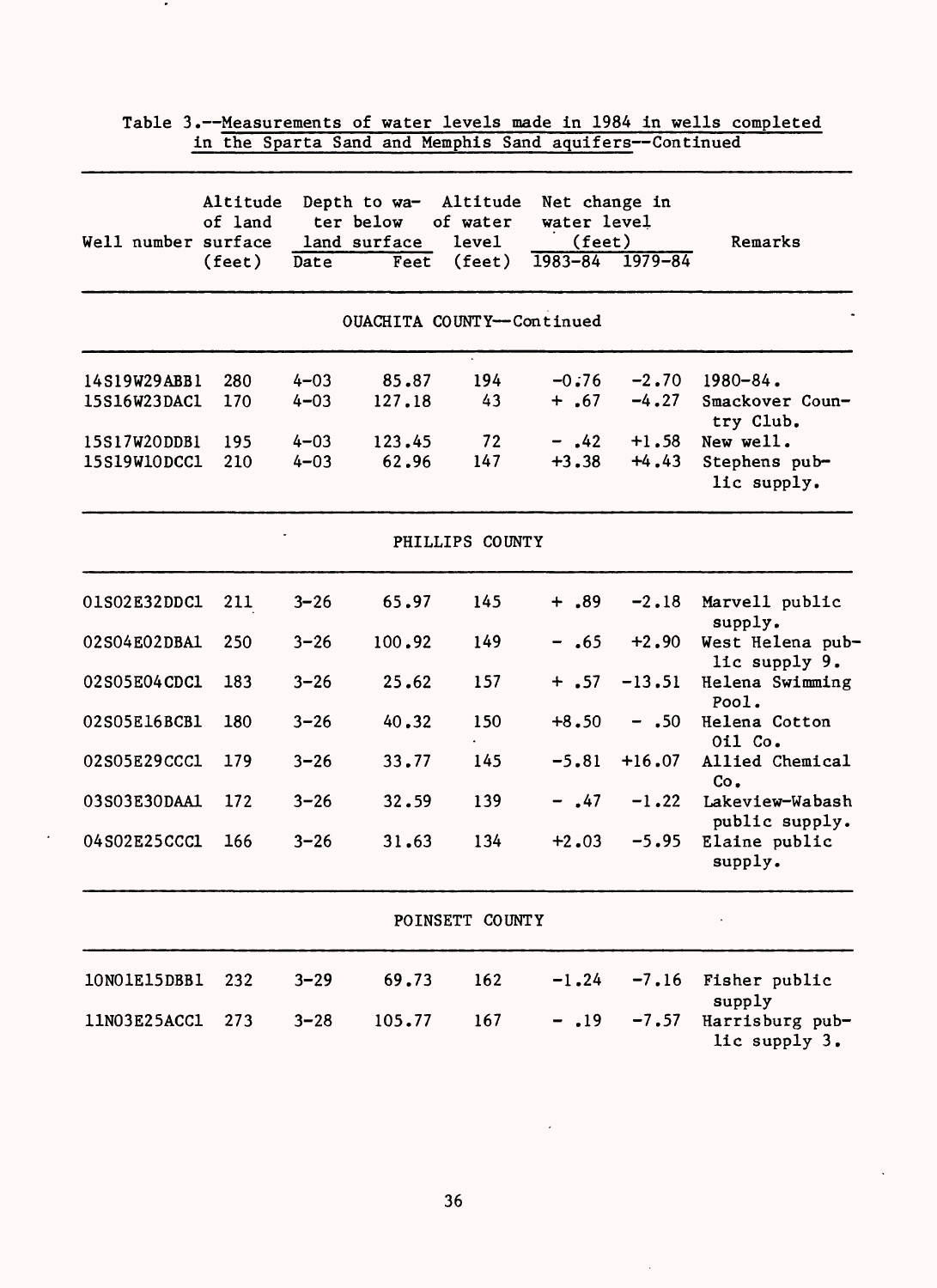Table 3.--Measurements of water levels made in 1984 in wells completed in the Sparta Sand and Memphis Sand aquifers--Continued

| Well number | Altitude of land surface (feet) | Depth to water below land surface | | Altitude of water level (feet) | Net change in water level (feet) | | Remarks |
|---|---|---|---|---|---|---|---|
| | | Date | Feet | | 1983-84 | 1979-84 | |
| **OUACHITA COUNTY--Continued** | | | | | | | |
| 14S19W29ABB1 | 280 | 4-03 | 85.87 | 194 | -0.76 | -2.70 | 1980-84. |
| 15S16W23DAC1 | 170 | 4-03 | 127.18 | 43 | + .67 | -4.27 | Smackover Country Club. |
| 15S17W20DDB1 | 195 | 4-03 | 123.45 | 72 | - .42 | +1.58 | New well. |
| 15S19W10DCC1 | 210 | 4-03 | 62.96 | 147 | +3.38 | +4.43 | Stephens public supply. |
| **PHILLIPS COUNTY** | | | | | | | |
| 01S02E32DDC1 | 211 | 3-26 | 65.97 | 145 | + .89 | -2.18 | Marvell public supply. |
| 02S04E02DBA1 | 250 | 3-26 | 100.92 | 149 | - .65 | +2.90 | West Helena public supply 9. |
| 02S05E04CDC1 | 183 | 3-26 | 25.62 | 157 | + .57 | -13.51 | Helena Swimming Pool. |
| 02S05E16BCB1 | 180 | 3-26 | 40.32 | 150 | +8.50 | - .50 | Helena Cotton Oil Co. |
| 02S05E29CCC1 | 179 | 3-26 | 33.77 | 145 | -5.81 | +16.07 | Allied Chemical Co. |
| 03S03E30DAA1 | 172 | 3-26 | 32.59 | 139 | - .47 | -1.22 | Lakeview-Wabash public supply. |
| 04S02E25CCC1 | 166 | 3-26 | 31.63 | 134 | +2.03 | -5.95 | Elaine public supply. |
| **POINSETT COUNTY** | | | | | | | |
| 10N01E15DBB1 | 232 | 3-29 | 69.73 | 162 | -1.24 | -7.16 | Fisher public supply |
| 11N03E25ACC1 | 273 | 3-28 | 105.77 | 167 | - .19 | -7.57 | Harrisburg public supply 3. |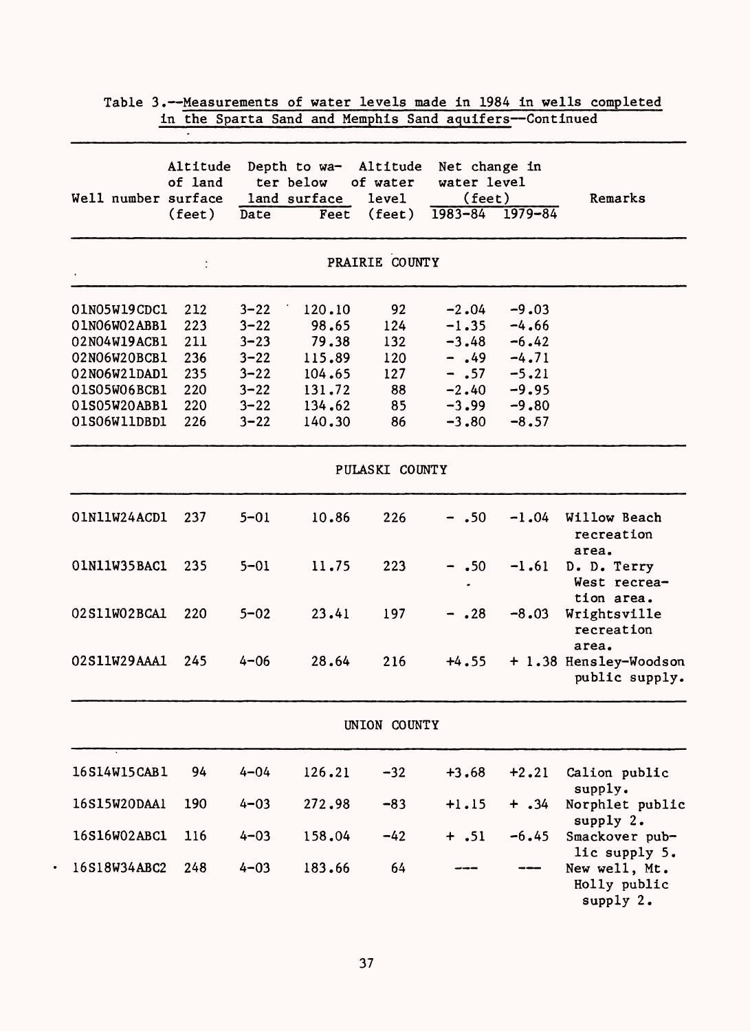Table 3.--Measurements of water levels made in 1984 in wells completed in the Sparta Sand and Memphis Sand aquifers--Continued

| Well number | Altitude of land surface (feet) | Depth to water below land surface | | Altitude of water level (feet) | Net change in water level (feet) | | Remarks |
|---|---|---|---|---|---|---|---|
| | | Date | Feet | | 1983-84 | 1979-84 | |
| **PRAIRIE COUNTY** | | | | | | | |
| 01N05W19CDC1 | 212 | 3-22 | 120.10 | 92 | -2.04 | -9.03 | |
| 01N06W02ABB1 | 223 | 3-22 | 98.65 | 124 | -1.35 | -4.66 | |
| 02N04W19ACB1 | 211 | 3-23 | 79.38 | 132 | -3.48 | -6.42 | |
| 02N06W20BCB1 | 236 | 3-22 | 115.89 | 120 | - .49 | -4.71 | |
| 02N06W21DAD1 | 235 | 3-22 | 104.65 | 127 | - .57 | -5.21 | |
| 01S05W06BCB1 | 220 | 3-22 | 131.72 | 88 | -2.40 | -9.95 | |
| 01S05W20ABB1 | 220 | 3-22 | 134.62 | 85 | -3.99 | -9.80 | |
| 01S06W11DBD1 | 226 | 3-22 | 140.30 | 86 | -3.80 | -8.57 | |
| **PULASKI COUNTY** | | | | | | | |
| 01N11W24ACD1 | 237 | 5-01 | 10.86 | 226 | - .50 | -1.04 | Willow Beach recreation area. |
| 01N11W35BAC1 | 235 | 5-01 | 11.75 | 223 | - .50 | -1.61 | D. D. Terry West recreation area. |
| 02S11W02BCA1 | 220 | 5-02 | 23.41 | 197 | - .28 | -8.03 | Wrightsville recreation area. |
| 02S11W29AAA1 | 245 | 4-06 | 28.64 | 216 | +4.55 | + 1.38 | Hensley-Woodson public supply. |
| **UNION COUNTY** | | | | | | | |
| 16S14W15CAB1 | 94 | 4-04 | 126.21 | -32 | +3.68 | +2.21 | Calion public supply. |
| 16S15W20DAA1 | 190 | 4-03 | 272.98 | -83 | +1.15 | + .34 | Norphlet public supply 2. |
| 16S16W02ABC1 | 116 | 4-03 | 158.04 | -42 | + .51 | -6.45 | Smackover public supply 5. |
| 16S18W34ABC2 | 248 | 4-03 | 183.66 | 64 | --- | --- | New well, Mt. Holly public supply 2. |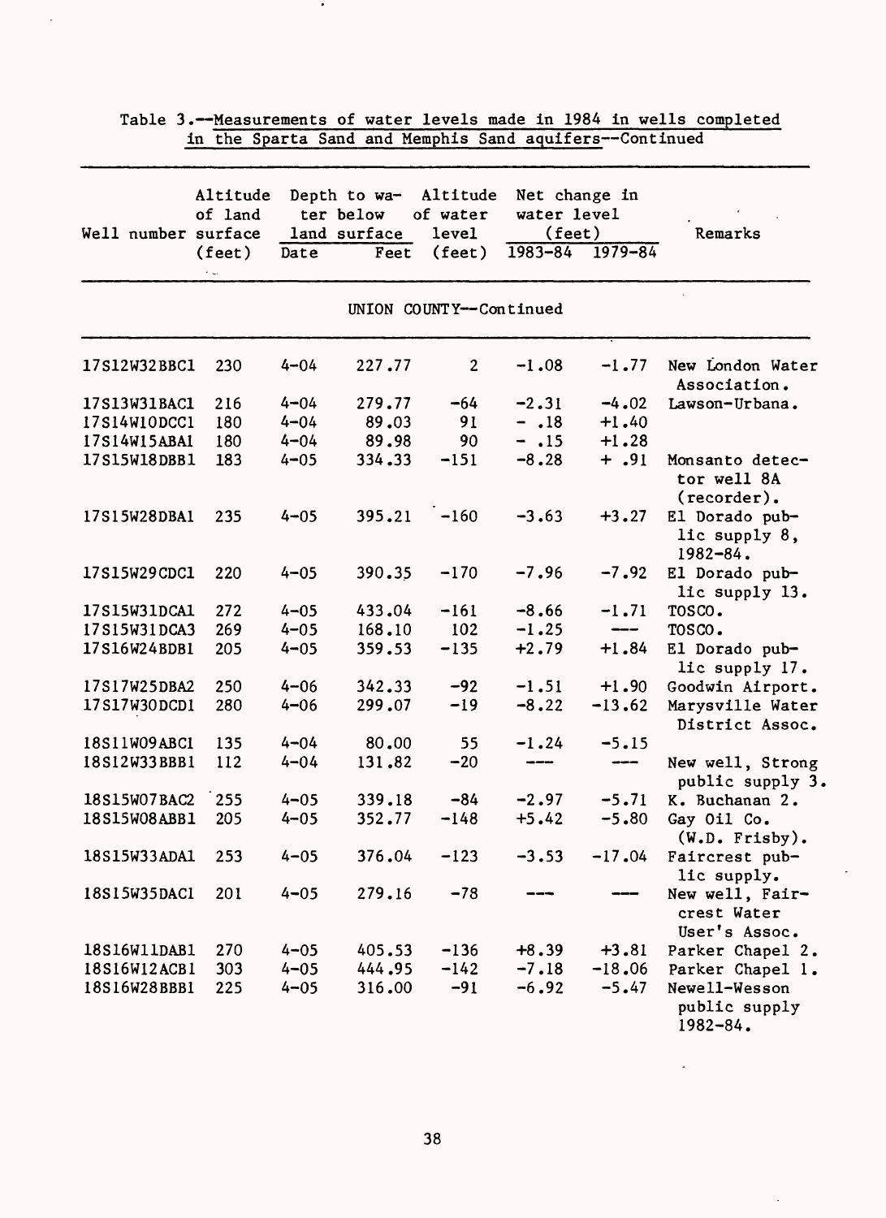Table 3.--Measurements of water levels made in 1984 in wells completed in the Sparta Sand and Memphis Sand aquifers--Continued

| Well number | Altitude of land surface (feet) | Depth to water below land surface | | Altitude of water level (feet) | Net change in water level (feet) | | Remarks |
|---|---|---|---|---|---|---|---|
| | | Date | Feet | | 1983-84 | 1979-84 | |
| | | | UNION COUNTY--Continued | | | | |
| 17S12W32BBC1 | 230 | 4-04 | 227.77 | 2 | -1.08 | -1.77 | New London Water Association. |
| 17S13W31BAC1 | 216 | 4-04 | 279.77 | -64 | -2.31 | -4.02 | Lawson-Urbana. |
| 17S14W10DCC1 | 180 | 4-04 | 89.03 | 91 | - .18 | +1.40 | |
| 17S14W15ABA1 | 180 | 4-04 | 89.98 | 90 | - .15 | +1.28 | |
| 17S15W18DBB1 | 183 | 4-05 | 334.33 | -151 | -8.28 | + .91 | Monsanto detector well 8A (recorder). |
| 17S15W28DBA1 | 235 | 4-05 | 395.21 | -160 | -3.63 | +3.27 | El Dorado public supply 8, 1982-84. |
| 17S15W29CDC1 | 220 | 4-05 | 390.35 | -170 | -7.96 | -7.92 | El Dorado public supply 13. |
| 17S15W31DCA1 | 272 | 4-05 | 433.04 | -161 | -8.66 | -1.71 | TOSCO. |
| 17S15W31DCA3 | 269 | 4-05 | 168.10 | 102 | -1.25 | --- | TOSCO. |
| 17S16W24BDB1 | 205 | 4-05 | 359.53 | -135 | +2.79 | +1.84 | El Dorado public supply 17. |
| 17S17W25DBA2 | 250 | 4-06 | 342.33 | -92 | -1.51 | +1.90 | Goodwin Airport. |
| 17S17W30DCD1 | 280 | 4-06 | 299.07 | -19 | -8.22 | -13.62 | Marysville Water District Assoc. |
| 18S11W09ABC1 | 135 | 4-04 | 80.00 | 55 | -1.24 | -5.15 | |
| 18S12W33BBB1 | 112 | 4-04 | 131.82 | -20 | --- | --- | New well, Strong public supply 3. |
| 18S15W07BAC2 | 255 | 4-05 | 339.18 | -84 | -2.97 | -5.71 | K. Buchanan 2. |
| 18S15W08ABB1 | 205 | 4-05 | 352.77 | -148 | +5.42 | -5.80 | Gay Oil Co. (W.D. Frisby). |
| 18S15W33ADA1 | 253 | 4-05 | 376.04 | -123 | -3.53 | -17.04 | Faircrest public supply. |
| 18S15W35DAC1 | 201 | 4-05 | 279.16 | -78 | --- | --- | New well, Faircrest Water User's Assoc. |
| 18S16W11DAB1 | 270 | 4-05 | 405.53 | -136 | +8.39 | +3.81 | Parker Chapel 2. |
| 18S16W12ACB1 | 303 | 4-05 | 444.95 | -142 | -7.18 | -18.06 | Parker Chapel 1. |
| 18S16W28BBB1 | 225 | 4-05 | 316.00 | -91 | -6.92 | -5.47 | Newell-Wesson public supply 1982-84. |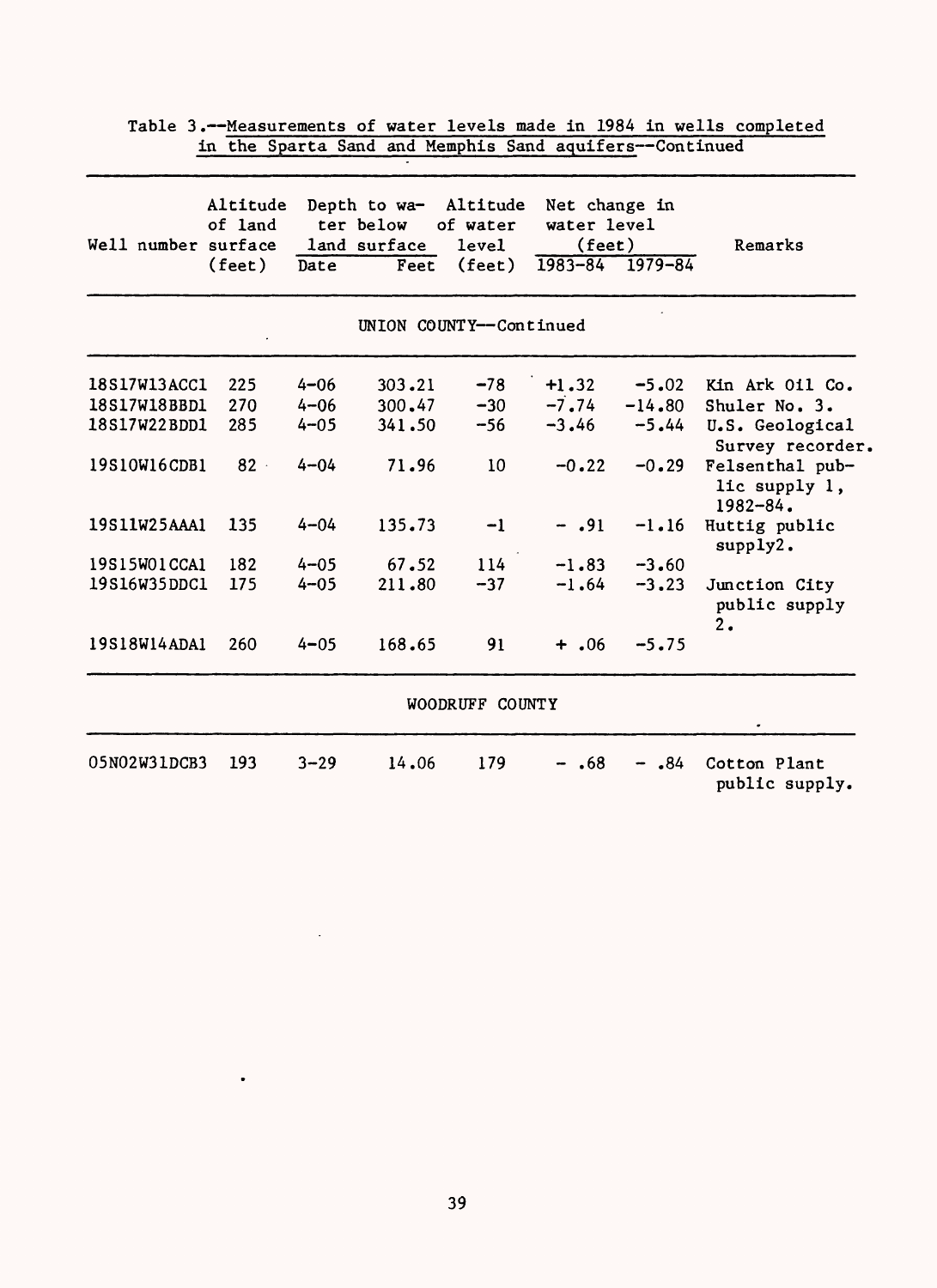Table 3.--Measurements of water levels made in 1984 in wells completed in the Sparta Sand and Memphis Sand aquifers--Continued

| Well number | Altitude of land surface (feet) | Depth to water below land surface | | Altitude of water level (feet) | Net change in water level (feet) | | Remarks |
|---|---|---|---|---|---|---|---|
| | | Date | Feet | | 1983-84 | 1979-84 | |
| **UNION COUNTY--Continued** | | | | | | | |
| 18S17W13ACC1 | 225 | 4-06 | 303.21 | -78 | +1.32 | -5.02 | Kin Ark Oil Co. |
| 18S17W18BBD1 | 270 | 4-06 | 300.47 | -30 | -7.74 | -14.80 | Shuler No. 3. |
| 18S17W22BDD1 | 285 | 4-05 | 341.50 | -56 | -3.46 | -5.44 | U.S. Geological Survey recorder. |
| 19S10W16CDB1 | 82 | 4-04 | 71.96 | 10 | -0.22 | -0.29 | Felsenthal public supply 1, 1982-84. |
| 19S11W25AAA1 | 135 | 4-04 | 135.73 | -1 | - .91 | -1.16 | Huttig public supply2. |
| 19S15W01CCA1 | 182 | 4-05 | 67.52 | 114 | -1.83 | -3.60 | |
| 19S16W35DDC1 | 175 | 4-05 | 211.80 | -37 | -1.64 | -3.23 | Junction City public supply 2. |
| 19S18W14ADA1 | 260 | 4-05 | 168.65 | 91 | + .06 | -5.75 | |
| **WOODRUFF COUNTY** | | | | | | | |
| 05N02W31DCB3 | 193 | 3-29 | 14.06 | 179 | - .68 | - .84 | Cotton Plant public supply. |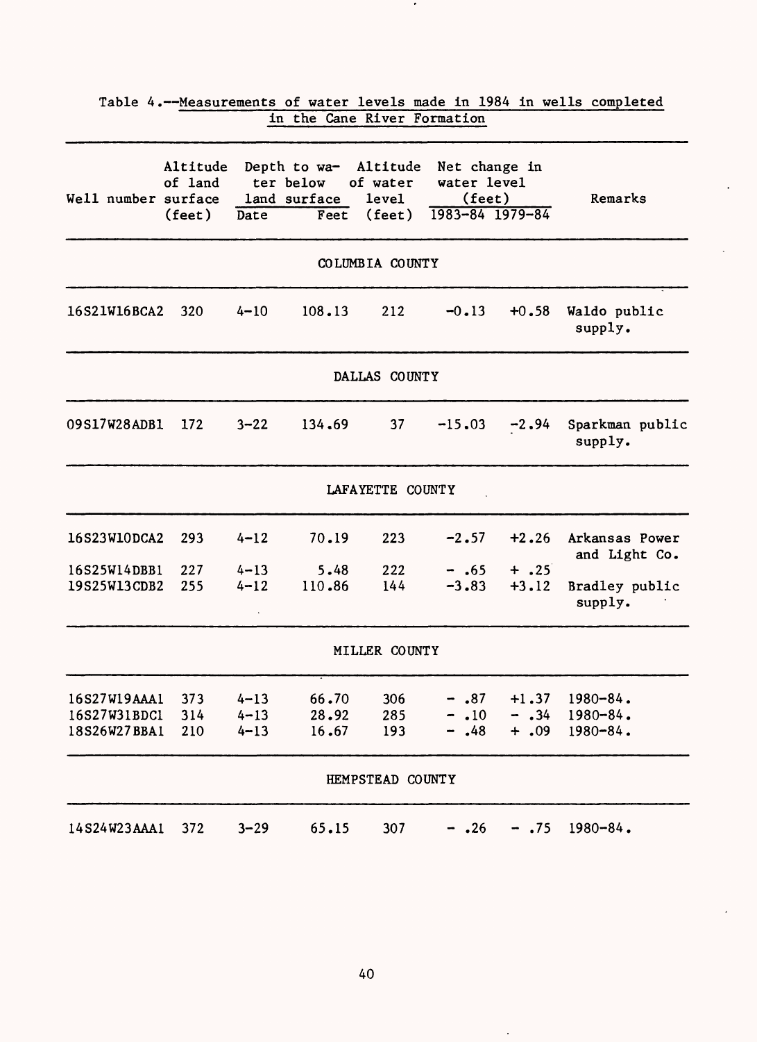Table 4.--Measurements of water levels made in 1984 in wells completed in the Cane River Formation

| Well number | Altitude of land surface (feet) | Depth to water below land surface | | Altitude of water level (feet) | Net change in water level (feet) | | Remarks |
|---|---|---|---|---|---|---|---|
| | | Date | Feet | | 1983-84 | 1979-84 | |
| **COLUMBIA COUNTY** | | | | | | | |
| 16S21W16BCA2 | 320 | 4-10 | 108.13 | 212 | -0.13 | +0.58 | Waldo public supply. |
| **DALLAS COUNTY** | | | | | | | |
| 09S17W28ADB1 | 172 | 3-22 | 134.69 | 37 | -15.03 | -2.94 | Sparkman public supply. |
| **LAFAYETTE COUNTY** | | | | | | | |
| 16S23W10DCA2 | 293 | 4-12 | 70.19 | 223 | -2.57 | +2.26 | Arkansas Power and Light Co. |
| 16S25W14DBB1 | 227 | 4-13 | 5.48 | 222 | - .65 | + .25 | |
| 19S25W13CDB2 | 255 | 4-12 | 110.86 | 144 | -3.83 | +3.12 | Bradley public supply. |
| **MILLER COUNTY** | | | | | | | |
| 16S27W19AAA1 | 373 | 4-13 | 66.70 | 306 | - .87 | +1.37 | 1980-84. |
| 16S27W31BDC1 | 314 | 4-13 | 28.92 | 285 | - .10 | - .34 | 1980-84. |
| 18S26W27BBA1 | 210 | 4-13 | 16.67 | 193 | - .48 | + .09 | 1980-84. |
| **HEMPSTEAD COUNTY** | | | | | | | |
| 14S24W23AAA1 | 372 | 3-29 | 65.15 | 307 | - .26 | - .75 | 1980-84. |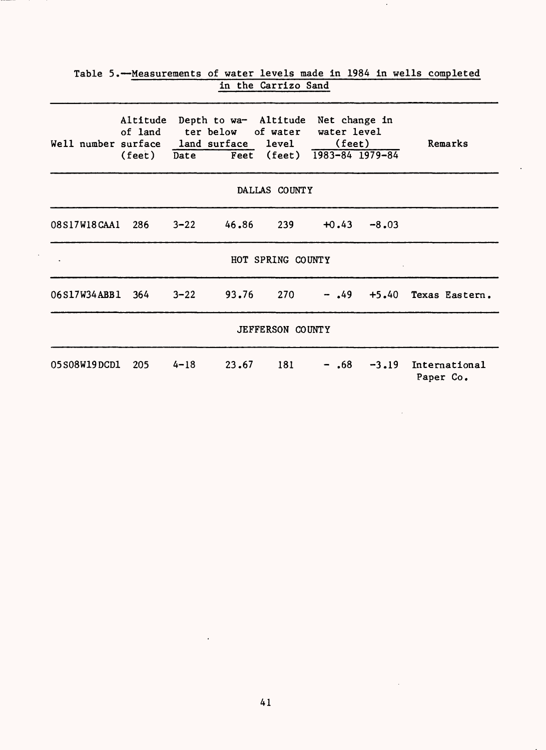Table 5.—Measurements of water levels made in 1984 in wells completed in the Carrizo Sand

| Well number | Altitude of land surface (feet) | Depth to water below land surface | | Altitude of water level (feet) | Net change in water level (feet) | | Remarks |
|---|---|---|---|---|---|---|---|
| | | Date | Feet | | 1983-84 | 1979-84 | |
| **DALLAS COUNTY** | | | | | | | |
| 08S17W18CAA1 | 286 | 3-22 | 46.86 | 239 | +0.43 | -8.03 | |
| **HOT SPRING COUNTY** | | | | | | | |
| 06S17W34ABB1 | 364 | 3-22 | 93.76 | 270 | - .49 | +5.40 | Texas Eastern. |
| **JEFFERSON COUNTY** | | | | | | | |
| 05S08W19DCD1 | 205 | 4-18 | 23.67 | 181 | - .68 | -3.19 | International Paper Co. |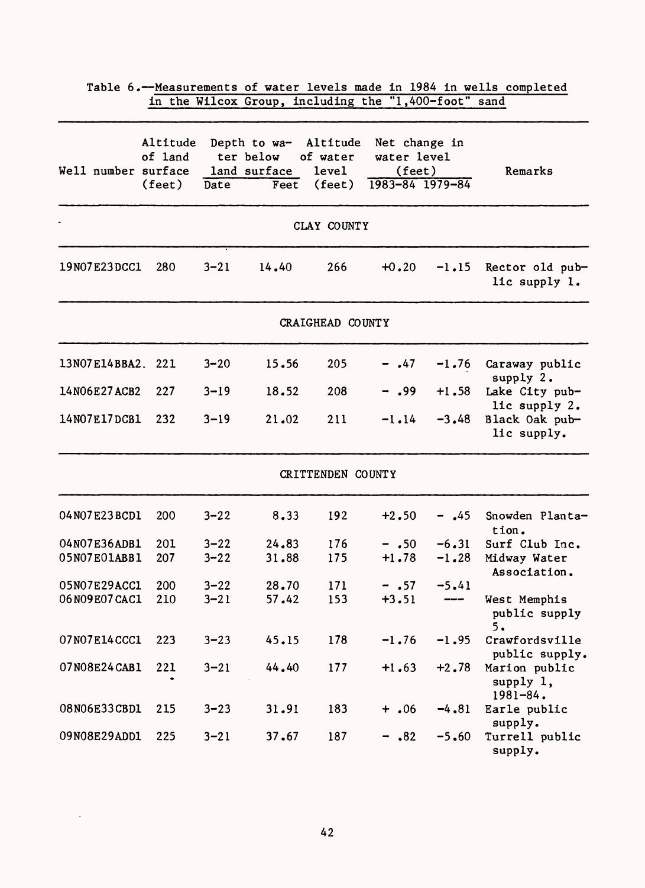Table 6.—Measurements of water levels made in 1984 in wells completed in the Wilcox Group, including the "1,400-foot" sand

| Well number | Altitude of land surface (feet) | Depth to water below land surface | | Altitude of water level (feet) | Net change in water level (feet) | | Remarks |
|---|---|---|---|---|---|---|---|
| | | Date | Feet | | 1983-84 | 1979-84 | |
| **CLAY COUNTY** | | | | | | | |
| 19N07E23DCC1 | 280 | 3-21 | 14.40 | 266 | +0.20 | -1.15 | Rector old public supply 1. |
| **CRAIGHEAD COUNTY** | | | | | | | |
| 13N07E14BBA2. | 221 | 3-20 | 15.56 | 205 | - .47 | -1.76 | Caraway public supply 2. |
| 14N06E27ACB2 | 227 | 3-19 | 18.52 | 208 | - .99 | +1.58 | Lake City public supply 2. |
| 14N07E17DCB1 | 232 | 3-19 | 21.02 | 211 | -1.14 | -3.48 | Black Oak public supply. |
| **CRITTENDEN COUNTY** | | | | | | | |
| 04N07E23BCD1 | 200 | 3-22 | 8.33 | 192 | +2.50 | - .45 | Snowden Plantation. |
| 04N07E36ADB1 | 201 | 3-22 | 24.83 | 176 | - .50 | -6.31 | Surf Club Inc. |
| 05N07E01ABB1 | 207 | 3-22 | 31.88 | 175 | +1.78 | -1.28 | Midway Water Association. |
| 05N07E29ACC1 | 200 | 3-22 | 28.70 | 171 | - .57 | -5.41 | |
| 06N09E07CAC1 | 210 | 3-21 | 57.42 | 153 | +3.51 | --- | West Memphis public supply 5. |
| 07N07E14CCC1 | 223 | 3-23 | 45.15 | 178 | -1.76 | -1.95 | Crawfordsville public supply. |
| 07N08E24CAB1 | 221 | 3-21 | 44.40 | 177 | +1.63 | +2.78 | Marion public supply 1, 1981-84. |
| 08N06E33CBD1 | 215 | 3-23 | 31.91 | 183 | + .06 | -4.81 | Earle public supply. |
| 09N08E29ADD1 | 225 | 3-21 | 37.67 | 187 | - .82 | -5.60 | Turrell public supply. |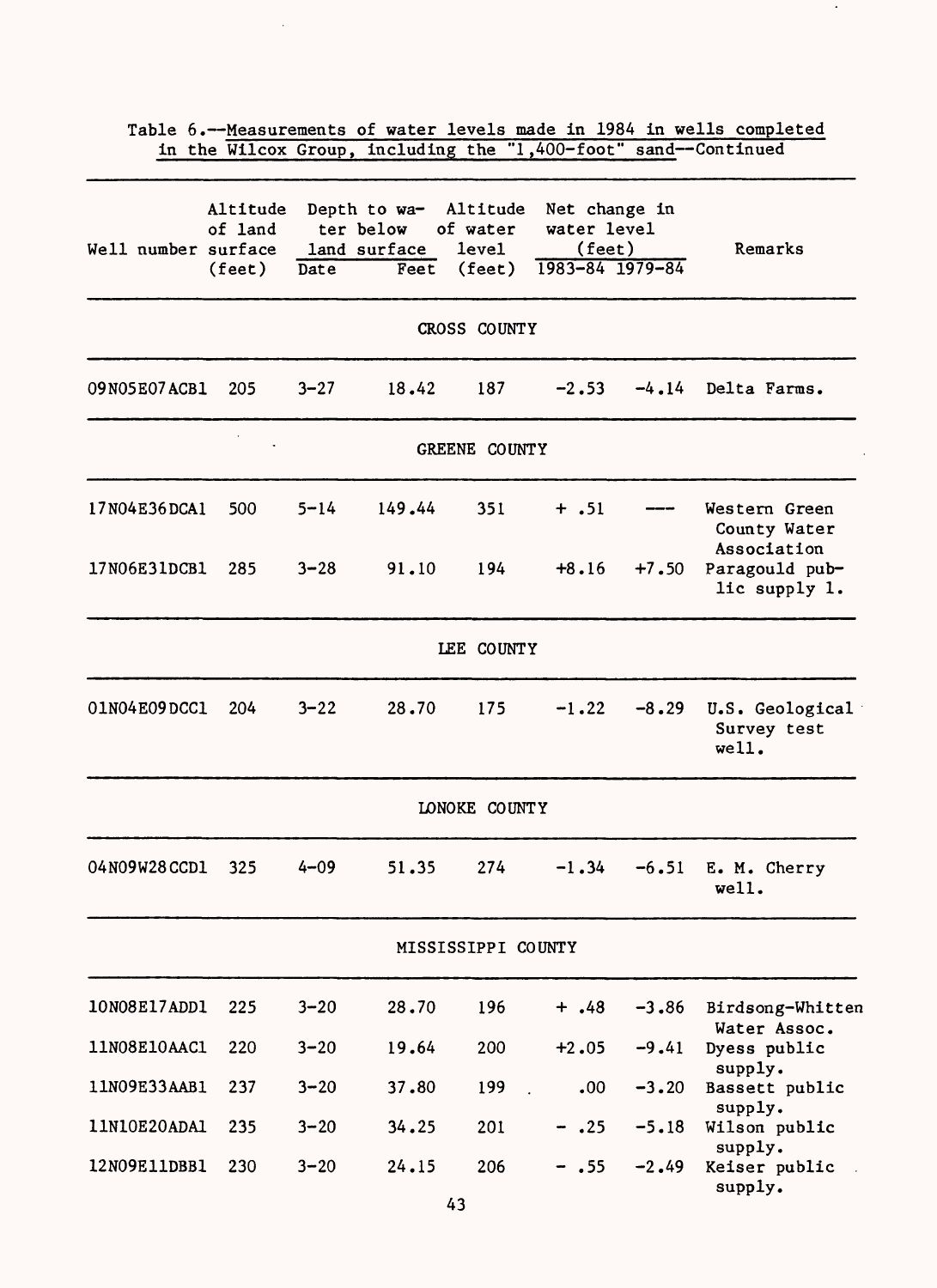Table 6.--Measurements of water levels made in 1984 in wells completed in the Wilcox Group, including the "1,400-foot" sand--Continued

| Well number | Altitude of land surface (feet) | Depth to water below land surface | | Altitude of water level (feet) | Net change in water level (feet) | | Remarks |
|---|---|---|---|---|---|---|---|
| | | Date | Feet | | 1983-84 | 1979-84 | |
| **CROSS COUNTY** | | | | | | | |
| 09N05E07ACB1 | 205 | 3-27 | 18.42 | 187 | -2.53 | -4.14 | Delta Farms. |
| **GREENE COUNTY** | | | | | | | |
| 17N04E36DCA1 | 500 | 5-14 | 149.44 | 351 | + .51 | --- | Western Green County Water Association |
| 17N06E31DCB1 | 285 | 3-28 | 91.10 | 194 | +8.16 | +7.50 | Paragould public supply 1. |
| **LEE COUNTY** | | | | | | | |
| 01N04E09DCC1 | 204 | 3-22 | 28.70 | 175 | -1.22 | -8.29 | U.S. Geological Survey test well. |
| **LONOKE COUNTY** | | | | | | | |
| 04N09W28CCD1 | 325 | 4-09 | 51.35 | 274 | -1.34 | -6.51 | E. M. Cherry well. |
| **MISSISSIPPI COUNTY** | | | | | | | |
| 10N08E17ADD1 | 225 | 3-20 | 28.70 | 196 | + .48 | -3.86 | Birdsong-Whitten Water Assoc. |
| 11N08E10AAC1 | 220 | 3-20 | 19.64 | 200 | +2.05 | -9.41 | Dyess public supply. |
| 11N09E33AAB1 | 237 | 3-20 | 37.80 | 199 | .00 | -3.20 | Bassett public supply. |
| 11N10E20ADA1 | 235 | 3-20 | 34.25 | 201 | - .25 | -5.18 | Wilson public supply. |
| 12N09E11DBB1 | 230 | 3-20 | 24.15 | 206 | - .55 | -2.49 | Keiser public supply. |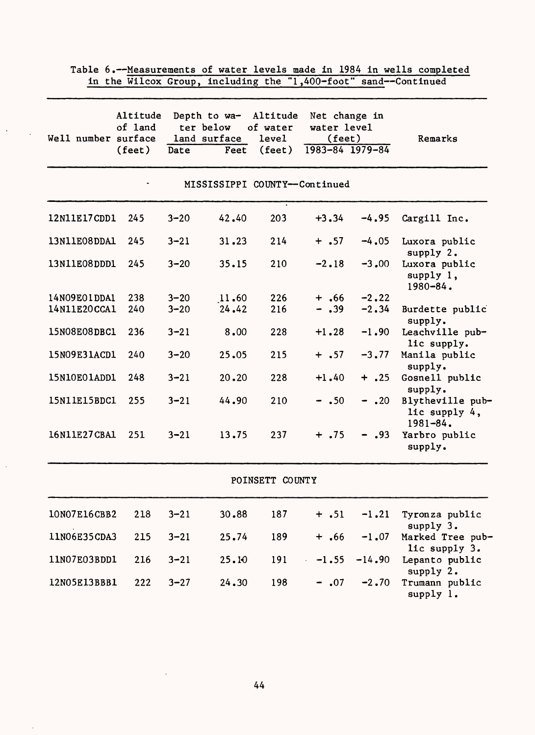Table 6.--Measurements of water levels made in 1984 in wells completed in the Wilcox Group, including the "1,400-foot" sand--Continued

| Well number | Altitude of land surface (feet) | Depth to water below land surface | | Altitude of water level (feet) | Net change in water level (feet) | | Remarks |
|---|---|---|---|---|---|---|---|
| | | Date | Feet | | 1983-84 | 1979-84 | |
| **MISSISSIPPI COUNTY--Continued** | | | | | | | |
| 12N11E17CDD1 | 245 | 3-20 | 42.40 | 203 | +3.34 | -4.95 | Cargill Inc. |
| 13N11E08DDA1 | 245 | 3-21 | 31.23 | 214 | + .57 | -4.05 | Luxora public supply 2. |
| 13N11E08DDD1 | 245 | 3-20 | 35.15 | 210 | -2.18 | -3.00 | Luxora public supply 1, 1980-84. |
| 14N09E01DDA1 | 238 | 3-20 | 11.60 | 226 | + .66 | -2.22 | |
| 14N11E20CCA1 | 240 | 3-20 | 24.42 | 216 | - .39 | -2.34 | Burdette public supply. |
| 15N08E08DBC1 | 236 | 3-21 | 8.00 | 228 | +1.28 | -1.90 | Leachville public supply. |
| 15N09E31ACD1 | 240 | 3-20 | 25.05 | 215 | + .57 | -3.77 | Manila public supply. |
| 15N10E01ADD1 | 248 | 3-21 | 20.20 | 228 | +1.40 | + .25 | Gosnell public supply. |
| 15N11E15BDC1 | 255 | 3-21 | 44.90 | 210 | - .50 | - .20 | Blytheville public supply 4, 1981-84. |
| 16N11E27CBA1 | 251 | 3-21 | 13.75 | 237 | + .75 | - .93 | Yarbro public supply. |
| **POINSETT COUNTY** | | | | | | | |
| 10N07E16CBB2 | 218 | 3-21 | 30.88 | 187 | + .51 | -1.21 | Tyronza public supply 3. |
| 11N06E35CDA3 | 215 | 3-21 | 25.74 | 189 | + .66 | -1.07 | Marked Tree public supply 3. |
| 11N07E03BDD1 | 216 | 3-21 | 25.10 | 191 | -1.55 | -14.90 | Lepanto public supply 2. |
| 12N05E13BBB1 | 222 | 3-27 | 24.30 | 198 | - .07 | -2.70 | Trumann public supply 1. |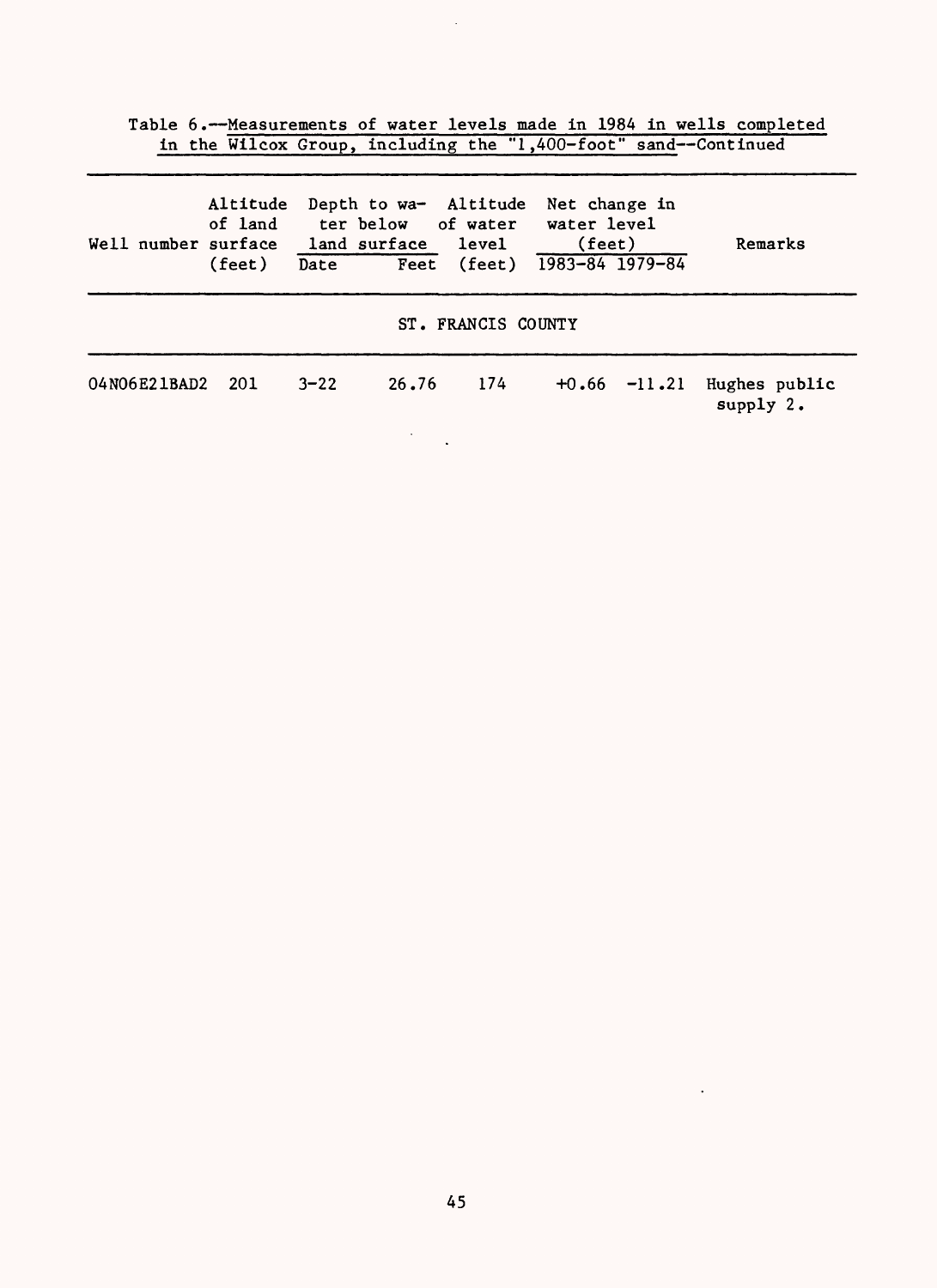Table 6.--Measurements of water levels made in 1984 in wells completed in the Wilcox Group, including the "1,400-foot" sand--Continued

| Well number | Altitude of land surface (feet) | Depth to water below land surface | | Altitude of water level (feet) | Net change in water level (feet) | | Remarks |
|---|---|---|---|---|---|---|---|
| | | Date | Feet | | 1983-84 | 1979-84 | |
| **ST. FRANCIS COUNTY** | | | | | | | |
| 04N06E21BAD2 | 201 | 3-22 | 26.76 | 174 | +0.66 | -11.21 | Hughes public supply 2. |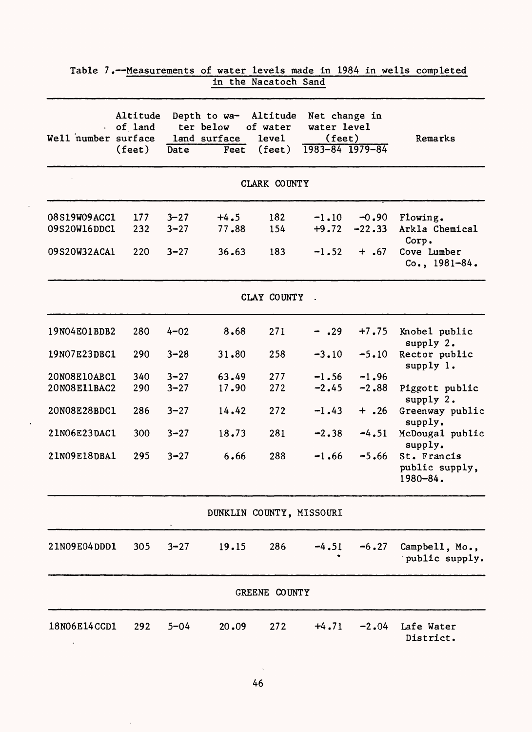Table 7.--Measurements of water levels made in 1984 in wells completed in the Nacatoch Sand

| Well number | Altitude of land surface (feet) | Depth to water below land surface | | Altitude of water level (feet) | Net change in water level (feet) | | Remarks |
|---|---|---|---|---|---|---|---|
| | | Date | Feet | | 1983-84 | 1979-84 | |
| **CLARK COUNTY** | | | | | | | |
| 08S19W09ACC1 | 177 | 3-27 | +4.5 | 182 | -1.10 | -0.90 | Flowing. |
| 09S20W16DDC1 | 232 | 3-27 | 77.88 | 154 | +9.72 | -22.33 | Arkla Chemical Corp. |
| 09S20W32ACA1 | 220 | 3-27 | 36.63 | 183 | -1.52 | + .67 | Cove Lumber Co., 1981-84. |
| **CLAY COUNTY** | | | | | | | |
| 19N04E01BDB2 | 280 | 4-02 | 8.68 | 271 | - .29 | +7.75 | Knobel public supply 2. |
| 19N07E23DBC1 | 290 | 3-28 | 31.80 | 258 | -3.10 | -5.10 | Rector public supply 1. |
| 20N08E10ABC1 | 340 | 3-27 | 63.49 | 277 | -1.56 | -1.96 | |
| 20N08E11BAC2 | 290 | 3-27 | 17.90 | 272 | -2.45 | -2.88 | Piggott public supply 2. |
| 20N08E28BDC1 | 286 | 3-27 | 14.42 | 272 | -1.43 | + .26 | Greenway public supply. |
| 21N06E23DAC1 | 300 | 3-27 | 18.73 | 281 | -2.38 | -4.51 | McDougal public supply. |
| 21N09E18DBA1 | 295 | 3-27 | 6.66 | 288 | -1.66 | -5.66 | St. Francis public supply, 1980-84. |
| **DUNKLIN COUNTY, MISSOURI** | | | | | | | |
| 21N09E04DDD1 | 305 | 3-27 | 19.15 | 286 | -4.51 | -6.27 | Campbell, Mo., public supply. |
| **GREENE COUNTY** | | | | | | | |
| 18N06E14CCD1 | 292 | 5-04 | 20.09 | 272 | +4.71 | -2.04 | Lafe Water District. |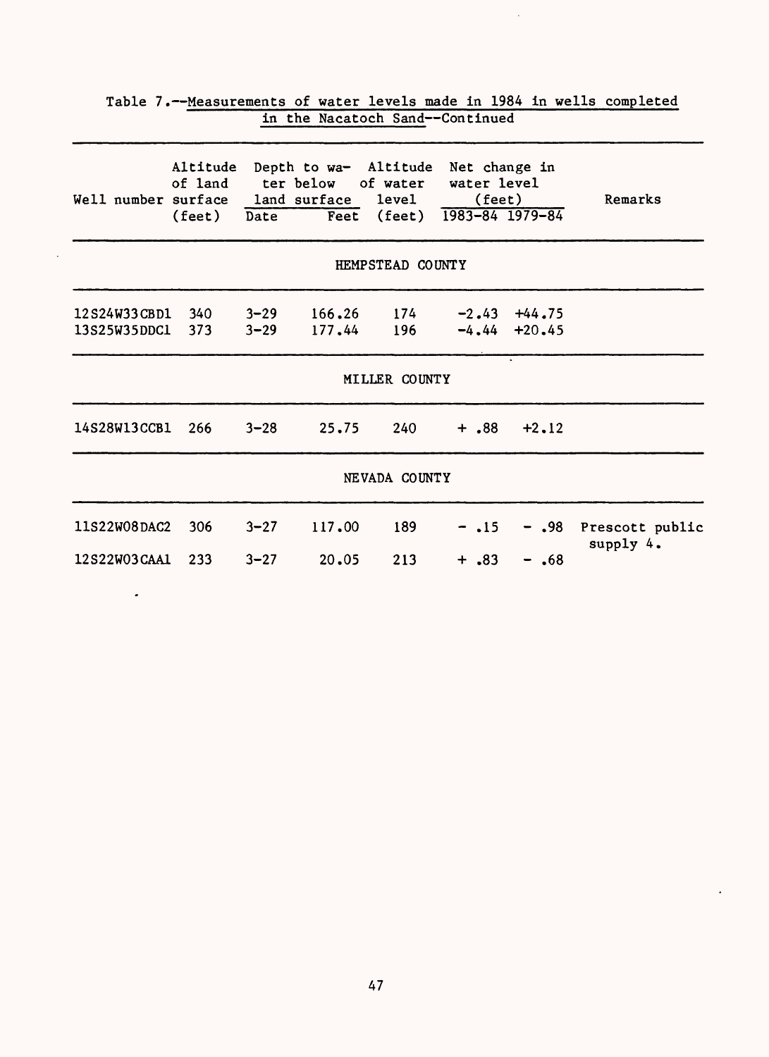Table 7.--Measurements of water levels made in 1984 in wells completed in the Nacatoch Sand--Continued

| Well number | Altitude of land surface (feet) | Depth to water below land surface | | Altitude of water level (feet) | Net change in water level (feet) | | Remarks |
|---|---|---|---|---|---|---|---|
| | | Date | Feet | | 1983-84 | 1979-84 | |
| **HEMPSTEAD COUNTY** | | | | | | | |
| 12S24W33CBD1 | 340 | 3-29 | 166.26 | 174 | -2.43 | +44.75 | |
| 13S25W35DDC1 | 373 | 3-29 | 177.44 | 196 | -4.44 | +20.45 | |
| **MILLER COUNTY** | | | | | | | |
| 14S28W13CCB1 | 266 | 3-28 | 25.75 | 240 | + .88 | +2.12 | |
| **NEVADA COUNTY** | | | | | | | |
| 11S22W08DAC2 | 306 | 3-27 | 117.00 | 189 | - .15 | - .98 | Prescott public supply 4. |
| 12S22W03CAA1 | 233 | 3-27 | 20.05 | 213 | + .83 | - .68 | |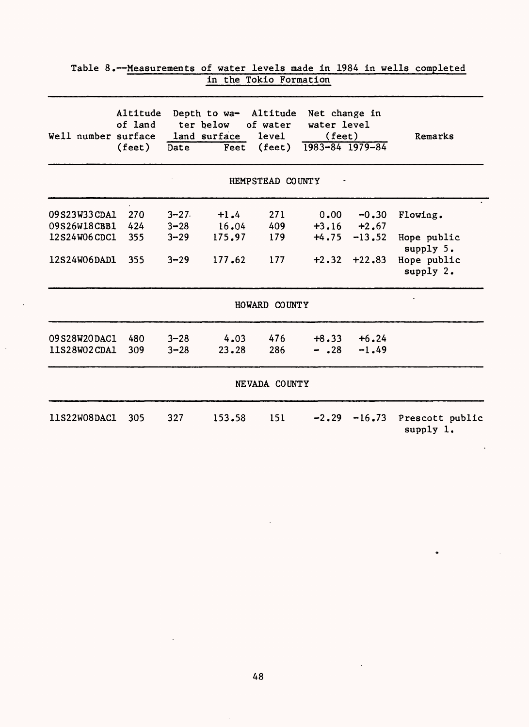Table 8.--Measurements of water levels made in 1984 in wells completed in the Tokio Formation

| Well number | Altitude of land surface (feet) | Depth to water below land surface | | Altitude of water level (feet) | Net change in water level (feet) | | Remarks |
|---|---|---|---|---|---|---|---|
| | | Date | Feet | | 1983-84 | 1979-84 | |
| **HEMPSTEAD COUNTY** | | | | | | | |
| 09S23W33CDA1 | 270 | 3-27 | +1.4 | 271 | 0.00 | -0.30 | Flowing. |
| 09S26W18CBB1 | 424 | 3-28 | 16.04 | 409 | +3.16 | +2.67 | |
| 12S24W06CDC1 | 355 | 3-29 | 175.97 | 179 | +4.75 | -13.52 | Hope public supply 5. |
| 12S24W06DAD1 | 355 | 3-29 | 177.62 | 177 | +2.32 | +22.83 | Hope public supply 2. |
| **HOWARD COUNTY** | | | | | | | |
| 09S28W20DAC1 | 480 | 3-28 | 4.03 | 476 | +8.33 | +6.24 | |
| 11S28W02CDA1 | 309 | 3-28 | 23.28 | 286 | - .28 | -1.49 | |
| **NEVADA COUNTY** | | | | | | | |
| 11S22W08DAC1 | 305 | 327 | 153.58 | 151 | -2.29 | -16.73 | Prescott public supply 1. |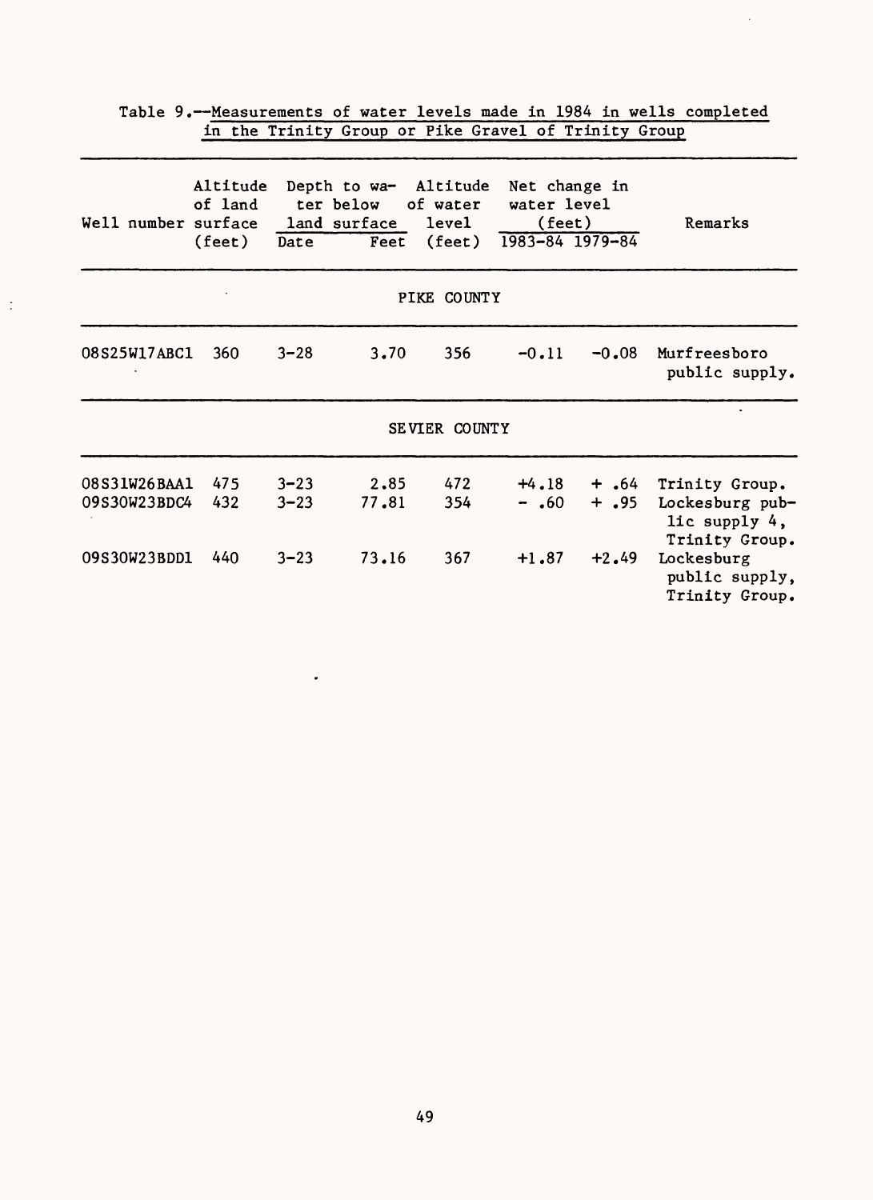Table 9.--Measurements of water levels made in 1984 in wells completed in the Trinity Group or Pike Gravel of Trinity Group

| Well number | Altitude of land surface (feet) | Depth to water below land surface | | Altitude of water level (feet) | Net change in water level (feet) | | Remarks |
|---|---|---|---|---|---|---|---|
| | | Date | Feet | | 1983-84 | 1979-84 | |
| **PIKE COUNTY** | | | | | | | |
| 08S25W17ABC1 | 360 | 3-28 | 3.70 | 356 | -0.11 | -0.08 | Murfreesboro public supply. |
| **SEVIER COUNTY** | | | | | | | |
| 08S31W26BAA1 | 475 | 3-23 | 2.85 | 472 | +4.18 | + .64 | Trinity Group. |
| 09S30W23BDC4 | 432 | 3-23 | 77.81 | 354 | - .60 | + .95 | Lockesburg public supply 4, Trinity Group. |
| 09S30W23BDD1 | 440 | 3-23 | 73.16 | 367 | +1.87 | +2.49 | Lockesburg public supply, Trinity Group. |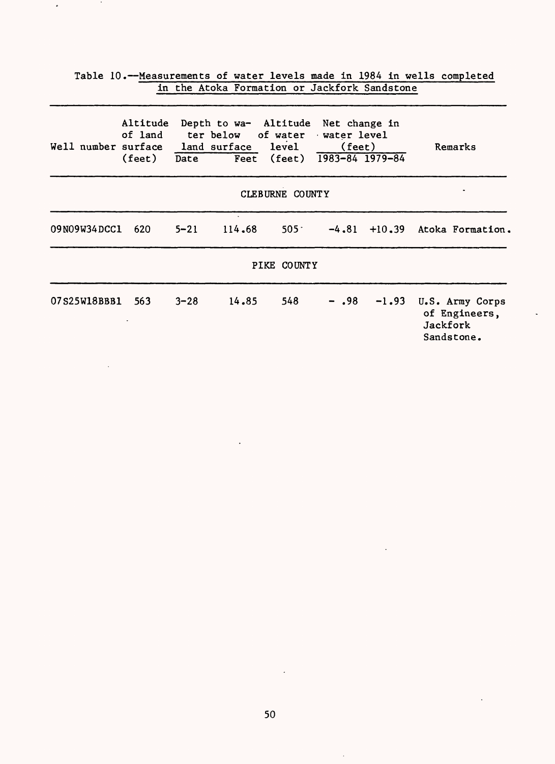Table 10.--Measurements of water levels made in 1984 in wells completed in the Atoka Formation or Jackfork Sandstone

| Well number | Altitude of land surface (feet) | Depth to water below land surface | | Altitude of water level (feet) | Net change in water level (feet) | | Remarks |
|---|---|---|---|---|---|---|---|
| | | Date | Feet | | 1983-84 | 1979-84 | |
| **CLEBURNE COUNTY** | | | | | | | |
| 09N09W34DCC1 | 620 | 5-21 | 114.68 | 505 | -4.81 | +10.39 | Atoka Formation. |
| **PIKE COUNTY** | | | | | | | |
| 07S25W18BBB1 | 563 | 3-28 | 14.85 | 548 | - .98 | -1.93 | U.S. Army Corps of Engineers, Jackfork Sandstone. |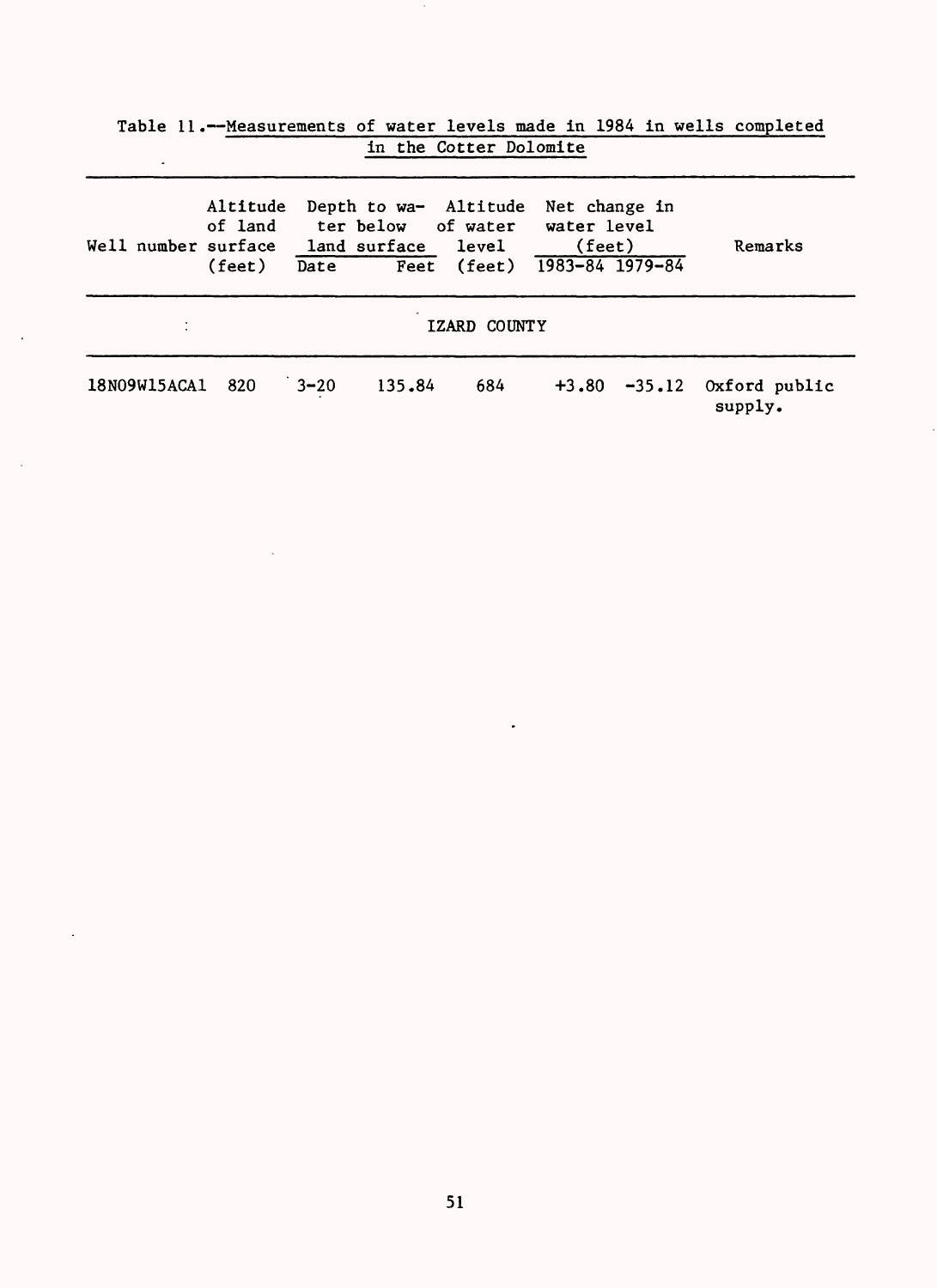Table 11.--Measurements of water levels made in 1984 in wells completed in the Cotter Dolomite

| Well number | Altitude of land surface (feet) | Depth to water below land surface | | Altitude of water level (feet) | Net change in water level (feet) | | Remarks |
|---|---|---|---|---|---|---|---|
| | | Date | Feet | | 1983-84 | 1979-84 | |
| **IZARD COUNTY** | | | | | | | |
| 18N09W15ACA1 | 820 | 3-20 | 135.84 | 684 | +3.80 | -35.12 | Oxford public supply. |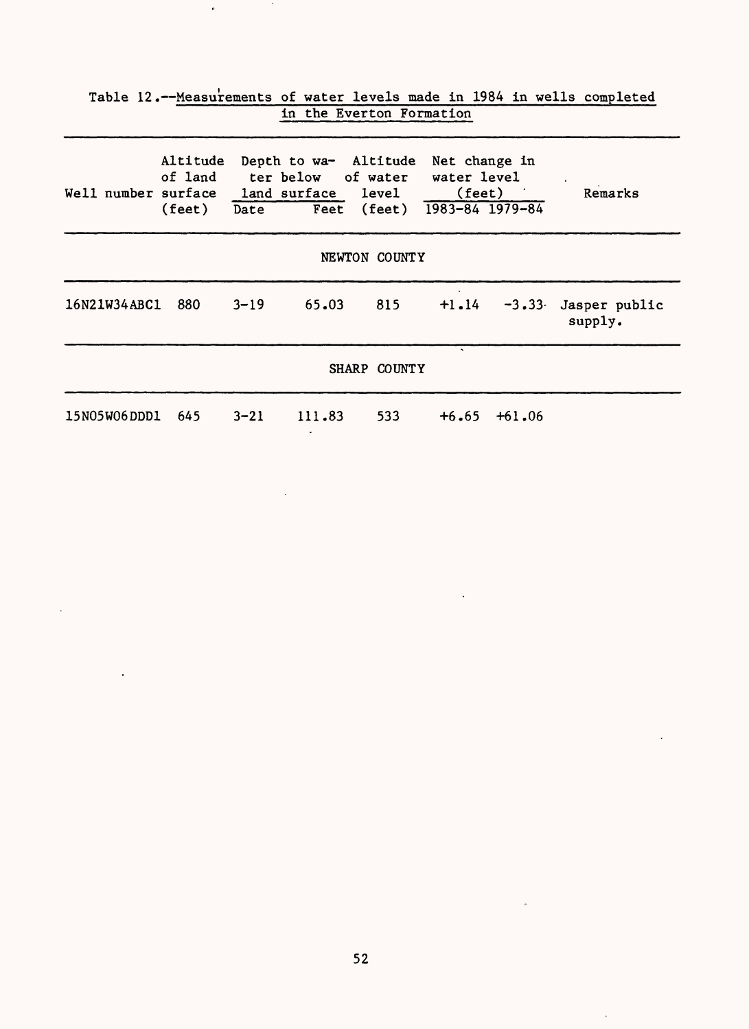Table 12.--Measurements of water levels made in 1984 in wells completed in the Everton Formation

| Well number | Altitude of land surface (feet) | Depth to water below land surface | | Altitude of water level (feet) | Net change in water level (feet) | | Remarks |
|---|---|---|---|---|---|---|---|
| | | Date | Feet | | 1983-84 | 1979-84 | |
| **NEWTON COUNTY** | | | | | | | |
| 16N21W34ABC1 | 880 | 3-19 | 65.03 | 815 | +1.14 | -3.33 | Jasper public supply. |
| **SHARP COUNTY** | | | | | | | |
| 15N05W06DDD1 | 645 | 3-21 | 111.83 | 533 | +6.65 | +61.06 | |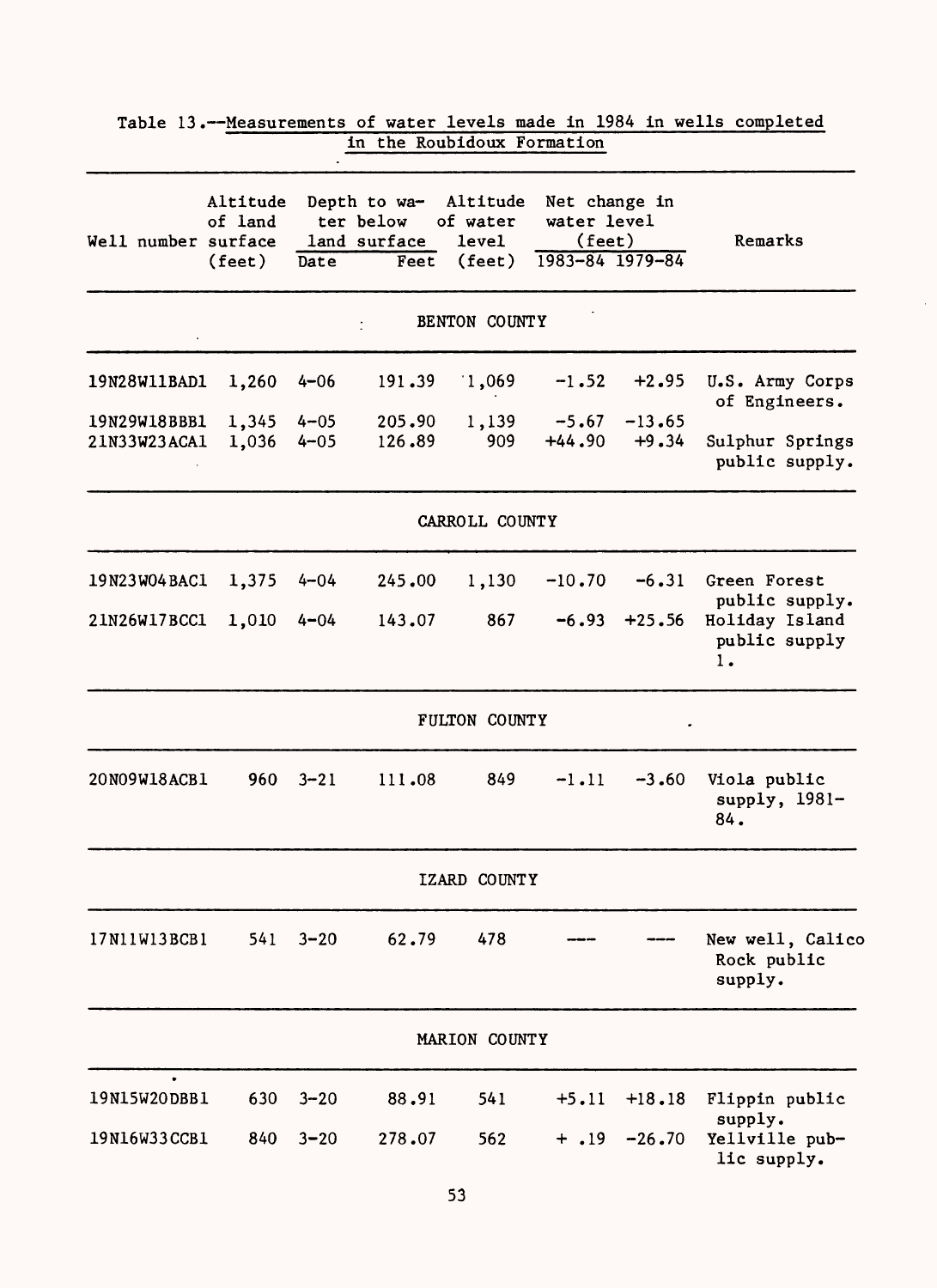Table 13.--Measurements of water levels made in 1984 in wells completed in the Roubidoux Formation

| Well number | Altitude of land surface (feet) | Depth to water below land surface | | Altitude of water level (feet) | Net change in water level (feet) | | Remarks |
|---|---|---|---|---|---|---|---|
| | | Date | Feet | | 1983-84 | 1979-84 | |
| **BENTON COUNTY** | | | | | | | |
| 19N28W11BAD1 | 1,260 | 4-06 | 191.39 | 1,069 | -1.52 | +2.95 | U.S. Army Corps of Engineers. |
| 19N29W18BBB1 | 1,345 | 4-05 | 205.90 | 1,139 | -5.67 | -13.65 | |
| 21N33W23ACA1 | 1,036 | 4-05 | 126.89 | 909 | +44.90 | +9.34 | Sulphur Springs public supply. |
| **CARROLL COUNTY** | | | | | | | |
| 19N23W04BAC1 | 1,375 | 4-04 | 245.00 | 1,130 | -10.70 | -6.31 | Green Forest public supply. |
| 21N26W17BCC1 | 1,010 | 4-04 | 143.07 | 867 | -6.93 | +25.56 | Holiday Island public supply 1. |
| **FULTON COUNTY** | | | | | | | |
| 20N09W18ACB1 | 960 | 3-21 | 111.08 | 849 | -1.11 | -3.60 | Viola public supply, 1981-84. |
| **IZARD COUNTY** | | | | | | | |
| 17N11W13BCB1 | 541 | 3-20 | 62.79 | 478 | --- | --- | New well, Calico Rock public supply. |
| **MARION COUNTY** | | | | | | | |
| 19N15W20DBB1 | 630 | 3-20 | 88.91 | 541 | +5.11 | +18.18 | Flippin public supply. |
| 19N16W33CCB1 | 840 | 3-20 | 278.07 | 562 | + .19 | -26.70 | Yellville public supply. |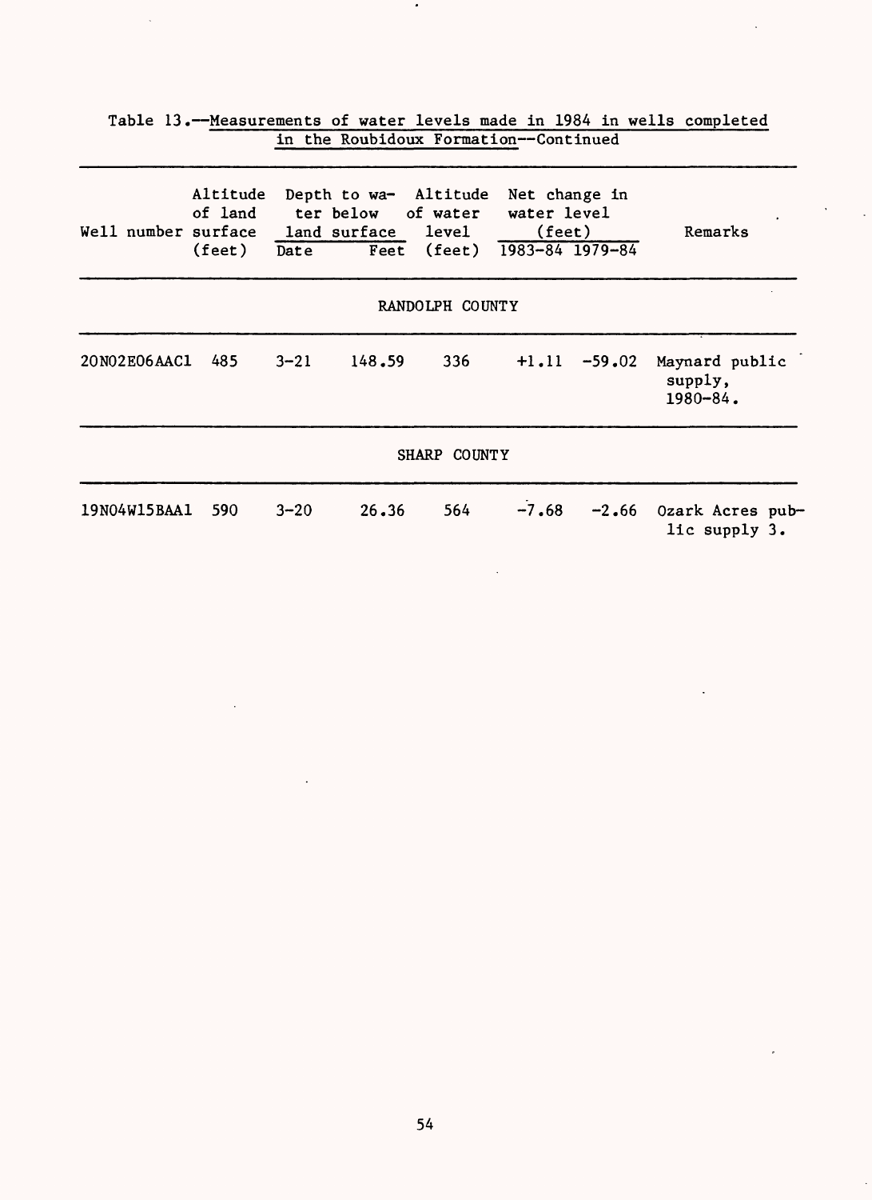Table 13.--Measurements of water levels made in 1984 in wells completed in the Roubidoux Formation--Continued

| Well number | Altitude of land surface (feet) | Depth to water below land surface | | Altitude of water level (feet) | Net change in water level (feet) | | Remarks |
|---|---|---|---|---|---|---|---|
| | | Date | Feet | | 1983-84 | 1979-84 | |
| **RANDOLPH COUNTY** | | | | | | | |
| 20N02E06AAC1 | 485 | 3-21 | 148.59 | 336 | +1.11 | -59.02 | Maynard public supply, 1980-84. |
| **SHARP COUNTY** | | | | | | | |
| 19N04W15BAA1 | 590 | 3-20 | 26.36 | 564 | -7.68 | -2.66 | Ozark Acres public supply 3. |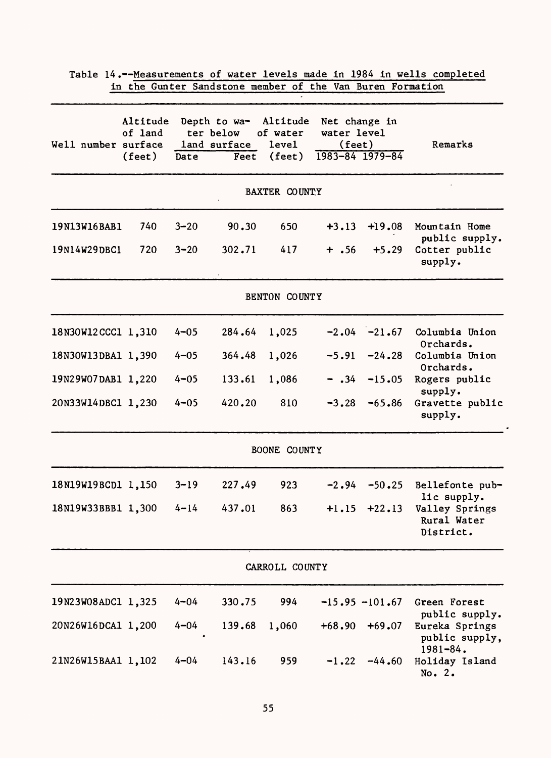Table 14.--Measurements of water levels made in 1984 in wells completed in the Gunter Sandstone member of the Van Buren Formation

| Well number | Altitude of land surface (feet) | Depth to water below land surface | | Altitude of water level (feet) | Net change in water level (feet) | | Remarks |
|---|---|---|---|---|---|---|---|
| | | Date | Feet | | 1983-84 | 1979-84 | |
| **BAXTER COUNTY** | | | | | | | |
| 19N13W16BAB1 | 740 | 3-20 | 90.30 | 650 | +3.13 | +19.08 | Mountain Home public supply. |
| 19N14W29DBC1 | 720 | 3-20 | 302.71 | 417 | + .56 | +5.29 | Cotter public supply. |
| **BENTON COUNTY** | | | | | | | |
| 18N30W12CCC1 | 1,310 | 4-05 | 284.64 | 1,025 | -2.04 | -21.67 | Columbia Union Orchards. |
| 18N30W13DBA1 | 1,390 | 4-05 | 364.48 | 1,026 | -5.91 | -24.28 | Columbia Union Orchards. |
| 19N29W07DAB1 | 1,220 | 4-05 | 133.61 | 1,086 | - .34 | -15.05 | Rogers public supply. |
| 20N33W14DBC1 | 1,230 | 4-05 | 420.20 | 810 | -3.28 | -65.86 | Gravette public supply. |
| **BOONE COUNTY** | | | | | | | |
| 18N19W19BCD1 | 1,150 | 3-19 | 227.49 | 923 | -2.94 | -50.25 | Bellefonte public supply. |
| 18N19W33BBB1 | 1,300 | 4-14 | 437.01 | 863 | +1.15 | +22.13 | Valley Springs Rural Water District. |
| **CARROLL COUNTY** | | | | | | | |
| 19N23W08ADC1 | 1,325 | 4-04 | 330.75 | 994 | -15.95 | -101.67 | Green Forest public supply. |
| 20N26W16DCA1 | 1,200 | 4-04 | 139.68 | 1,060 | +68.90 | +69.07 | Eureka Springs public supply, 1981-84. |
| 21N26W15BAA1 | 1,102 | 4-04 | 143.16 | 959 | -1.22 | -44.60 | Holiday Island No. 2. |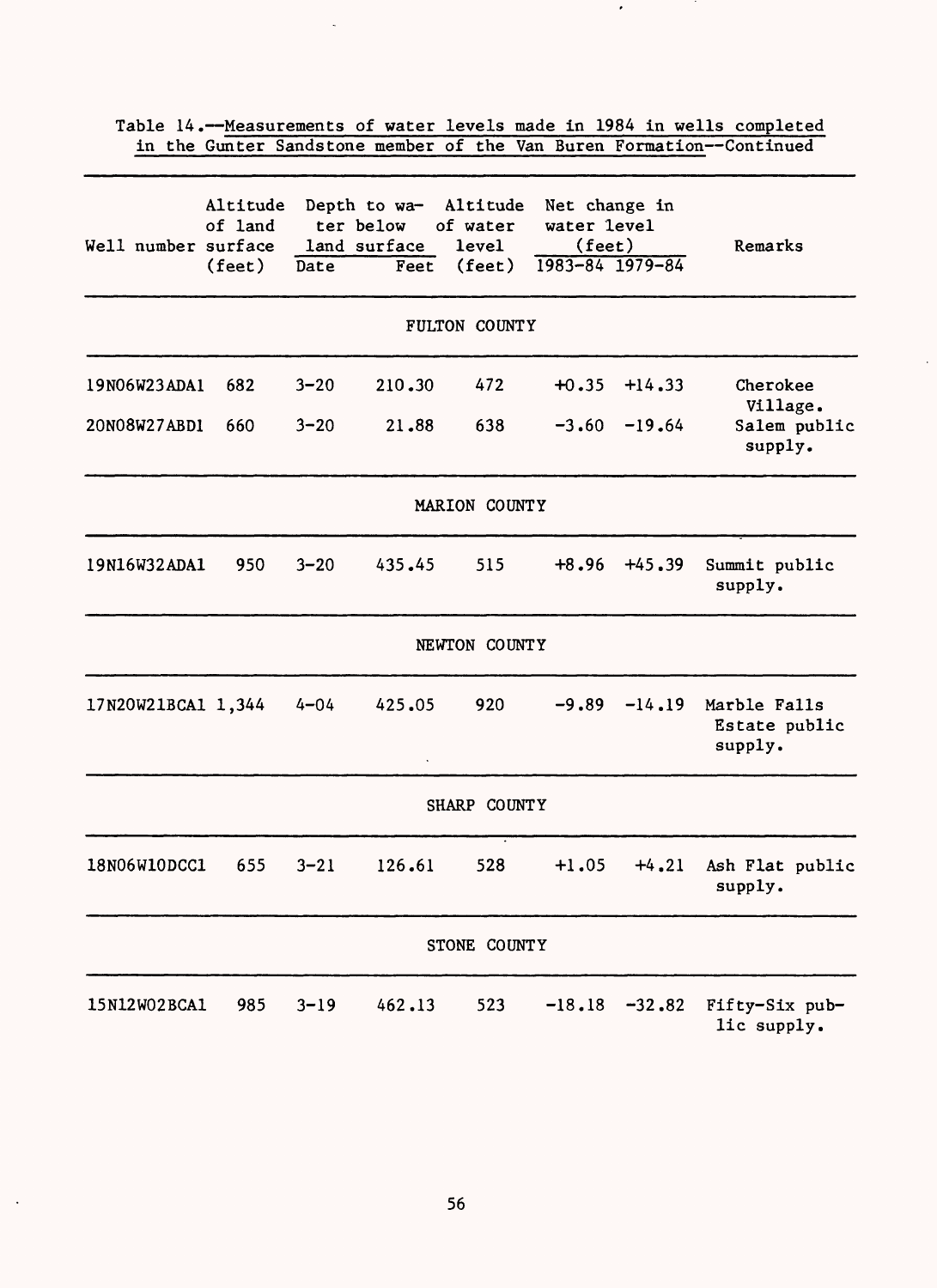Table 14.--Measurements of water levels made in 1984 in wells completed in the Gunter Sandstone member of the Van Buren Formation--Continued

| Well number | Altitude of land surface (feet) | Depth to water below land surface | | Altitude of water level (feet) | Net change in water level (feet) | | Remarks |
|---|---|---|---|---|---|---|---|
| | | Date | Feet | | 1983-84 | 1979-84 | |
| **FULTON COUNTY** | | | | | | | |
| 19N06W23ADA1 | 682 | 3-20 | 210.30 | 472 | +0.35 | +14.33 | Cherokee Village. |
| 20N08W27ABD1 | 660 | 3-20 | 21.88 | 638 | -3.60 | -19.64 | Salem public supply. |
| **MARION COUNTY** | | | | | | | |
| 19N16W32ADA1 | 950 | 3-20 | 435.45 | 515 | +8.96 | +45.39 | Summit public supply. |
| **NEWTON COUNTY** | | | | | | | |
| 17N20W21BCA1 | 1,344 | 4-04 | 425.05 | 920 | -9.89 | -14.19 | Marble Falls Estate public supply. |
| **SHARP COUNTY** | | | | | | | |
| 18N06W10DCC1 | 655 | 3-21 | 126.61 | 528 | +1.05 | +4.21 | Ash Flat public supply. |
| **STONE COUNTY** | | | | | | | |
| 15N12W02BCA1 | 985 | 3-19 | 462.13 | 523 | -18.18 | -32.82 | Fifty-Six public supply. |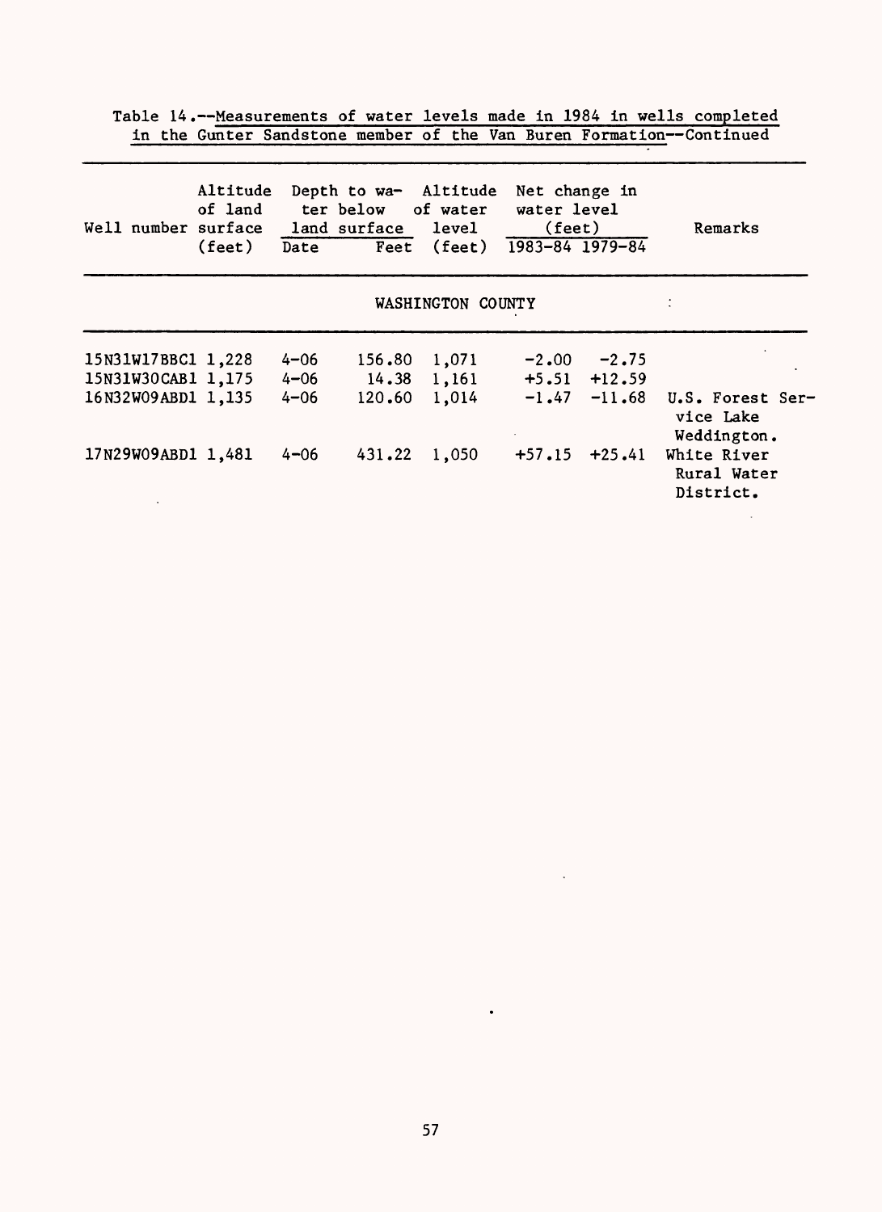Table 14.--Measurements of water levels made in 1984 in wells completed in the Gunter Sandstone member of the Van Buren Formation--Continued

| Well number | Altitude of land surface (feet) | Depth to water below land surface | | Altitude of water level (feet) | Net change in water level (feet) | | Remarks |
|---|---|---|---|---|---|---|---|
| | | Date | Feet | | 1983-84 | 1979-84 | |
| **WASHINGTON COUNTY** | | | | | | | |
| 15N31W17BBC1 | 1,228 | 4-06 | 156.80 | 1,071 | -2.00 | -2.75 | |
| 15N31W30CAB1 | 1,175 | 4-06 | 14.38 | 1,161 | +5.51 | +12.59 | |
| 16N32W09ABD1 | 1,135 | 4-06 | 120.60 | 1,014 | -1.47 | -11.68 | U.S. Forest Service Lake Weddington. |
| 17N29W09ABD1 | 1,481 | 4-06 | 431.22 | 1,050 | +57.15 | +25.41 | White River Rural Water District. |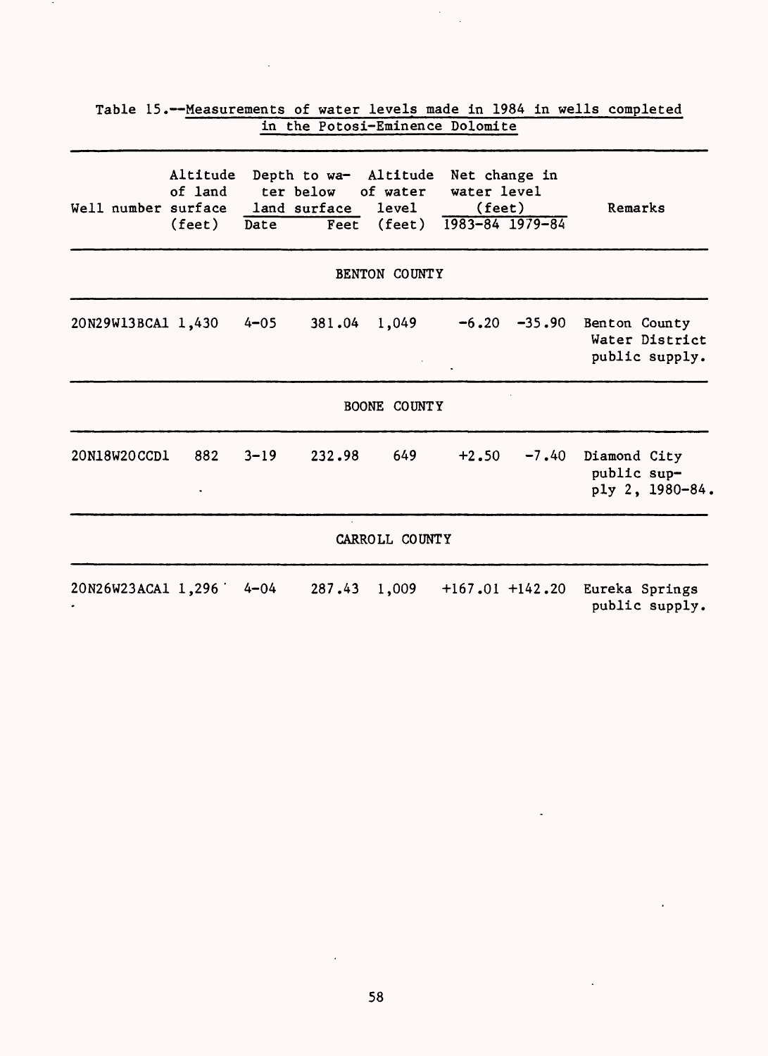Table 15.--Measurements of water levels made in 1984 in wells completed in the Potosi-Eminence Dolomite

| Well number | Altitude of land surface (feet) | Depth to water below land surface | | Altitude of water level (feet) | Net change in water level (feet) | | Remarks |
|---|---|---|---|---|---|---|---|
| | | Date | Feet | | 1983-84 | 1979-84 | |
| **BENTON COUNTY** | | | | | | | |
| 20N29W13BCA1 | 1,430 | 4-05 | 381.04 | 1,049 | -6.20 | -35.90 | Benton County Water District public supply. |
| **BOONE COUNTY** | | | | | | | |
| 20N18W20CCD1 | 882 | 3-19 | 232.98 | 649 | +2.50 | -7.40 | Diamond City public supply 2, 1980-84. |
| **CARROLL COUNTY** | | | | | | | |
| 20N26W23ACA1 | 1,296 | 4-04 | 287.43 | 1,009 | +167.01 | +142.20 | Eureka Springs public supply. |